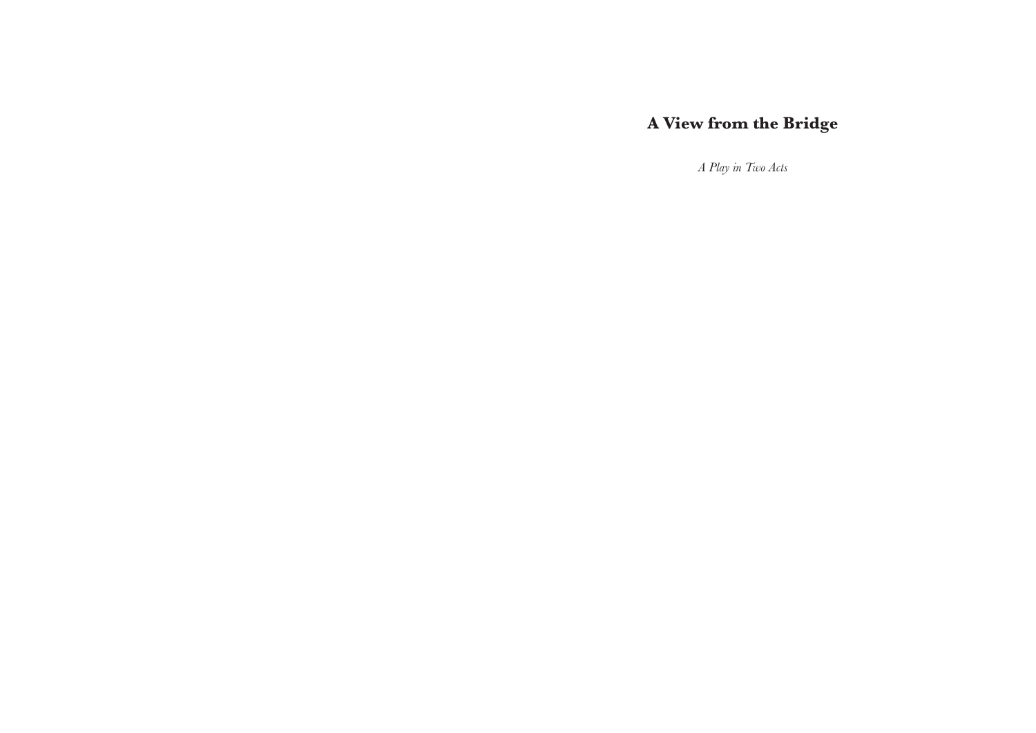# A View from the Bridge

*A Play in Two Acts*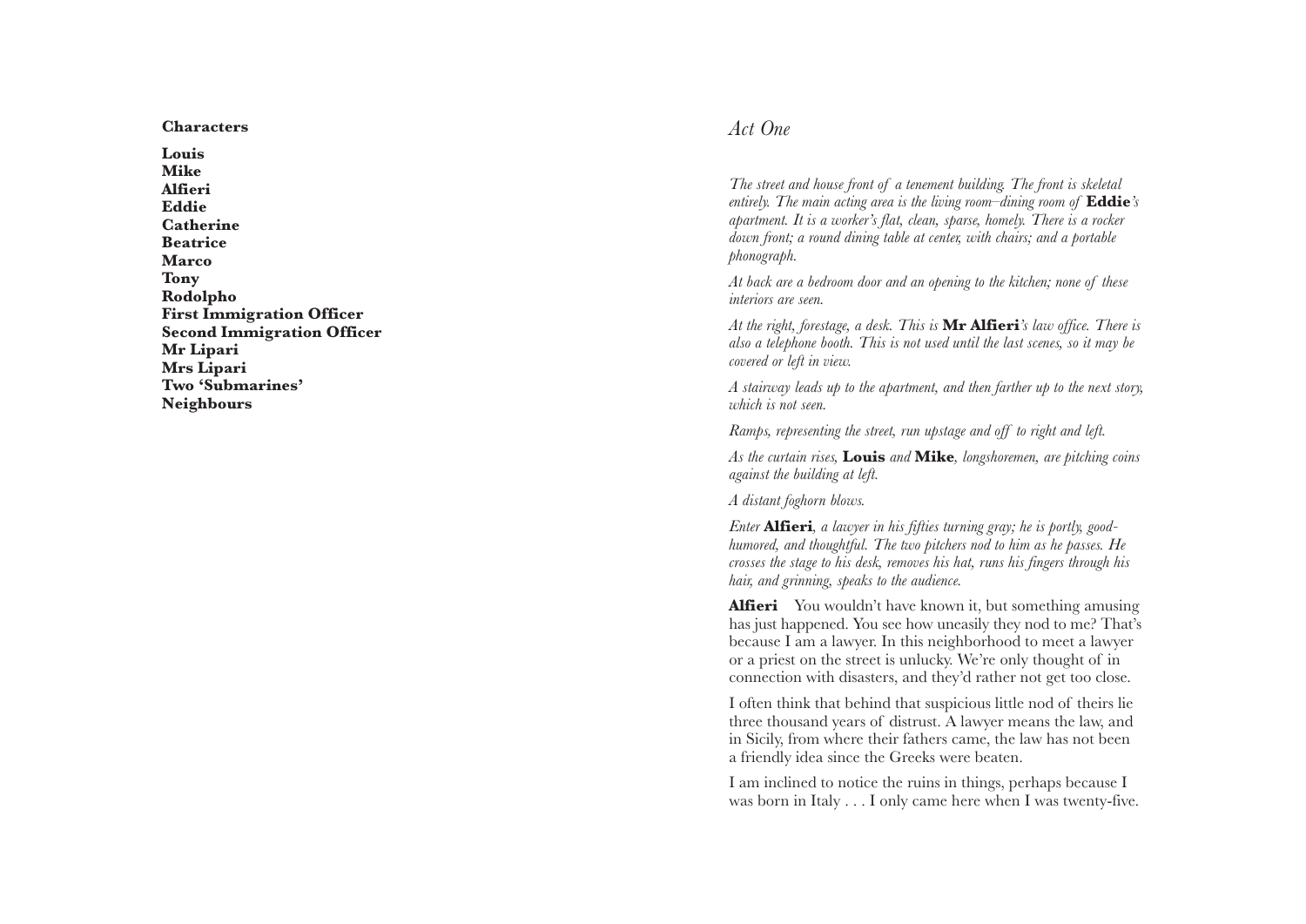**Characters**

**Louis**
**Mike**
**Alfieri**
**Eddie**
**Catherine**
**Beatrice**
**Marco**
**Tony**
**Rodolpho**
**First Immigration Officer**
**Second Immigration Officer**
**Mr Lipari**
**Mrs Lipari**
**Two 'Submarines'**
**Neighbours**

## *Act One*

*The street and house front of a tenement building. The front is skeletal entirely. The main acting area is the living room–dining room of* **Eddie***'s apartment. It is a worker's flat, clean, sparse, homely. There is a rocker down front; a round dining table at center, with chairs; and a portable phonograph.*

*At back are a bedroom door and an opening to the kitchen; none of these interiors are seen.*

*At the right, forestage, a desk. This is* **Mr Alfieri***'s law office. There is also a telephone booth. This is not used until the last scenes, so it may be covered or left in view.*

*A stairway leads up to the apartment, and then farther up to the next story, which is not seen.*

*Ramps, representing the street, run upstage and off to right and left.*

*As the curtain rises,* **Louis** *and* **Mike***, longshoremen, are pitching coins against the building at left.*

*A distant foghorn blows.*

*Enter* **Alfieri***, a lawyer in his fifties turning gray; he is portly, good-humored, and thoughtful. The two pitchers nod to him as he passes. He crosses the stage to his desk, removes his hat, runs his fingers through his hair, and grinning, speaks to the audience.*

**Alfieri** You wouldn't have known it, but something amusing has just happened. You see how uneasily they nod to me? That's because I am a lawyer. In this neighborhood to meet a lawyer or a priest on the street is unlucky. We're only thought of in connection with disasters, and they'd rather not get too close.

I often think that behind that suspicious little nod of theirs lie three thousand years of distrust. A lawyer means the law, and in Sicily, from where their fathers came, the law has not been a friendly idea since the Greeks were beaten.

I am inclined to notice the ruins in things, perhaps because I was born in Italy . . . I only came here when I was twenty-five.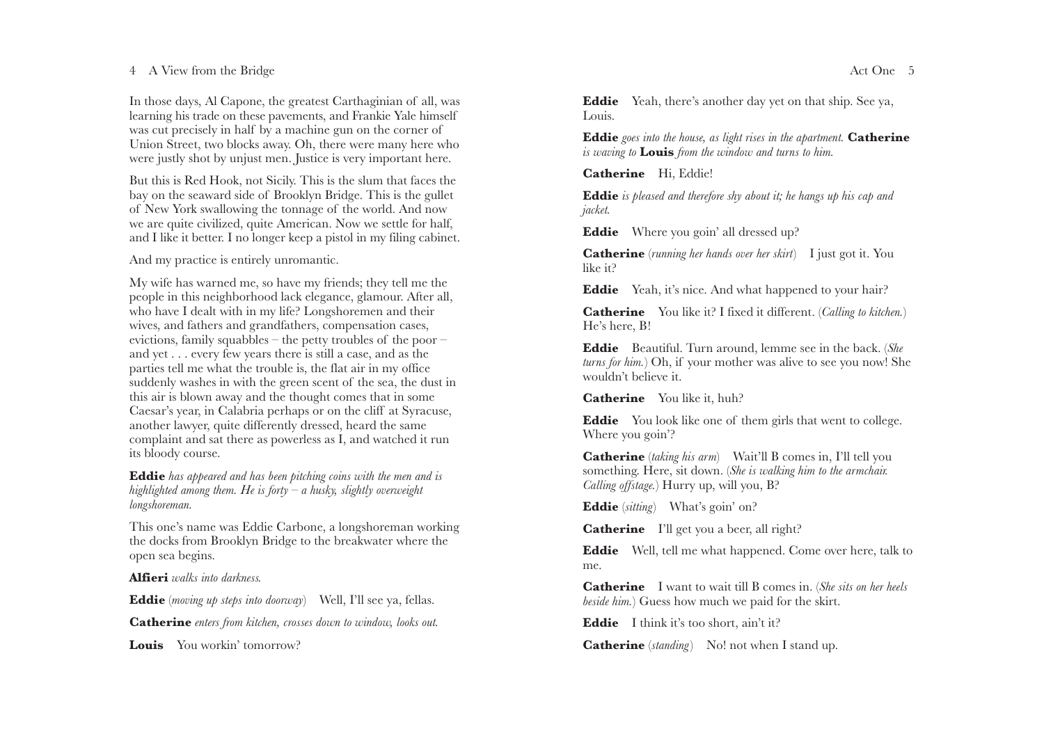In those days, Al Capone, the greatest Carthaginian of all, was learning his trade on these pavements, and Frankie Yale himself was cut precisely in half by a machine gun on the corner of Union Street, two blocks away. Oh, there were many here who were justly shot by unjust men. Justice is very important here.

But this is Red Hook, not Sicily. This is the slum that faces the bay on the seaward side of Brooklyn Bridge. This is the gullet of New York swallowing the tonnage of the world. And now we are quite civilized, quite American. Now we settle for half, and I like it better. I no longer keep a pistol in my filing cabinet.

And my practice is entirely unromantic.

My wife has warned me, so have my friends; they tell me the people in this neighborhood lack elegance, glamour. After all, who have I dealt with in my life? Longshoremen and their wives, and fathers and grandfathers, compensation cases, evictions, family squabbles – the petty troubles of the poor – and yet . . . every few years there is still a case, and as the parties tell me what the trouble is, the flat air in my office suddenly washes in with the green scent of the sea, the dust in this air is blown away and the thought comes that in some Caesar's year, in Calabria perhaps or on the cliff at Syracuse, another lawyer, quite differently dressed, heard the same complaint and sat there as powerless as I, and watched it run its bloody course.

***Eddie** has appeared and has been pitching coins with the men and is highlighted among them. He is forty – a husky, slightly overweight longshoreman.*

This one's name was Eddie Carbone, a longshoreman working the docks from Brooklyn Bridge to the breakwater where the open sea begins.

***Alfieri** walks into darkness.*

**Eddie** (*moving up steps into doorway*) Well, I'll see ya, fellas.

***Catherine** enters from kitchen, crosses down to window, looks out.*

**Louis** You workin' tomorrow?

**Eddie** Yeah, there's another day yet on that ship. See ya, Louis.

***Eddie** goes into the house, as light rises in the apartment. **Catherine** is waving to **Louis** from the window and turns to him.*

**Catherine** Hi, Eddie!

***Eddie** is pleased and therefore shy about it; he hangs up his cap and jacket.*

**Eddie** Where you goin' all dressed up?

**Catherine** (*running her hands over her skirt*) I just got it. You like it?

**Eddie** Yeah, it's nice. And what happened to your hair?

**Catherine** You like it? I fixed it different. (*Calling to kitchen.*) He's here, B!

**Eddie** Beautiful. Turn around, lemme see in the back. (*She turns for him.*) Oh, if your mother was alive to see you now! She wouldn't believe it.

**Catherine** You like it, huh?

**Eddie** You look like one of them girls that went to college. Where you goin'?

**Catherine** (*taking his arm*) Wait'll B comes in, I'll tell you something. Here, sit down. (*She is walking him to the armchair. Calling offstage.*) Hurry up, will you, B?

**Eddie** (*sitting*) What's goin' on?

**Catherine** I'll get you a beer, all right?

**Eddie** Well, tell me what happened. Come over here, talk to me.

**Catherine** I want to wait till B comes in. (*She sits on her heels beside him.*) Guess how much we paid for the skirt.

**Eddie** I think it's too short, ain't it?

**Catherine** (*standing*) No! not when I stand up.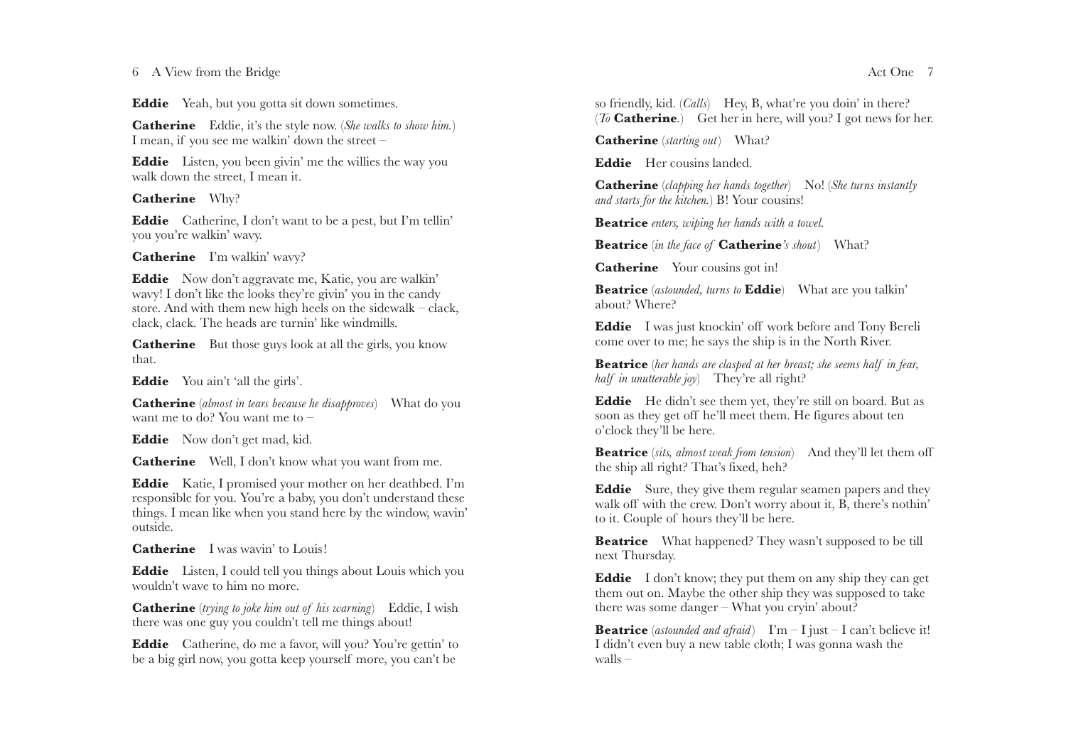**Eddie** Yeah, but you gotta sit down sometimes.

**Catherine** Eddie, it's the style now. (*She walks to show him.*) I mean, if you see me walkin' down the street –

**Eddie** Listen, you been givin' me the willies the way you walk down the street, I mean it.

**Catherine** Why?

**Eddie** Catherine, I don't want to be a pest, but I'm tellin' you you're walkin' wavy.

**Catherine** I'm walkin' wavy?

**Eddie** Now don't aggravate me, Katie, you are walkin' wavy! I don't like the looks they're givin' you in the candy store. And with them new high heels on the sidewalk – clack, clack, clack. The heads are turnin' like windmills.

**Catherine** But those guys look at all the girls, you know that.

**Eddie** You ain't 'all the girls'.

**Catherine** (*almost in tears because he disapproves*) What do you want me to do? You want me to –

**Eddie** Now don't get mad, kid.

**Catherine** Well, I don't know what you want from me.

**Eddie** Katie, I promised your mother on her deathbed. I'm responsible for you. You're a baby, you don't understand these things. I mean like when you stand here by the window, wavin' outside.

**Catherine** I was wavin' to Louis!

**Eddie** Listen, I could tell you things about Louis which you wouldn't wave to him no more.

**Catherine** (*trying to joke him out of his warning*) Eddie, I wish there was one guy you couldn't tell me things about!

**Eddie** Catherine, do me a favor, will you? You're gettin' to be a big girl now, you gotta keep yourself more, you can't be so friendly, kid. (*Calls*) Hey, B, what're you doin' in there? (*To* **Catherine**.) Get her in here, will you? I got news for her.

**Catherine** (*starting out*) What?

**Eddie** Her cousins landed.

**Catherine** (*clapping her hands together*) No! (*She turns instantly and starts for the kitchen.*) B! Your cousins!

**Beatrice** *enters, wiping her hands with a towel.*

**Beatrice** (*in the face of* **Catherine***'s shout*) What?

**Catherine** Your cousins got in!

**Beatrice** (*astounded, turns to* **Eddie**) What are you talkin' about? Where?

**Eddie** I was just knockin' off work before and Tony Bereli come over to me; he says the ship is in the North River.

**Beatrice** (*her hands are clasped at her breast; she seems half in fear, half in unutterable joy*) They're all right?

**Eddie** He didn't see them yet, they're still on board. But as soon as they get off he'll meet them. He figures about ten o'clock they'll be here.

**Beatrice** (*sits, almost weak from tension*) And they'll let them off the ship all right? That's fixed, heh?

**Eddie** Sure, they give them regular seamen papers and they walk off with the crew. Don't worry about it, B, there's nothin' to it. Couple of hours they'll be here.

**Beatrice** What happened? They wasn't supposed to be till next Thursday.

**Eddie** I don't know; they put them on any ship they can get them out on. Maybe the other ship they was supposed to take there was some danger – What you cryin' about?

**Beatrice** (*astounded and afraid*) I'm – I just – I can't believe it! I didn't even buy a new table cloth; I was gonna wash the walls –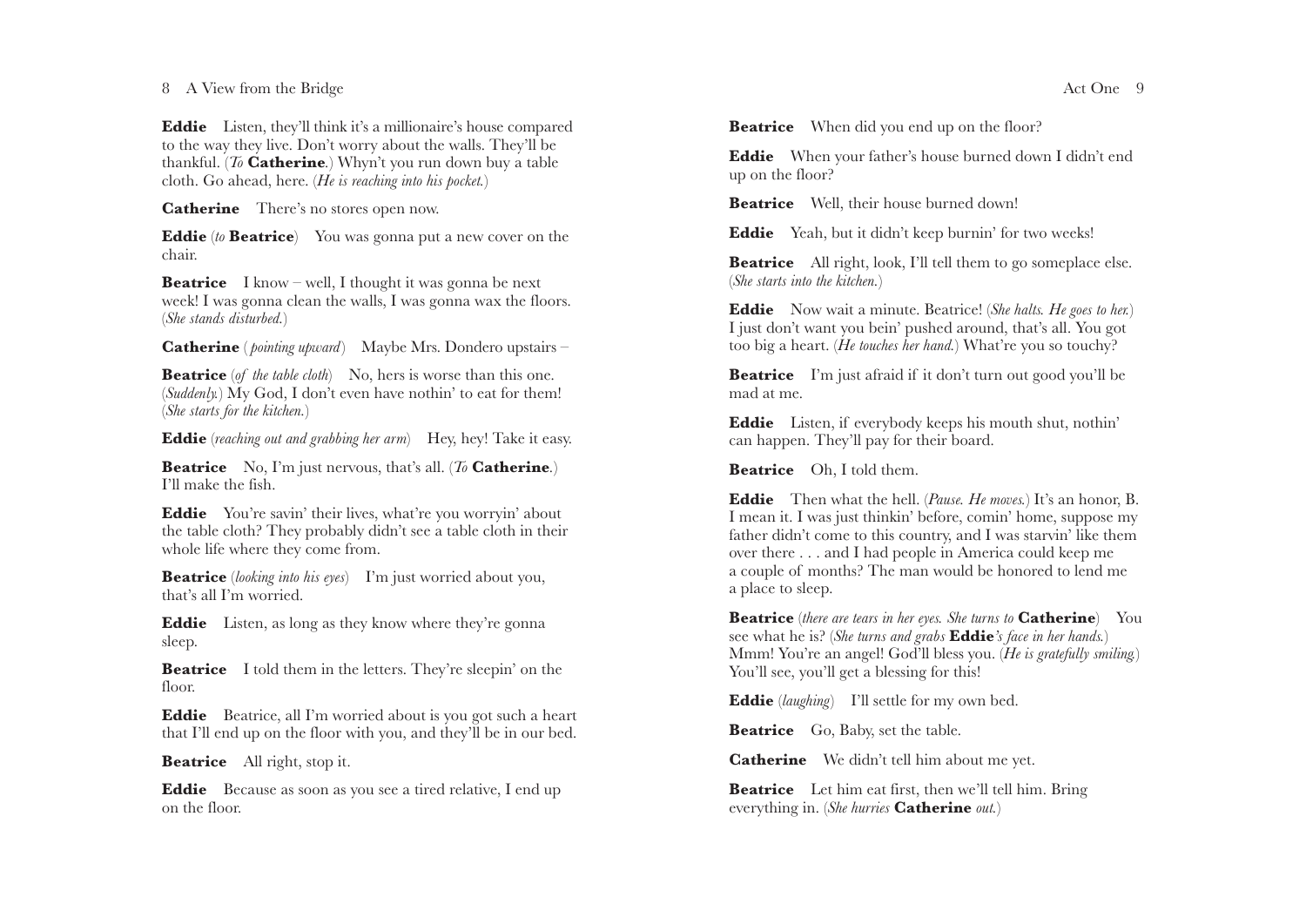**Eddie** Listen, they'll think it's a millionaire's house compared to the way they live. Don't worry about the walls. They'll be thankful. (*To* **Catherine**.) Whyn't you run down buy a table cloth. Go ahead, here. (*He is reaching into his pocket.*)

**Catherine** There's no stores open now.

**Eddie** (*to* **Beatrice**) You was gonna put a new cover on the chair.

**Beatrice** I know – well, I thought it was gonna be next week! I was gonna clean the walls, I was gonna wax the floors. (*She stands disturbed.*)

**Catherine** (*pointing upward*) Maybe Mrs. Dondero upstairs –

**Beatrice** (*of the table cloth*) No, hers is worse than this one. (*Suddenly.*) My God, I don't even have nothin' to eat for them! (*She starts for the kitchen.*)

**Eddie** (*reaching out and grabbing her arm*) Hey, hey! Take it easy.

**Beatrice** No, I'm just nervous, that's all. (*To* **Catherine**.) I'll make the fish.

**Eddie** You're savin' their lives, what're you worryin' about the table cloth? They probably didn't see a table cloth in their whole life where they come from.

**Beatrice** (*looking into his eyes*) I'm just worried about you, that's all I'm worried.

**Eddie** Listen, as long as they know where they're gonna sleep.

**Beatrice** I told them in the letters. They're sleepin' on the floor.

**Eddie** Beatrice, all I'm worried about is you got such a heart that I'll end up on the floor with you, and they'll be in our bed.

**Beatrice** All right, stop it.

**Eddie** Because as soon as you see a tired relative, I end up on the floor.

**Beatrice** When did you end up on the floor?

**Eddie** When your father's house burned down I didn't end up on the floor?

**Beatrice** Well, their house burned down!

**Eddie** Yeah, but it didn't keep burnin' for two weeks!

**Beatrice** All right, look, I'll tell them to go someplace else. (*She starts into the kitchen.*)

**Eddie** Now wait a minute. Beatrice! (*She halts. He goes to her.*) I just don't want you bein' pushed around, that's all. You got too big a heart. (*He touches her hand.*) What're you so touchy?

**Beatrice** I'm just afraid if it don't turn out good you'll be mad at me.

**Eddie** Listen, if everybody keeps his mouth shut, nothin' can happen. They'll pay for their board.

**Beatrice** Oh, I told them.

**Eddie** Then what the hell. (*Pause. He moves.*) It's an honor, B. I mean it. I was just thinkin' before, comin' home, suppose my father didn't come to this country, and I was starvin' like them over there . . . and I had people in America could keep me a couple of months? The man would be honored to lend me a place to sleep.

**Beatrice** (*there are tears in her eyes. She turns to* **Catherine**) You see what he is? (*She turns and grabs* **Eddie***'s face in her hands.*) Mmm! You're an angel! God'll bless you. (*He is gratefully smiling.*) You'll see, you'll get a blessing for this!

**Eddie** (*laughing*) I'll settle for my own bed.

**Beatrice** Go, Baby, set the table.

**Catherine** We didn't tell him about me yet.

**Beatrice** Let him eat first, then we'll tell him. Bring everything in. (*She hurries* **Catherine** *out.*)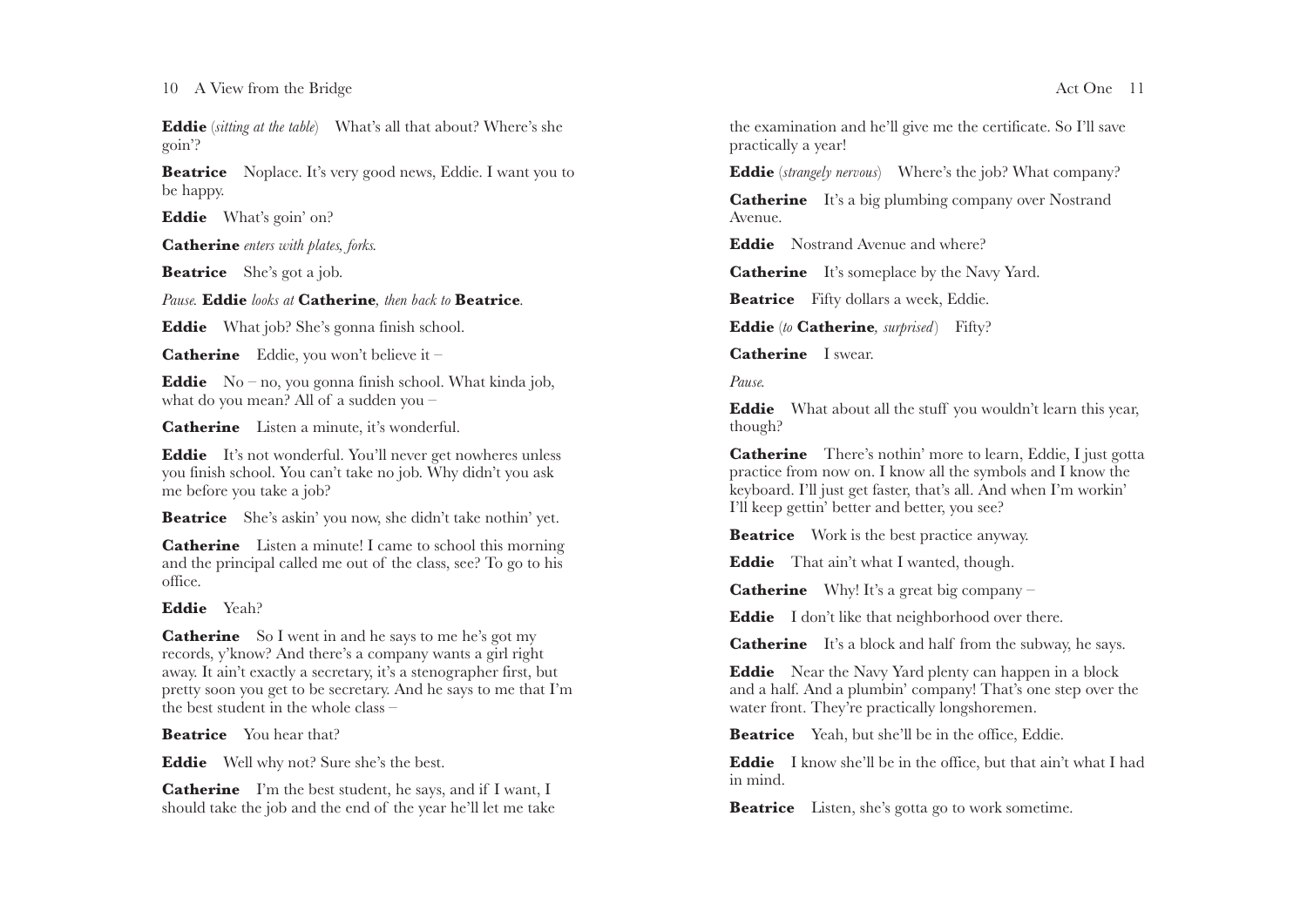**Eddie** (*sitting at the table*) What's all that about? Where's she goin'?

**Beatrice** Noplace. It's very good news, Eddie. I want you to be happy.

**Eddie** What's goin' on?

**Catherine** *enters with plates, forks.*

**Beatrice** She's got a job.

*Pause.* **Eddie** *looks at* **Catherine***, then back to* **Beatrice***.*

**Eddie** What job? She's gonna finish school.

**Catherine** Eddie, you won't believe it –

**Eddie** No – no, you gonna finish school. What kinda job, what do you mean? All of a sudden you –

**Catherine** Listen a minute, it's wonderful.

**Eddie** It's not wonderful. You'll never get nowheres unless you finish school. You can't take no job. Why didn't you ask me before you take a job?

**Beatrice** She's askin' you now, she didn't take nothin' yet.

**Catherine** Listen a minute! I came to school this morning and the principal called me out of the class, see? To go to his office.

**Eddie** Yeah?

**Catherine** So I went in and he says to me he's got my records, y'know? And there's a company wants a girl right away. It ain't exactly a secretary, it's a stenographer first, but pretty soon you get to be secretary. And he says to me that I'm the best student in the whole class –

**Beatrice** You hear that?

**Eddie** Well why not? Sure she's the best.

**Catherine** I'm the best student, he says, and if I want, I should take the job and the end of the year he'll let me take the examination and he'll give me the certificate. So I'll save practically a year!

**Eddie** (*strangely nervous*) Where's the job? What company?

**Catherine** It's a big plumbing company over Nostrand Avenue.

**Eddie** Nostrand Avenue and where?

**Catherine** It's someplace by the Navy Yard.

**Beatrice** Fifty dollars a week, Eddie.

**Eddie** (*to* **Catherine***, surprised*) Fifty?

**Catherine** I swear.

*Pause.*

**Eddie** What about all the stuff you wouldn't learn this year, though?

**Catherine** There's nothin' more to learn, Eddie, I just gotta practice from now on. I know all the symbols and I know the keyboard. I'll just get faster, that's all. And when I'm workin' I'll keep gettin' better and better, you see?

**Beatrice** Work is the best practice anyway.

**Eddie** That ain't what I wanted, though.

**Catherine** Why! It's a great big company –

**Eddie** I don't like that neighborhood over there.

**Catherine** It's a block and half from the subway, he says.

**Eddie** Near the Navy Yard plenty can happen in a block and a half. And a plumbin' company! That's one step over the water front. They're practically longshoremen.

**Beatrice** Yeah, but she'll be in the office, Eddie.

**Eddie** I know she'll be in the office, but that ain't what I had in mind.

**Beatrice** Listen, she's gotta go to work sometime.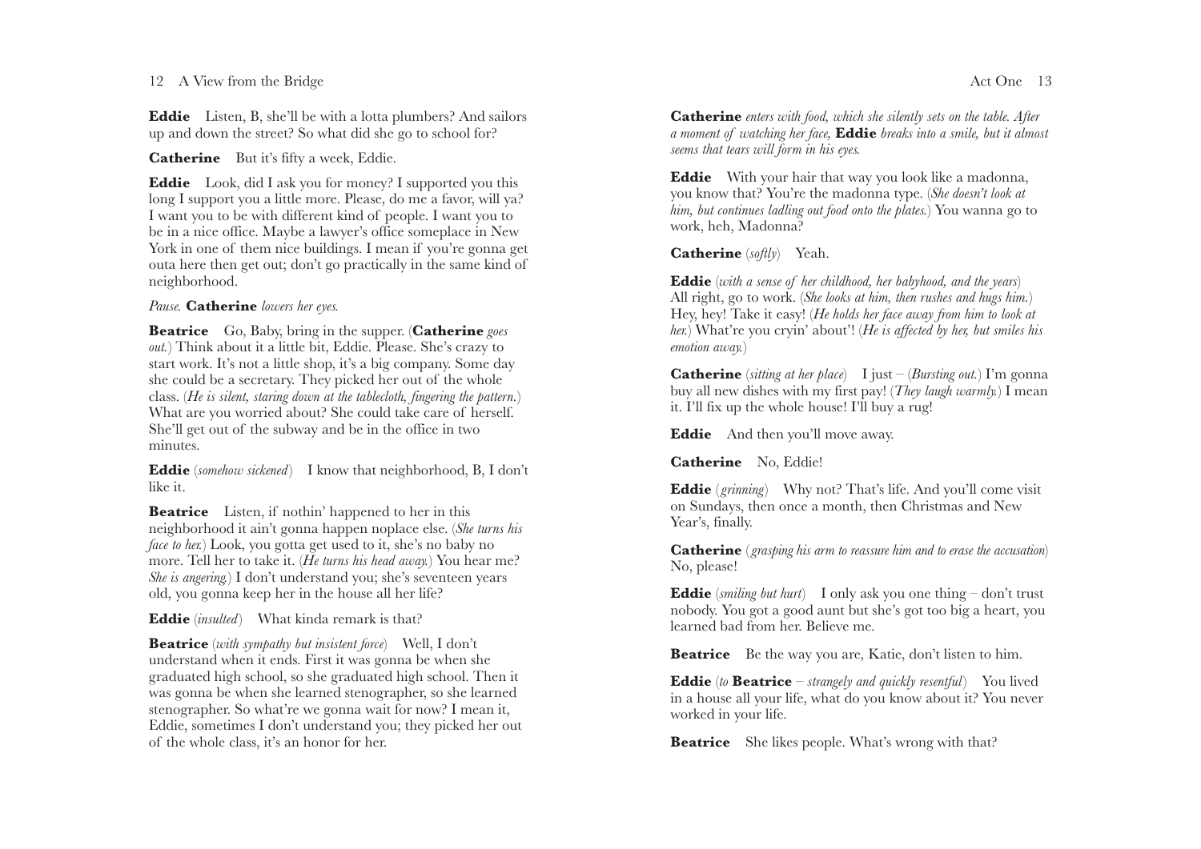**Eddie** Listen, B, she'll be with a lotta plumbers? And sailors up and down the street? So what did she go to school for?

**Catherine** But it's fifty a week, Eddie.

**Eddie** Look, did I ask you for money? I supported you this long I support you a little more. Please, do me a favor, will ya? I want you to be with different kind of people. I want you to be in a nice office. Maybe a lawyer's office someplace in New York in one of them nice buildings. I mean if you're gonna get outa here then get out; don't go practically in the same kind of neighborhood.

*Pause.* **Catherine** *lowers her eyes.*

**Beatrice** Go, Baby, bring in the supper. (**Catherine** *goes out.*) Think about it a little bit, Eddie. Please. She's crazy to start work. It's not a little shop, it's a big company. Some day she could be a secretary. They picked her out of the whole class. (*He is silent, staring down at the tablecloth, fingering the pattern.*) What are you worried about? She could take care of herself. She'll get out of the subway and be in the office in two minutes.

**Eddie** (*somehow sickened*) I know that neighborhood, B, I don't like it.

**Beatrice** Listen, if nothin' happened to her in this neighborhood it ain't gonna happen noplace else. (*She turns his face to her.*) Look, you gotta get used to it, she's no baby no more. Tell her to take it. (*He turns his head away.*) You hear me? *She is angering.*) I don't understand you; she's seventeen years old, you gonna keep her in the house all her life?

**Eddie** (*insulted*) What kinda remark is that?

**Beatrice** (*with sympathy but insistent force*) Well, I don't understand when it ends. First it was gonna be when she graduated high school, so she graduated high school. Then it was gonna be when she learned stenographer, so she learned stenographer. So what're we gonna wait for now? I mean it, Eddie, sometimes I don't understand you; they picked her out of the whole class, it's an honor for her.

**Catherine** *enters with food, which she silently sets on the table. After a moment of watching her face,* **Eddie** *breaks into a smile, but it almost seems that tears will form in his eyes.*

**Eddie** With your hair that way you look like a madonna, you know that? You're the madonna type. (*She doesn't look at him, but continues ladling out food onto the plates.*) You wanna go to work, heh, Madonna?

**Catherine** (*softly*) Yeah.

**Eddie** (*with a sense of her childhood, her babyhood, and the years*) All right, go to work. (*She looks at him, then rushes and hugs him.*) Hey, hey! Take it easy! (*He holds her face away from him to look at her.*) What're you cryin' about'! (*He is affected by her, but smiles his emotion away.*)

**Catherine** (*sitting at her place*) I just – (*Bursting out.*) I'm gonna buy all new dishes with my first pay! (*They laugh warmly.*) I mean it. I'll fix up the whole house! I'll buy a rug!

**Eddie** And then you'll move away.

**Catherine** No, Eddie!

**Eddie** (*grinning*) Why not? That's life. And you'll come visit on Sundays, then once a month, then Christmas and New Year's, finally.

**Catherine** (*grasping his arm to reassure him and to erase the accusation*) No, please!

**Eddie** (*smiling but hurt*) I only ask you one thing – don't trust nobody. You got a good aunt but she's got too big a heart, you learned bad from her. Believe me.

**Beatrice** Be the way you are, Katie, don't listen to him.

**Eddie** (*to* **Beatrice** *– strangely and quickly resentful*) You lived in a house all your life, what do you know about it? You never worked in your life.

**Beatrice** She likes people. What's wrong with that?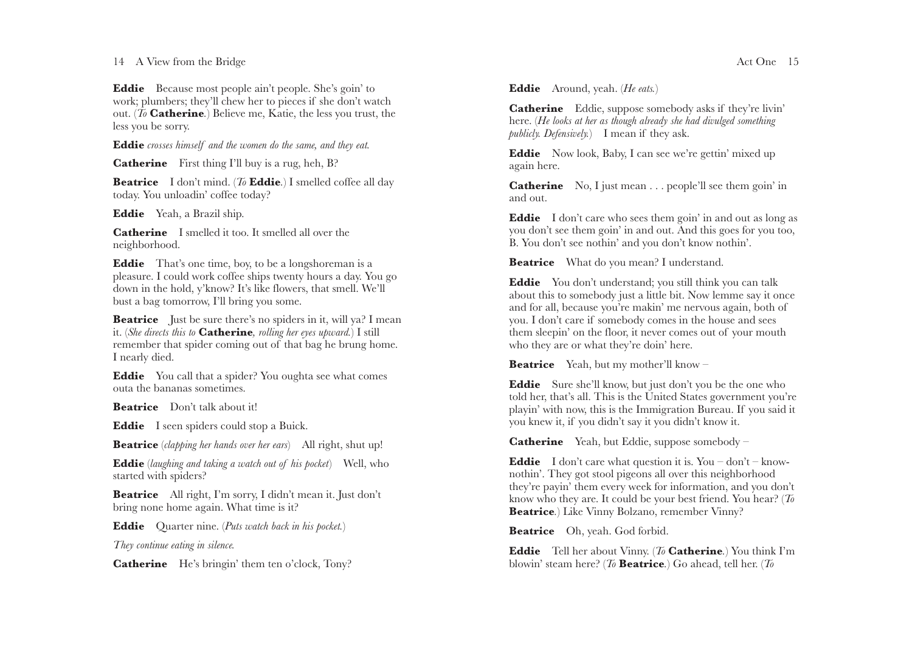**Eddie** Because most people ain't people. She's goin' to work; plumbers; they'll chew her to pieces if she don't watch out. (*To* **Catherine**.) Believe me, Katie, the less you trust, the less you be sorry.

**Eddie** *crosses himself and the women do the same, and they eat.*

**Catherine** First thing I'll buy is a rug, heh, B?

**Beatrice** I don't mind. (*To* **Eddie**.) I smelled coffee all day today. You unloadin' coffee today?

**Eddie** Yeah, a Brazil ship.

**Catherine** I smelled it too. It smelled all over the neighborhood.

**Eddie** That's one time, boy, to be a longshoreman is a pleasure. I could work coffee ships twenty hours a day. You go down in the hold, y'know? It's like flowers, that smell. We'll bust a bag tomorrow, I'll bring you some.

**Beatrice** Just be sure there's no spiders in it, will ya? I mean it. (*She directs this to* **Catherine**, *rolling her eyes upward.*) I still remember that spider coming out of that bag he brung home. I nearly died.

**Eddie** You call that a spider? You oughta see what comes outa the bananas sometimes.

**Beatrice** Don't talk about it!

**Eddie** I seen spiders could stop a Buick.

**Beatrice** (*clapping her hands over her ears*) All right, shut up!

**Eddie** (*laughing and taking a watch out of his pocket*) Well, who started with spiders?

**Beatrice** All right, I'm sorry, I didn't mean it. Just don't bring none home again. What time is it?

**Eddie** Quarter nine. (*Puts watch back in his pocket.*)

*They continue eating in silence.*

**Catherine** He's bringin' them ten o'clock, Tony?

**Eddie** Around, yeah. (*He eats.*)

**Catherine** Eddie, suppose somebody asks if they're livin' here. (*He looks at her as though already she had divulged something publicly. Defensively.*) I mean if they ask.

**Eddie** Now look, Baby, I can see we're gettin' mixed up again here.

**Catherine** No, I just mean . . . people'll see them goin' in and out.

**Eddie** I don't care who sees them goin' in and out as long as you don't see them goin' in and out. And this goes for you too, B. You don't see nothin' and you don't know nothin'.

**Beatrice** What do you mean? I understand.

**Eddie** You don't understand; you still think you can talk about this to somebody just a little bit. Now lemme say it once and for all, because you're makin' me nervous again, both of you. I don't care if somebody comes in the house and sees them sleepin' on the floor, it never comes out of your mouth who they are or what they're doin' here.

**Beatrice** Yeah, but my mother'll know –

**Eddie** Sure she'll know, but just don't you be the one who told her, that's all. This is the United States government you're playin' with now, this is the Immigration Bureau. If you said it you knew it, if you didn't say it you didn't know it.

**Catherine** Yeah, but Eddie, suppose somebody –

**Eddie** I don't care what question it is. You – don't – know-nothin'. They got stool pigeons all over this neighborhood they're payin' them every week for information, and you don't know who they are. It could be your best friend. You hear? (*To* **Beatrice**.) Like Vinny Bolzano, remember Vinny?

**Beatrice** Oh, yeah. God forbid.

**Eddie** Tell her about Vinny. (*To* **Catherine**.) You think I'm blowin' steam here? (*To* **Beatrice**.) Go ahead, tell her. (*To*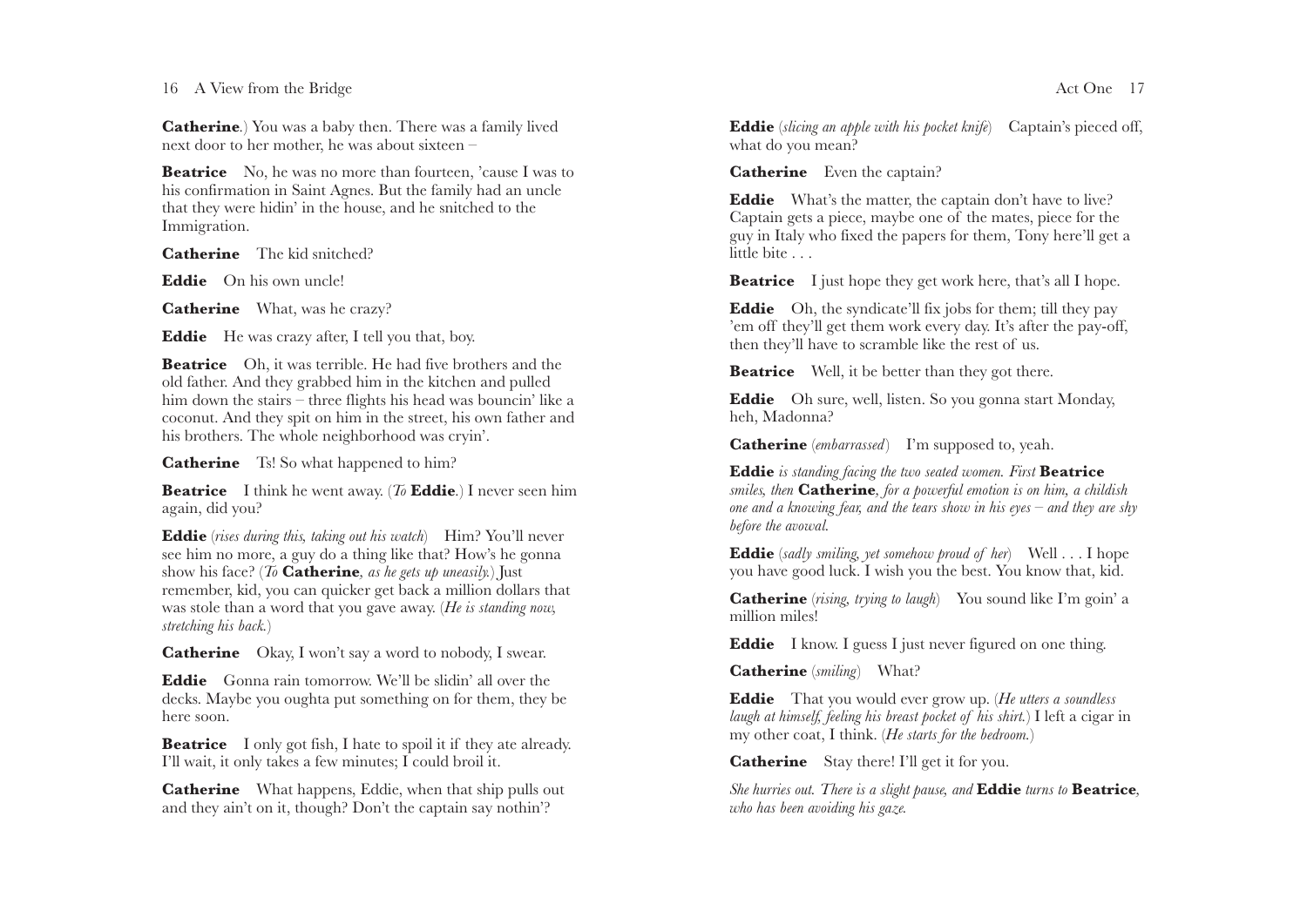**Catherine**.) You was a baby then. There was a family lived next door to her mother, he was about sixteen –

**Beatrice** No, he was no more than fourteen, 'cause I was to his confirmation in Saint Agnes. But the family had an uncle that they were hidin' in the house, and he snitched to the Immigration.

**Catherine** The kid snitched?

**Eddie** On his own uncle!

**Catherine** What, was he crazy?

**Eddie** He was crazy after, I tell you that, boy.

**Beatrice** Oh, it was terrible. He had five brothers and the old father. And they grabbed him in the kitchen and pulled him down the stairs – three flights his head was bouncin' like a coconut. And they spit on him in the street, his own father and his brothers. The whole neighborhood was cryin'.

**Catherine** Ts! So what happened to him?

**Beatrice** I think he went away. (*To* **Eddie**.) I never seen him again, did you?

**Eddie** (*rises during this, taking out his watch*) Him? You'll never see him no more, a guy do a thing like that? How's he gonna show his face? (*To* **Catherine**, *as he gets up uneasily.*) Just remember, kid, you can quicker get back a million dollars that was stole than a word that you gave away. (*He is standing now, stretching his back.*)

**Catherine** Okay, I won't say a word to nobody, I swear.

**Eddie** Gonna rain tomorrow. We'll be slidin' all over the decks. Maybe you oughta put something on for them, they be here soon.

**Beatrice** I only got fish, I hate to spoil it if they ate already. I'll wait, it only takes a few minutes; I could broil it.

**Catherine** What happens, Eddie, when that ship pulls out and they ain't on it, though? Don't the captain say nothin'?

**Eddie** (*slicing an apple with his pocket knife*) Captain's pieced off, what do you mean?

**Catherine** Even the captain?

**Eddie** What's the matter, the captain don't have to live? Captain gets a piece, maybe one of the mates, piece for the guy in Italy who fixed the papers for them, Tony here'll get a little bite . . .

**Beatrice** I just hope they get work here, that's all I hope.

**Eddie** Oh, the syndicate'll fix jobs for them; till they pay 'em off they'll get them work every day. It's after the pay-off, then they'll have to scramble like the rest of us.

**Beatrice** Well, it be better than they got there.

**Eddie** Oh sure, well, listen. So you gonna start Monday, heh, Madonna?

**Catherine** (*embarrassed*) I'm supposed to, yeah.

*Eddie is standing facing the two seated women. First* **Beatrice** *smiles, then* **Catherine**, *for a powerful emotion is on him, a childish one and a knowing fear, and the tears show in his eyes – and they are shy before the avowal.*

**Eddie** (*sadly smiling, yet somehow proud of her*) Well . . . I hope you have good luck. I wish you the best. You know that, kid.

**Catherine** (*rising, trying to laugh*) You sound like I'm goin' a million miles!

**Eddie** I know. I guess I just never figured on one thing.

**Catherine** (*smiling*) What?

**Eddie** That you would ever grow up. (*He utters a soundless laugh at himself, feeling his breast pocket of his shirt.*) I left a cigar in my other coat, I think. (*He starts for the bedroom.*)

**Catherine** Stay there! I'll get it for you.

*She hurries out. There is a slight pause, and* **Eddie** *turns to* **Beatrice**, *who has been avoiding his gaze.*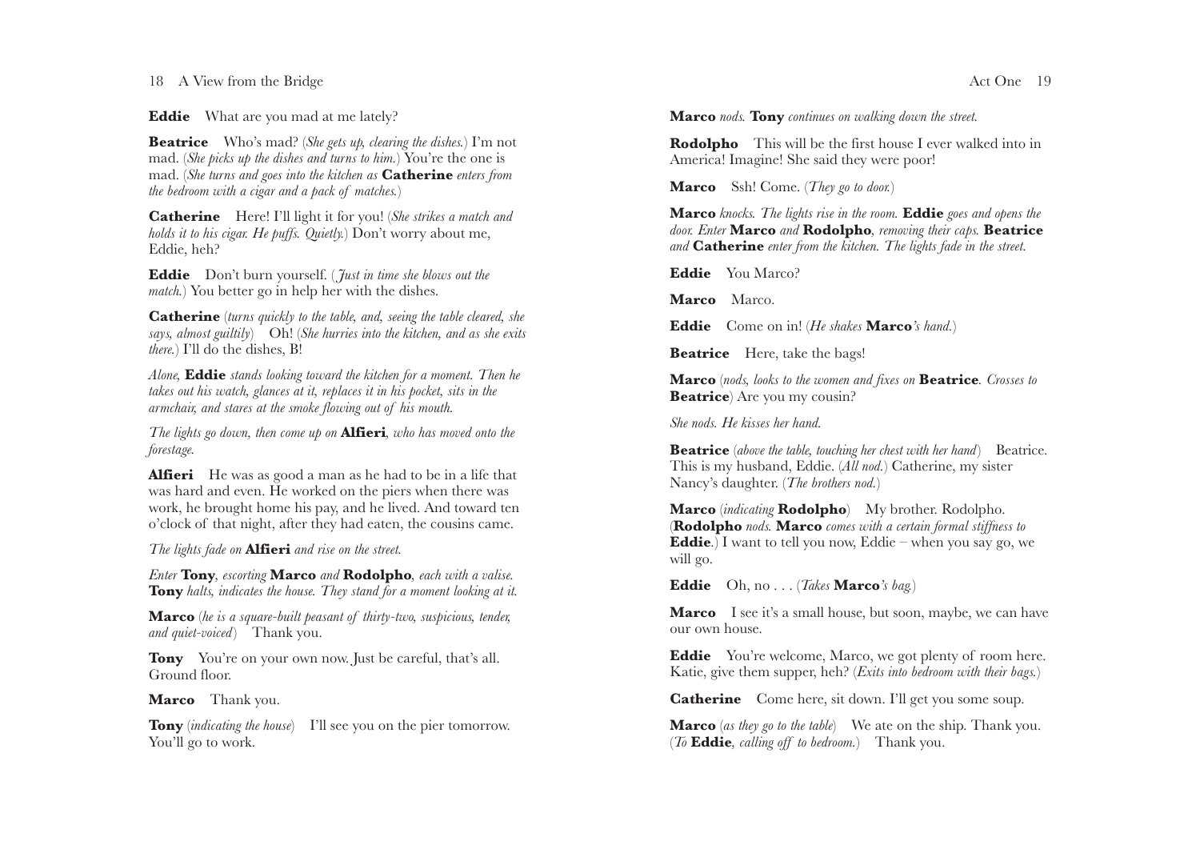**Eddie** What are you mad at me lately?

**Beatrice** Who's mad? (*She gets up, clearing the dishes.*) I'm not mad. (*She picks up the dishes and turns to him.*) You're the one is mad. (*She turns and goes into the kitchen as* **Catherine** *enters from the bedroom with a cigar and a pack of matches.*)

**Catherine** Here! I'll light it for you! (*She strikes a match and holds it to his cigar. He puffs. Quietly.*) Don't worry about me, Eddie, heh?

**Eddie** Don't burn yourself. (*Just in time she blows out the match.*) You better go in help her with the dishes.

**Catherine** (*turns quickly to the table, and, seeing the table cleared, she says, almost guiltily*) Oh! (*She hurries into the kitchen, and as she exits there.*) I'll do the dishes, B!

*Alone,* **Eddie** *stands looking toward the kitchen for a moment. Then he takes out his watch, glances at it, replaces it in his pocket, sits in the armchair, and stares at the smoke flowing out of his mouth.*

*The lights go down, then come up on* **Alfieri***, who has moved onto the forestage.*

**Alfieri** He was as good a man as he had to be in a life that was hard and even. He worked on the piers when there was work, he brought home his pay, and he lived. And toward ten o'clock of that night, after they had eaten, the cousins came.

*The lights fade on* **Alfieri** *and rise on the street.*

*Enter* **Tony***, escorting* **Marco** *and* **Rodolpho***, each with a valise.* **Tony** *halts, indicates the house. They stand for a moment looking at it.*

**Marco** (*he is a square-built peasant of thirty-two, suspicious, tender, and quiet-voiced*) Thank you.

**Tony** You're on your own now. Just be careful, that's all. Ground floor.

**Marco** Thank you.

**Tony** (*indicating the house*) I'll see you on the pier tomorrow. You'll go to work.

**Marco** *nods.* **Tony** *continues on walking down the street.*

**Rodolpho** This will be the first house I ever walked into in America! Imagine! She said they were poor!

**Marco** Ssh! Come. (*They go to door.*)

**Marco** *knocks. The lights rise in the room.* **Eddie** *goes and opens the door. Enter* **Marco** *and* **Rodolpho***, removing their caps.* **Beatrice** *and* **Catherine** *enter from the kitchen. The lights fade in the street.*

**Eddie** You Marco?

**Marco** Marco.

**Eddie** Come on in! (*He shakes* **Marco***'s hand.*)

**Beatrice** Here, take the bags!

**Marco** (*nods, looks to the women and fixes on* **Beatrice***. Crosses to* **Beatrice**) Are you my cousin?

*She nods. He kisses her hand.*

**Beatrice** (*above the table, touching her chest with her hand*) Beatrice. This is my husband, Eddie. (*All nod.*) Catherine, my sister Nancy's daughter. (*The brothers nod.*)

**Marco** (*indicating* **Rodolpho**) My brother. Rodolpho. (**Rodolpho** *nods.* **Marco** *comes with a certain formal stiffness to* **Eddie**.) I want to tell you now, Eddie – when you say go, we will go.

**Eddie** Oh, no . . . (*Takes* **Marco***'s bag*)

**Marco** I see it's a small house, but soon, maybe, we can have our own house.

**Eddie** You're welcome, Marco, we got plenty of room here. Katie, give them supper, heh? (*Exits into bedroom with their bags.*)

**Catherine** Come here, sit down. I'll get you some soup.

**Marco** (*as they go to the table*) We ate on the ship. Thank you. (*To* **Eddie***, calling off to bedroom.*) Thank you.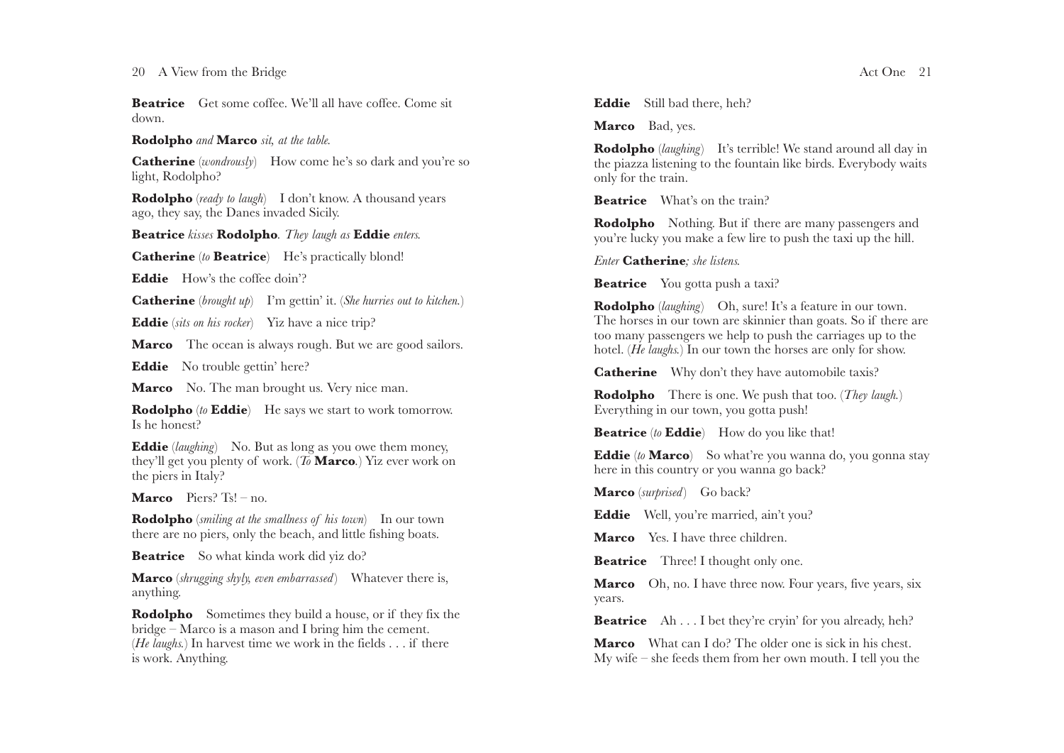**Beatrice** Get some coffee. We'll all have coffee. Come sit down.

**Rodolpho** *and* **Marco** *sit, at the table.*

**Catherine** (*wondrously*) How come he's so dark and you're so light, Rodolpho?

**Rodolpho** (*ready to laugh*) I don't know. A thousand years ago, they say, the Danes invaded Sicily.

**Beatrice** *kisses* **Rodolpho**. *They laugh as* **Eddie** *enters.*

**Catherine** (*to* **Beatrice**) He's practically blond!

**Eddie** How's the coffee doin'?

**Catherine** (*brought up*) I'm gettin' it. (*She hurries out to kitchen.*)

**Eddie** (*sits on his rocker*) Yiz have a nice trip?

**Marco** The ocean is always rough. But we are good sailors.

**Eddie** No trouble gettin' here?

**Marco** No. The man brought us. Very nice man.

**Rodolpho** (*to* **Eddie**) He says we start to work tomorrow. Is he honest?

**Eddie** (*laughing*) No. But as long as you owe them money, they'll get you plenty of work. (*To* **Marco**.) Yiz ever work on the piers in Italy?

**Marco** Piers? Ts! – no.

**Rodolpho** (*smiling at the smallness of his town*) In our town there are no piers, only the beach, and little fishing boats.

**Beatrice** So what kinda work did yiz do?

**Marco** (*shrugging shyly, even embarrassed*) Whatever there is, anything.

**Rodolpho** Sometimes they build a house, or if they fix the bridge – Marco is a mason and I bring him the cement. (*He laughs.*) In harvest time we work in the fields . . . if there is work. Anything.

**Eddie** Still bad there, heh?

**Marco** Bad, yes.

**Rodolpho** (*laughing*) It's terrible! We stand around all day in the piazza listening to the fountain like birds. Everybody waits only for the train.

**Beatrice** What's on the train?

**Rodolpho** Nothing. But if there are many passengers and you're lucky you make a few lire to push the taxi up the hill.

*Enter* **Catherine***; she listens.*

**Beatrice** You gotta push a taxi?

**Rodolpho** (*laughing*) Oh, sure! It's a feature in our town. The horses in our town are skinnier than goats. So if there are too many passengers we help to push the carriages up to the hotel. (*He laughs.*) In our town the horses are only for show.

**Catherine** Why don't they have automobile taxis?

**Rodolpho** There is one. We push that too. (*They laugh.*) Everything in our town, you gotta push!

**Beatrice** (*to* **Eddie**) How do you like that!

**Eddie** (*to* **Marco**) So what're you wanna do, you gonna stay here in this country or you wanna go back?

**Marco** (*surprised*) Go back?

**Eddie** Well, you're married, ain't you?

**Marco** Yes. I have three children.

**Beatrice** Three! I thought only one.

**Marco** Oh, no. I have three now. Four years, five years, six years.

**Beatrice** Ah . . . I bet they're cryin' for you already, heh?

**Marco** What can I do? The older one is sick in his chest. My wife – she feeds them from her own mouth. I tell you the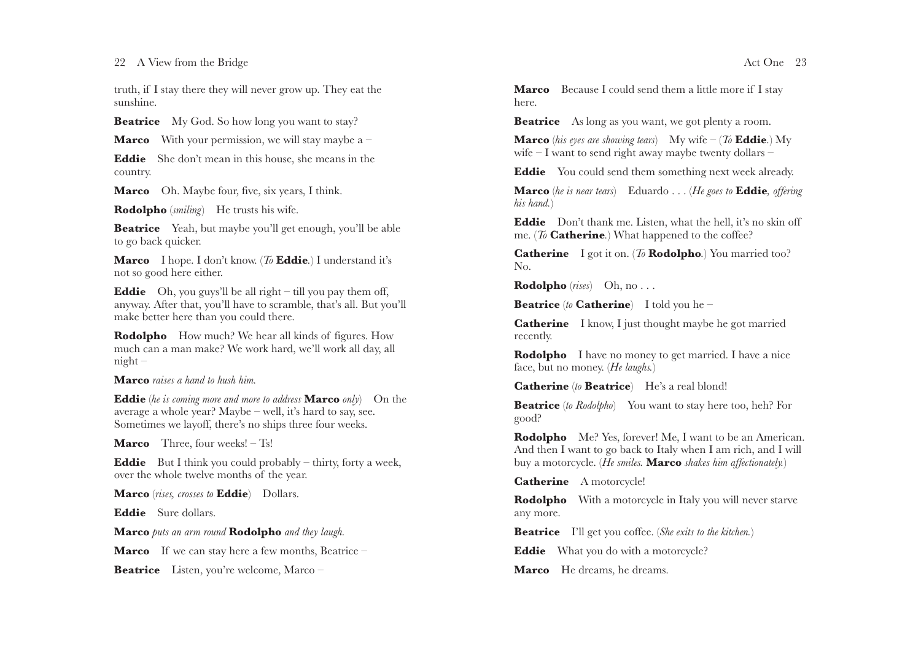truth, if I stay there they will never grow up. They eat the sunshine.

**Beatrice** My God. So how long you want to stay?

**Marco** With your permission, we will stay maybe a –

**Eddie** She don't mean in this house, she means in the country.

**Marco** Oh. Maybe four, five, six years, I think.

**Rodolpho** (*smiling*) He trusts his wife.

**Beatrice** Yeah, but maybe you'll get enough, you'll be able to go back quicker.

**Marco** I hope. I don't know. (*To* **Eddie**.) I understand it's not so good here either.

**Eddie** Oh, you guys'll be all right – till you pay them off, anyway. After that, you'll have to scramble, that's all. But you'll make better here than you could there.

**Rodolpho** How much? We hear all kinds of figures. How much can a man make? We work hard, we'll work all day, all night –

**Marco** *raises a hand to hush him.*

**Eddie** (*he is coming more and more to address* **Marco** *only*) On the average a whole year? Maybe – well, it's hard to say, see. Sometimes we layoff, there's no ships three four weeks.

**Marco** Three, four weeks! – Ts!

**Eddie** But I think you could probably – thirty, forty a week, over the whole twelve months of the year.

**Marco** (*rises, crosses to* **Eddie**) Dollars.

**Eddie** Sure dollars.

**Marco** *puts an arm round* **Rodolpho** *and they laugh.*

**Marco** If we can stay here a few months, Beatrice –

**Beatrice** Listen, you're welcome, Marco –

**Marco** Because I could send them a little more if I stay here.

**Beatrice** As long as you want, we got plenty a room.

**Marco** (*his eyes are showing tears*) My wife – (*To* **Eddie**.) My wife – I want to send right away maybe twenty dollars –

**Eddie** You could send them something next week already.

**Marco** (*he is near tears*) Eduardo . . . (*He goes to* **Eddie***, offering his hand.*)

**Eddie** Don't thank me. Listen, what the hell, it's no skin off me. (*To* **Catherine**.) What happened to the coffee?

**Catherine** I got it on. (*To* **Rodolpho**.) You married too? No.

**Rodolpho** (*rises*) Oh, no . . .

**Beatrice** (*to* **Catherine**) I told you he –

**Catherine** I know, I just thought maybe he got married recently.

**Rodolpho** I have no money to get married. I have a nice face, but no money. (*He laughs.*)

**Catherine** (*to* **Beatrice**) He's a real blond!

**Beatrice** (*to Rodolpho*) You want to stay here too, heh? For good?

**Rodolpho** Me? Yes, forever! Me, I want to be an American. And then I want to go back to Italy when I am rich, and I will buy a motorcycle. (*He smiles.* **Marco** *shakes him affectionately.*)

**Catherine** A motorcycle!

**Rodolpho** With a motorcycle in Italy you will never starve any more.

**Beatrice** I'll get you coffee. (*She exits to the kitchen.*)

**Eddie** What you do with a motorcycle?

**Marco** He dreams, he dreams.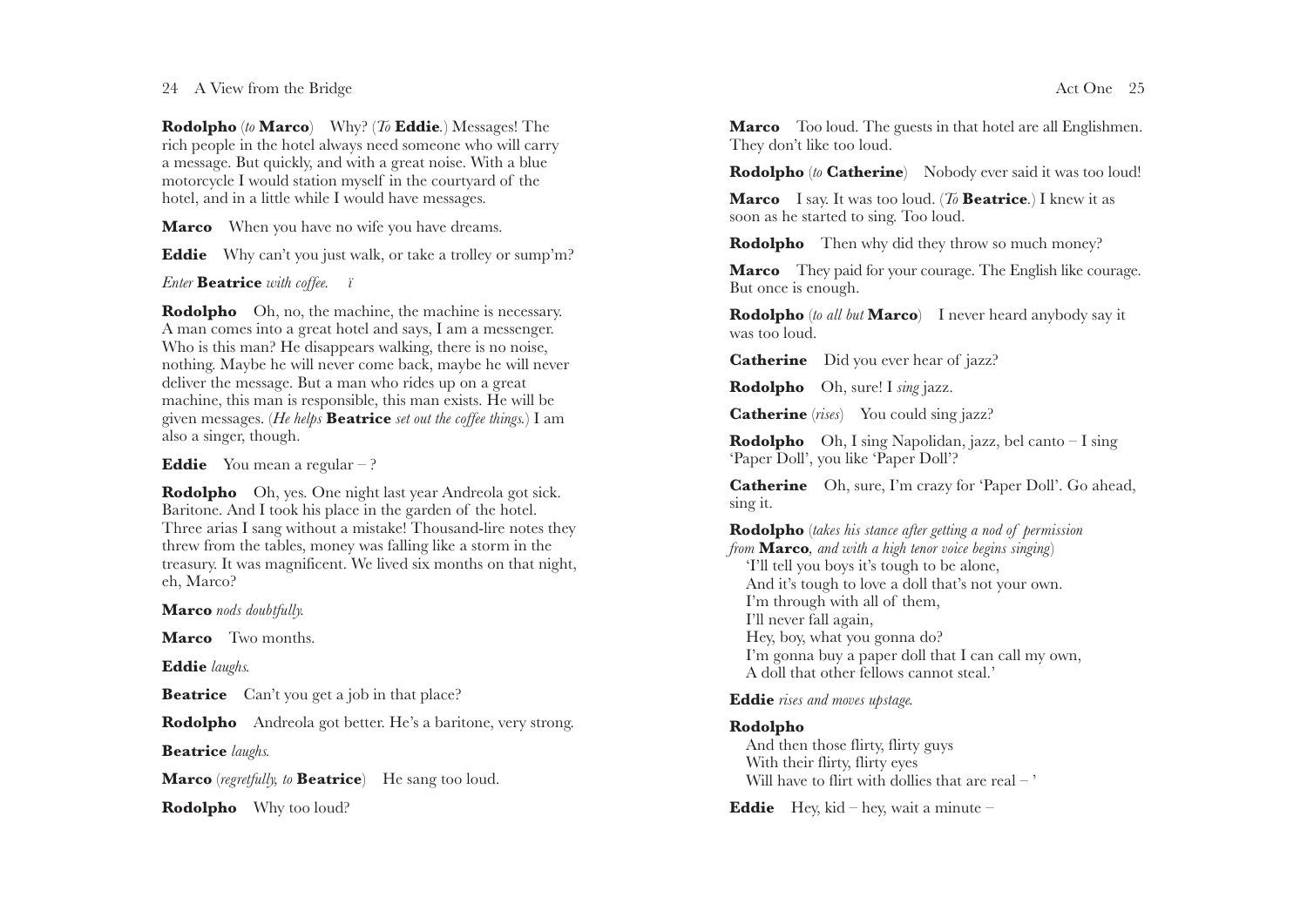**Rodolpho** (*to* **Marco**) Why? (*To* **Eddie**.) Messages! The rich people in the hotel always need someone who will carry a message. But quickly, and with a great noise. With a blue motorcycle I would station myself in the courtyard of the hotel, and in a little while I would have messages.

**Marco** When you have no wife you have dreams.

**Eddie** Why can't you just walk, or take a trolley or sump'm?

*Enter* **Beatrice** *with coffee.* ï

**Rodolpho** Oh, no, the machine, the machine is necessary. A man comes into a great hotel and says, I am a messenger. Who is this man? He disappears walking, there is no noise, nothing. Maybe he will never come back, maybe he will never deliver the message. But a man who rides up on a great machine, this man is responsible, this man exists. He will be given messages. (*He helps* **Beatrice** *set out the coffee things.*) I am also a singer, though.

**Eddie** You mean a regular – ?

**Rodolpho** Oh, yes. One night last year Andreola got sick. Baritone. And I took his place in the garden of the hotel. Three arias I sang without a mistake! Thousand-lire notes they threw from the tables, money was falling like a storm in the treasury. It was magnificent. We lived six months on that night, eh, Marco?

**Marco** *nods doubtfully.*

**Marco** Two months.

**Eddie** *laughs.*

**Beatrice** Can't you get a job in that place?

**Rodolpho** Andreola got better. He's a baritone, very strong.

**Beatrice** *laughs.*

**Marco** (*regretfully, to* **Beatrice**) He sang too loud.

**Rodolpho** Why too loud?

**Marco** Too loud. The guests in that hotel are all Englishmen. They don't like too loud.

**Rodolpho** (*to* **Catherine**) Nobody ever said it was too loud!

**Marco** I say. It was too loud. (*To* **Beatrice**.) I knew it as soon as he started to sing. Too loud.

**Rodolpho** Then why did they throw so much money?

**Marco** They paid for your courage. The English like courage. But once is enough.

**Rodolpho** (*to all but* **Marco**) I never heard anybody say it was too loud.

**Catherine** Did you ever hear of jazz?

**Rodolpho** Oh, sure! I *sing* jazz.

**Catherine** (*rises*) You could sing jazz?

**Rodolpho** Oh, I sing Napolidan, jazz, bel canto – I sing 'Paper Doll', you like 'Paper Doll'?

**Catherine** Oh, sure, I'm crazy for 'Paper Doll'. Go ahead, sing it.

**Rodolpho** (*takes his stance after getting a nod of permission from* **Marco**, *and with a high tenor voice begins singing*)

'I'll tell you boys it's tough to be alone,
And it's tough to love a doll that's not your own.
I'm through with all of them,
I'll never fall again,
Hey, boy, what you gonna do?
I'm gonna buy a paper doll that I can call my own,
A doll that other fellows cannot steal.'

**Eddie** *rises and moves upstage.*

**Rodolpho**

And then those flirty, flirty guys
With their flirty, flirty eyes
Will have to flirt with dollies that are real – '

**Eddie** Hey, kid – hey, wait a minute –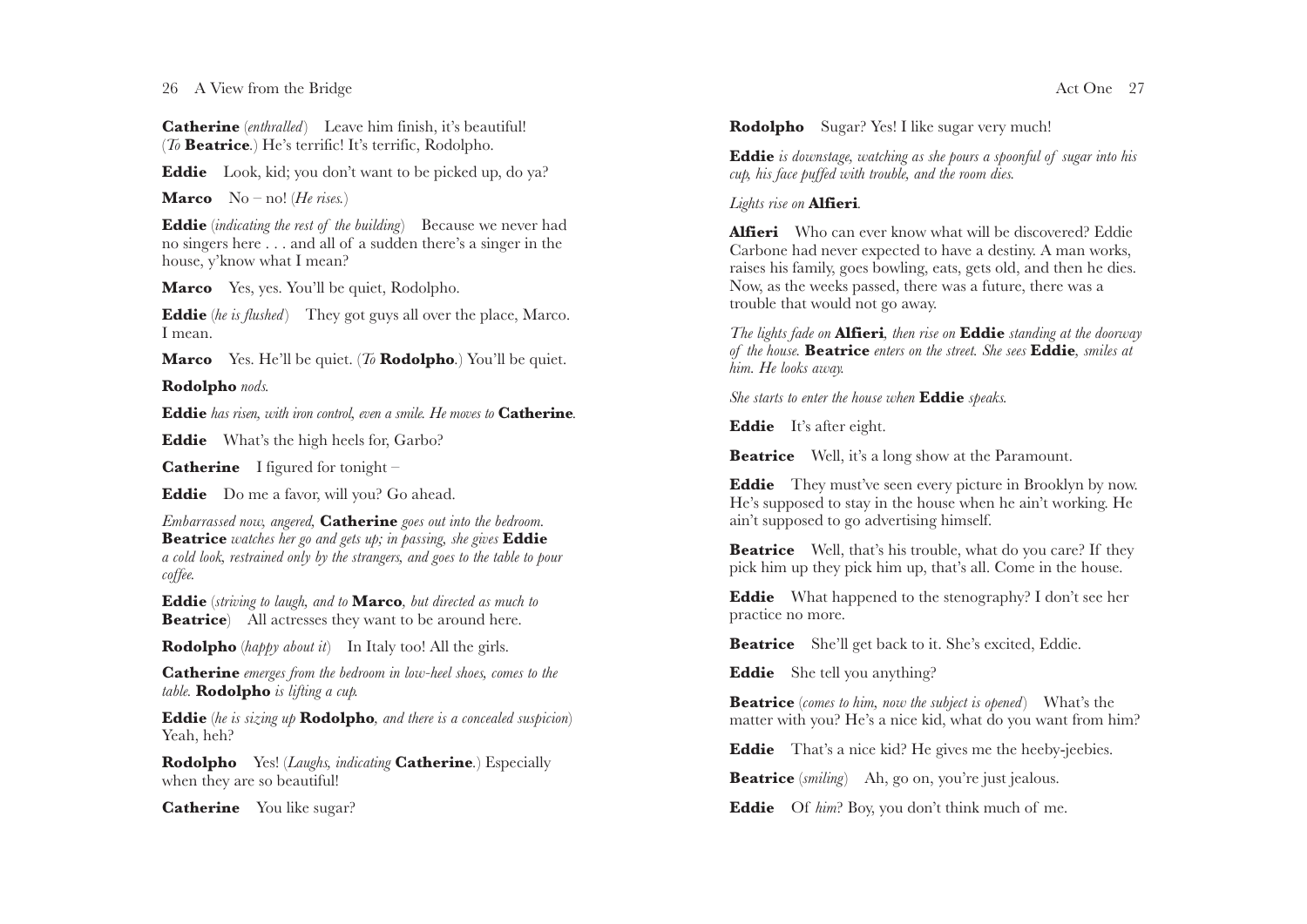**Catherine** (*enthralled*) Leave him finish, it's beautiful! (*To* **Beatrice**.) He's terrific! It's terrific, Rodolpho.

**Eddie** Look, kid; you don't want to be picked up, do ya?

**Marco** No – no! (*He rises.*)

**Eddie** (*indicating the rest of the building*) Because we never had no singers here . . . and all of a sudden there's a singer in the house, y'know what I mean?

**Marco** Yes, yes. You'll be quiet, Rodolpho.

**Eddie** (*he is flushed*) They got guys all over the place, Marco. I mean.

**Marco** Yes. He'll be quiet. (*To* **Rodolpho**.) You'll be quiet.

**Rodolpho** *nods.*

**Eddie** *has risen, with iron control, even a smile. He moves to* **Catherine**.

**Eddie** What's the high heels for, Garbo?

**Catherine** I figured for tonight –

**Eddie** Do me a favor, will you? Go ahead.

*Embarrassed now, angered,* **Catherine** *goes out into the bedroom.* **Beatrice** *watches her go and gets up; in passing, she gives* **Eddie** *a cold look, restrained only by the strangers, and goes to the table to pour coffee.*

**Eddie** (*striving to laugh, and to* **Marco**, *but directed as much to* **Beatrice**) All actresses they want to be around here.

**Rodolpho** (*happy about it*) In Italy too! All the girls.

**Catherine** *emerges from the bedroom in low-heel shoes, comes to the table.* **Rodolpho** *is lifting a cup.*

**Eddie** (*he is sizing up* **Rodolpho**, *and there is a concealed suspicion*) Yeah, heh?

**Rodolpho** Yes! (*Laughs, indicating* **Catherine**.) Especially when they are so beautiful!

**Catherine** You like sugar?

**Rodolpho** Sugar? Yes! I like sugar very much!

**Eddie** *is downstage, watching as she pours a spoonful of sugar into his cup, his face puffed with trouble, and the room dies.*

*Lights rise on* **Alfieri**.

**Alfieri** Who can ever know what will be discovered? Eddie Carbone had never expected to have a destiny. A man works, raises his family, goes bowling, eats, gets old, and then he dies. Now, as the weeks passed, there was a future, there was a trouble that would not go away.

*The lights fade on* **Alfieri**, *then rise on* **Eddie** *standing at the doorway of the house.* **Beatrice** *enters on the street. She sees* **Eddie**, *smiles at him. He looks away.*

*She starts to enter the house when* **Eddie** *speaks.*

**Eddie** It's after eight.

**Beatrice** Well, it's a long show at the Paramount.

**Eddie** They must've seen every picture in Brooklyn by now. He's supposed to stay in the house when he ain't working. He ain't supposed to go advertising himself.

**Beatrice** Well, that's his trouble, what do you care? If they pick him up they pick him up, that's all. Come in the house.

**Eddie** What happened to the stenography? I don't see her practice no more.

**Beatrice** She'll get back to it. She's excited, Eddie.

**Eddie** She tell you anything?

**Beatrice** (*comes to him, now the subject is opened*) What's the matter with you? He's a nice kid, what do you want from him?

**Eddie** That's a nice kid? He gives me the heeby-jeebies.

**Beatrice** (*smiling*) Ah, go on, you're just jealous.

**Eddie** Of *him*? Boy, you don't think much of me.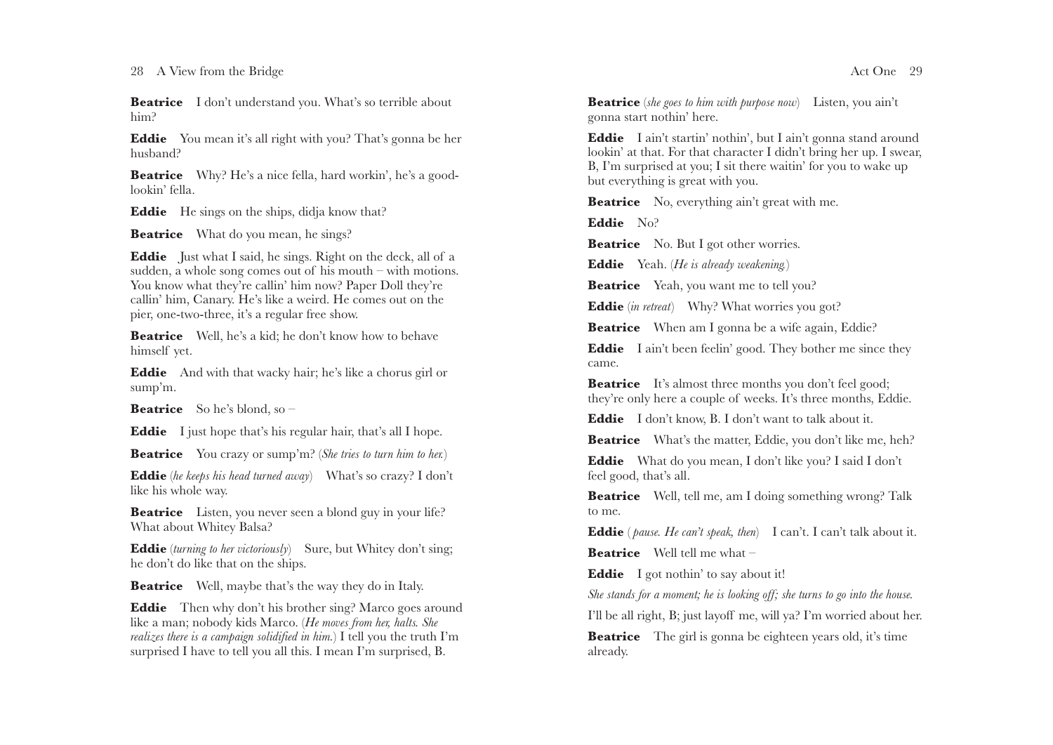**Beatrice** I don't understand you. What's so terrible about him?

**Eddie** You mean it's all right with you? That's gonna be her husband?

**Beatrice** Why? He's a nice fella, hard workin', he's a good-lookin' fella.

**Eddie** He sings on the ships, didja know that?

**Beatrice** What do you mean, he sings?

**Eddie** Just what I said, he sings. Right on the deck, all of a sudden, a whole song comes out of his mouth – with motions. You know what they're callin' him now? Paper Doll they're callin' him, Canary. He's like a weird. He comes out on the pier, one-two-three, it's a regular free show.

**Beatrice** Well, he's a kid; he don't know how to behave himself yet.

**Eddie** And with that wacky hair; he's like a chorus girl or sump'm.

**Beatrice** So he's blond, so –

**Eddie** I just hope that's his regular hair, that's all I hope.

**Beatrice** You crazy or sump'm? (*She tries to turn him to her.*)

**Eddie** (*he keeps his head turned away*) What's so crazy? I don't like his whole way.

**Beatrice** Listen, you never seen a blond guy in your life? What about Whitey Balsa?

**Eddie** (*turning to her victoriously*) Sure, but Whitey don't sing; he don't do like that on the ships.

**Beatrice** Well, maybe that's the way they do in Italy.

**Eddie** Then why don't his brother sing? Marco goes around like a man; nobody kids Marco. (*He moves from her, halts. She realizes there is a campaign solidified in him.*) I tell you the truth I'm surprised I have to tell you all this. I mean I'm surprised, B.

**Beatrice** (*she goes to him with purpose now*) Listen, you ain't gonna start nothin' here.

**Eddie** I ain't startin' nothin', but I ain't gonna stand around lookin' at that. For that character I didn't bring her up. I swear, B, I'm surprised at you; I sit there waitin' for you to wake up but everything is great with you.

**Beatrice** No, everything ain't great with me.

**Eddie** No?

**Beatrice** No. But I got other worries.

**Eddie** Yeah. (*He is already weakening.*)

**Beatrice** Yeah, you want me to tell you?

**Eddie** (*in retreat*) Why? What worries you got?

**Beatrice** When am I gonna be a wife again, Eddie?

**Eddie** I ain't been feelin' good. They bother me since they came.

**Beatrice** It's almost three months you don't feel good; they're only here a couple of weeks. It's three months, Eddie.

**Eddie** I don't know, B. I don't want to talk about it.

**Beatrice** What's the matter, Eddie, you don't like me, heh?

**Eddie** What do you mean, I don't like you? I said I don't feel good, that's all.

**Beatrice** Well, tell me, am I doing something wrong? Talk to me.

**Eddie** (*pause. He can't speak, then*) I can't. I can't talk about it.

**Beatrice** Well tell me what –

**Eddie** I got nothin' to say about it!

*She stands for a moment; he is looking off; she turns to go into the house.*

I'll be all right, B; just layoff me, will ya? I'm worried about her.

**Beatrice** The girl is gonna be eighteen years old, it's time already.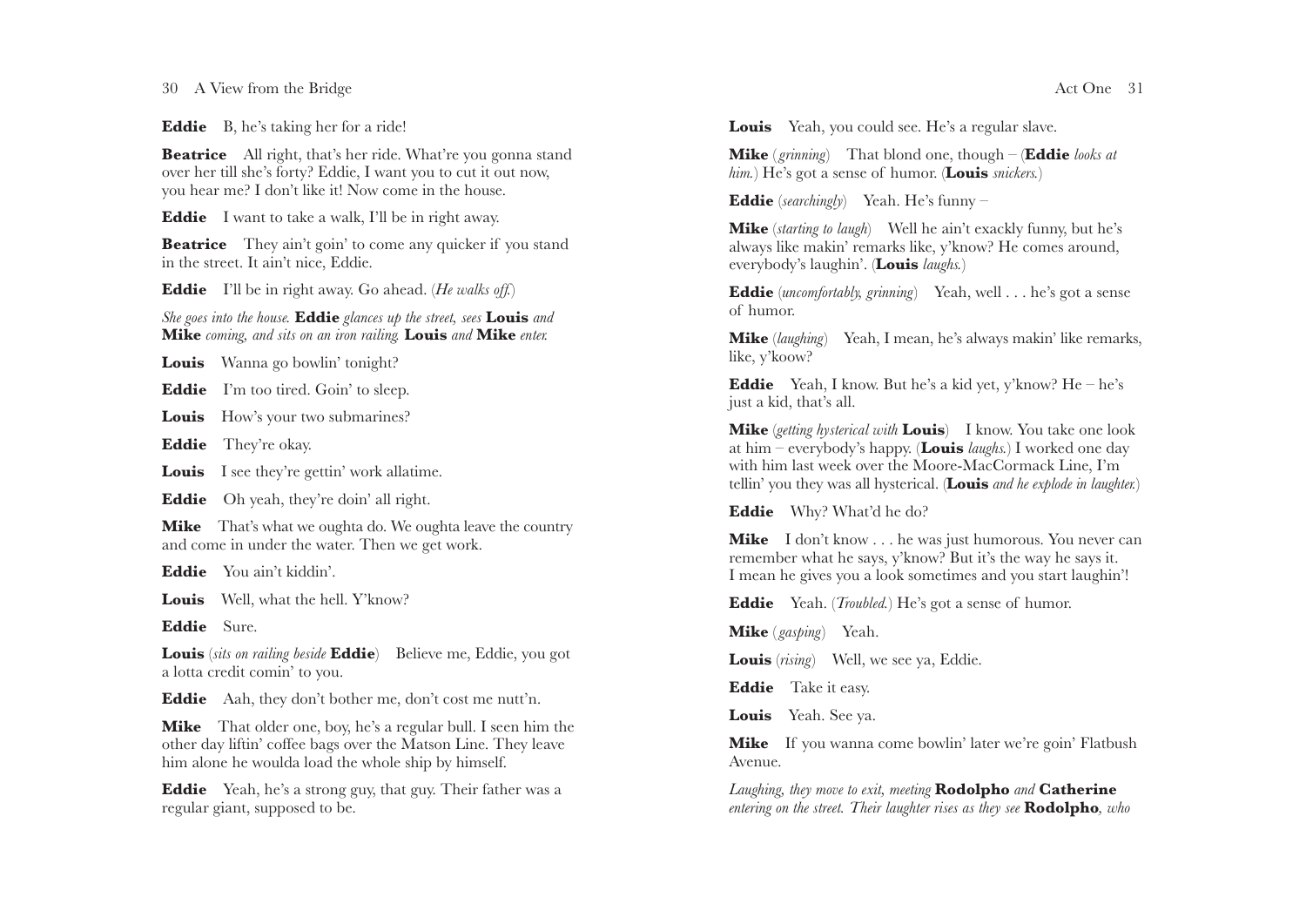**Eddie** B, he's taking her for a ride!

**Beatrice** All right, that's her ride. What're you gonna stand over her till she's forty? Eddie, I want you to cut it out now, you hear me? I don't like it! Now come in the house.

**Eddie** I want to take a walk, I'll be in right away.

**Beatrice** They ain't goin' to come any quicker if you stand in the street. It ain't nice, Eddie.

**Eddie** I'll be in right away. Go ahead. (*He walks off.*)

*She goes into the house.* **Eddie** *glances up the street, sees* **Louis** *and* **Mike** *coming, and sits on an iron railing.* **Louis** *and* **Mike** *enter.*

**Louis** Wanna go bowlin' tonight?

**Eddie** I'm too tired. Goin' to sleep.

**Louis** How's your two submarines?

**Eddie** They're okay.

**Louis** I see they're gettin' work allatime.

**Eddie** Oh yeah, they're doin' all right.

**Mike** That's what we oughta do. We oughta leave the country and come in under the water. Then we get work.

**Eddie** You ain't kiddin'.

**Louis** Well, what the hell. Y'know?

**Eddie** Sure.

**Louis** (*sits on railing beside* **Eddie**) Believe me, Eddie, you got a lotta credit comin' to you.

**Eddie** Aah, they don't bother me, don't cost me nutt'n.

**Mike** That older one, boy, he's a regular bull. I seen him the other day liftin' coffee bags over the Matson Line. They leave him alone he woulda load the whole ship by himself.

**Eddie** Yeah, he's a strong guy, that guy. Their father was a regular giant, supposed to be.

**Louis** Yeah, you could see. He's a regular slave.

**Mike** (*grinning*) That blond one, though – (**Eddie** *looks at him.*) He's got a sense of humor. (**Louis** *snickers.*)

**Eddie** (*searchingly*) Yeah. He's funny –

**Mike** (*starting to laugh*) Well he ain't exackly funny, but he's always like makin' remarks like, y'know? He comes around, everybody's laughin'. (**Louis** *laughs.*)

**Eddie** (*uncomfortably, grinning*) Yeah, well . . . he's got a sense of humor.

**Mike** (*laughing*) Yeah, I mean, he's always makin' like remarks, like, y'koow?

**Eddie** Yeah, I know. But he's a kid yet, y'know? He – he's just a kid, that's all.

**Mike** (*getting hysterical with* **Louis**) I know. You take one look at him – everybody's happy. (**Louis** *laughs.*) I worked one day with him last week over the Moore-MacCormack Line, I'm tellin' you they was all hysterical. (**Louis** *and he explode in laughter.*)

**Eddie** Why? What'd he do?

**Mike** I don't know . . . he was just humorous. You never can remember what he says, y'know? But it's the way he says it. I mean he gives you a look sometimes and you start laughin'!

**Eddie** Yeah. (*Troubled.*) He's got a sense of humor.

**Mike** (*gasping*) Yeah.

**Louis** (*rising*) Well, we see ya, Eddie.

**Eddie** Take it easy.

**Louis** Yeah. See ya.

**Mike** If you wanna come bowlin' later we're goin' Flatbush Avenue.

*Laughing, they move to exit, meeting* **Rodolpho** *and* **Catherine** *entering on the street. Their laughter rises as they see* **Rodolpho**, *who*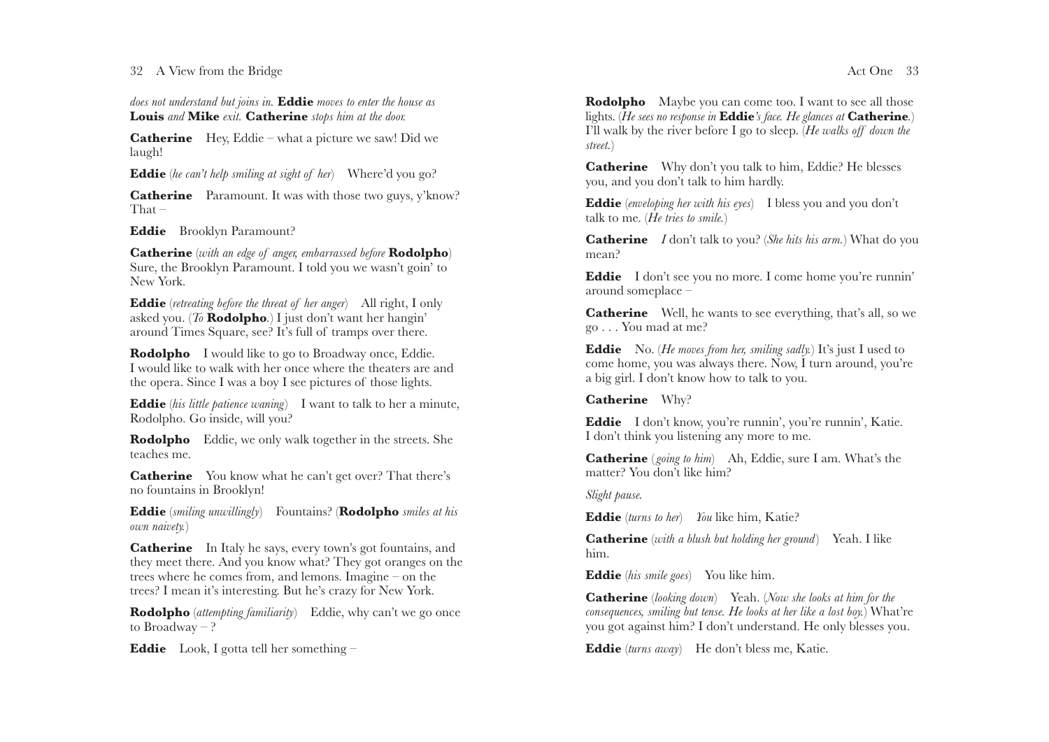*does not understand but joins in.* **Eddie** *moves to enter the house as* **Louis** *and* **Mike** *exit.* **Catherine** *stops him at the door.*

**Catherine** Hey, Eddie – what a picture we saw! Did we laugh!

**Eddie** (*he can't help smiling at sight of her*) Where'd you go?

**Catherine** Paramount. It was with those two guys, y'know? That –

**Eddie** Brooklyn Paramount?

**Catherine** (*with an edge of anger, embarrassed before* **Rodolpho**) Sure, the Brooklyn Paramount. I told you we wasn't goin' to New York.

**Eddie** (*retreating before the threat of her anger*) All right, I only asked you. (*To* **Rodolpho**.) I just don't want her hangin' around Times Square, see? It's full of tramps over there.

**Rodolpho** I would like to go to Broadway once, Eddie. I would like to walk with her once where the theaters are and the opera. Since I was a boy I see pictures of those lights.

**Eddie** (*his little patience waning*) I want to talk to her a minute, Rodolpho. Go inside, will you?

**Rodolpho** Eddie, we only walk together in the streets. She teaches me.

**Catherine** You know what he can't get over? That there's no fountains in Brooklyn!

**Eddie** (*smiling unwillingly*) Fountains? (**Rodolpho** *smiles at his own naivety.*)

**Catherine** In Italy he says, every town's got fountains, and they meet there. And you know what? They got oranges on the trees where he comes from, and lemons. Imagine – on the trees? I mean it's interesting. But he's crazy for New York.

**Rodolpho** (*attempting familiarity*) Eddie, why can't we go once to Broadway – ?

**Eddie** Look, I gotta tell her something –

**Rodolpho** Maybe you can come too. I want to see all those lights. (*He sees no response in* **Eddie***'s face. He glances at* **Catherine**.) I'll walk by the river before I go to sleep. (*He walks off down the street.*)

**Catherine** Why don't you talk to him, Eddie? He blesses you, and you don't talk to him hardly.

**Eddie** (*enveloping her with his eyes*) I bless you and you don't talk to me. (*He tries to smile.*)

**Catherine** *I* don't talk to you? (*She hits his arm.*) What do you mean?

**Eddie** I don't see you no more. I come home you're runnin' around someplace –

**Catherine** Well, he wants to see everything, that's all, so we go . . . You mad at me?

**Eddie** No. (*He moves from her, smiling sadly.*) It's just I used to come home, you was always there. Now, I turn around, you're a big girl. I don't know how to talk to you.

**Catherine** Why?

**Eddie** I don't know, you're runnin', you're runnin', Katie. I don't think you listening any more to me.

**Catherine** (*going to him*) Ah, Eddie, sure I am. What's the matter? You don't like him?

*Slight pause.*

**Eddie** (*turns to her*) *You* like him, Katie?

**Catherine** (*with a blush but holding her ground*) Yeah. I like him.

**Eddie** (*his smile goes*) You like him.

**Catherine** (*looking down*) Yeah. (*Now she looks at him for the consequences, smiling but tense. He looks at her like a lost boy.*) What're you got against him? I don't understand. He only blesses you.

**Eddie** (*turns away*) He don't bless me, Katie.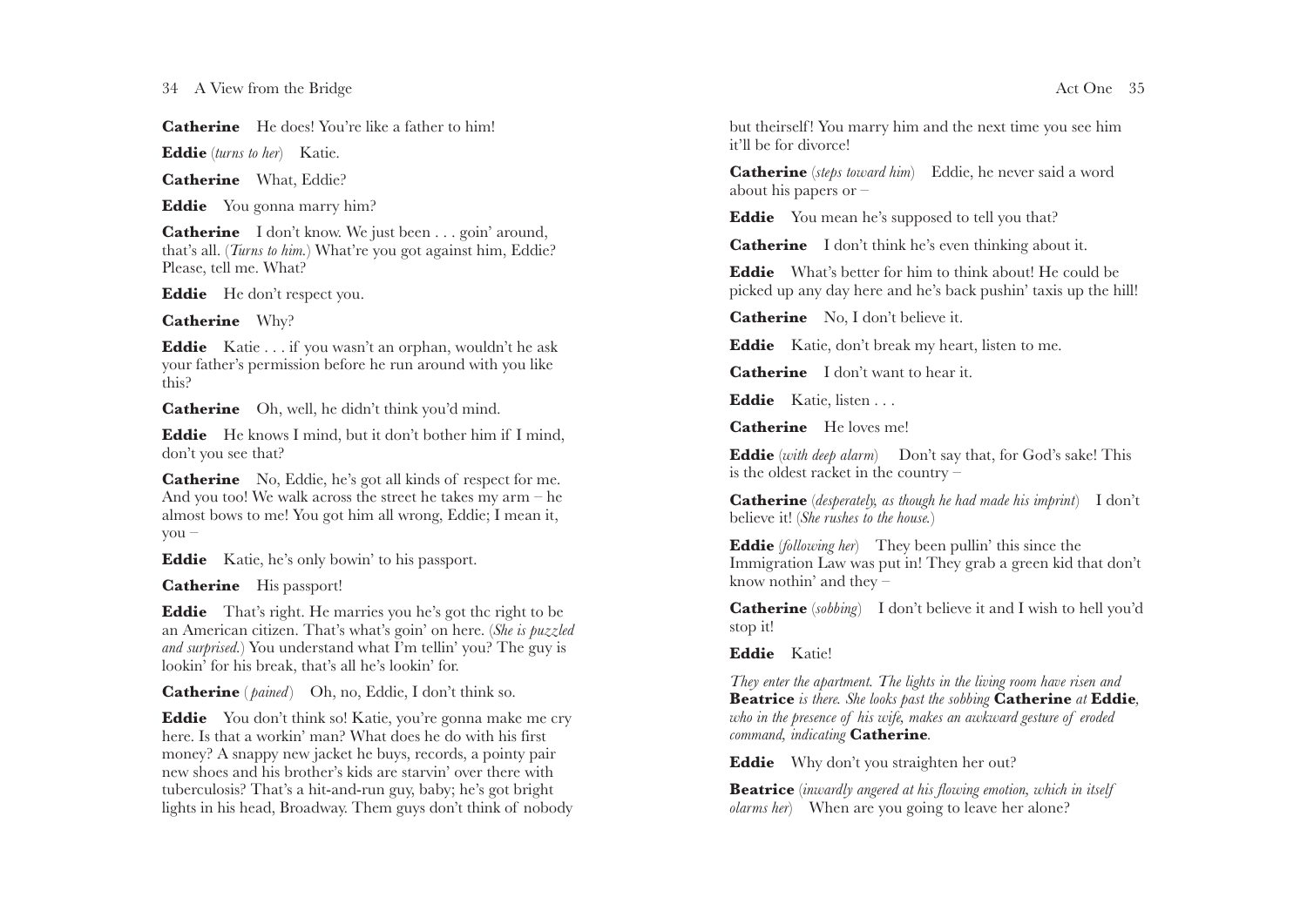**Catherine** He does! You're like a father to him!

**Eddie** (*turns to her*) Katie.

**Catherine** What, Eddie?

**Eddie** You gonna marry him?

**Catherine** I don't know. We just been . . . goin' around, that's all. (*Turns to him.*) What're you got against him, Eddie? Please, tell me. What?

**Eddie** He don't respect you.

**Catherine** Why?

**Eddie** Katie . . . if you wasn't an orphan, wouldn't he ask your father's permission before he run around with you like this?

**Catherine** Oh, well, he didn't think you'd mind.

**Eddie** He knows I mind, but it don't bother him if I mind, don't you see that?

**Catherine** No, Eddie, he's got all kinds of respect for me. And you too! We walk across the street he takes my arm – he almost bows to me! You got him all wrong, Eddie; I mean it, you –

**Eddie** Katie, he's only bowin' to his passport.

**Catherine** His passport!

**Eddie** That's right. He marries you he's got thc right to be an American citizen. That's what's goin' on here. (*She is puzzled and surprised.*) You understand what I'm tellin' you? The guy is lookin' for his break, that's all he's lookin' for.

**Catherine** (*pained*) Oh, no, Eddie, I don't think so.

**Eddie** You don't think so! Katie, you're gonna make me cry here. Is that a workin' man? What does he do with his first money? A snappy new jacket he buys, records, a pointy pair new shoes and his brother's kids are starvin' over there with tuberculosis? That's a hit-and-run guy, baby; he's got bright lights in his head, Broadway. Them guys don't think of nobody but theirself! You marry him and the next time you see him it'll be for divorce!

**Catherine** (*steps toward him*) Eddie, he never said a word about his papers or –

**Eddie** You mean he's supposed to tell you that?

**Catherine** I don't think he's even thinking about it.

**Eddie** What's better for him to think about! He could be picked up any day here and he's back pushin' taxis up the hill!

**Catherine** No, I don't believe it.

**Eddie** Katie, don't break my heart, listen to me.

**Catherine** I don't want to hear it.

**Eddie** Katie, listen . . .

**Catherine** He loves me!

**Eddie** (*with deep alarm*) Don't say that, for God's sake! This is the oldest racket in the country –

**Catherine** (*desperately, as though he had made his imprint*) I don't believe it! (*She rushes to the house.*)

**Eddie** (*following her*) They been pullin' this since the Immigration Law was put in! They grab a green kid that don't know nothin' and they –

**Catherine** (*sobbing*) I don't believe it and I wish to hell you'd stop it!

**Eddie** Katie!

*They enter the apartment. The lights in the living room have risen and* **Beatrice** *is there. She looks past the sobbing* **Catherine** *at* **Eddie**, *who in the presence of his wife, makes an awkward gesture of eroded command, indicating* **Catherine**.

**Eddie** Why don't you straighten her out?

**Beatrice** (*inwardly angered at his flowing emotion, which in itself olarms her*) When are you going to leave her alone?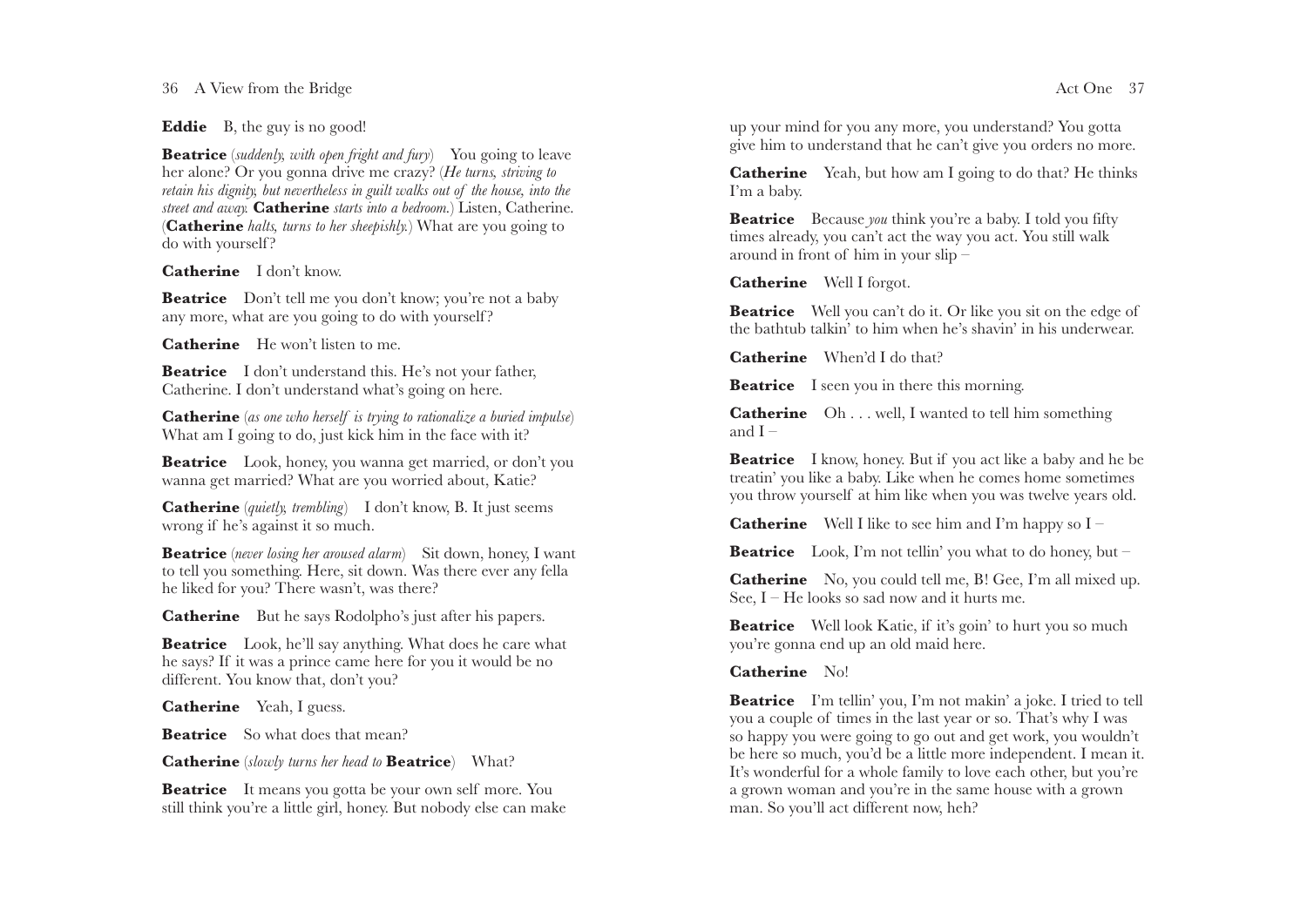**Eddie** B, the guy is no good!

**Beatrice** (*suddenly, with open fright and fury*) You going to leave her alone? Or you gonna drive me crazy? (*He turns, striving to retain his dignity, but nevertheless in guilt walks out of the house, into the street and away.* **Catherine** *starts into a bedroom.*) Listen, Catherine. (**Catherine** *halts, turns to her sheepishly.*) What are you going to do with yourself?

**Catherine** I don't know.

**Beatrice** Don't tell me you don't know; you're not a baby any more, what are you going to do with yourself?

**Catherine** He won't listen to me.

**Beatrice** I don't understand this. He's not your father, Catherine. I don't understand what's going on here.

**Catherine** (*as one who herself is trying to rationalize a buried impulse*) What am I going to do, just kick him in the face with it?

**Beatrice** Look, honey, you wanna get married, or don't you wanna get married? What are you worried about, Katie?

**Catherine** (*quietly, trembling*) I don't know, B. It just seems wrong if he's against it so much.

**Beatrice** (*never losing her aroused alarm*) Sit down, honey, I want to tell you something. Here, sit down. Was there ever any fella he liked for you? There wasn't, was there?

**Catherine** But he says Rodolpho's just after his papers.

**Beatrice** Look, he'll say anything. What does he care what he says? If it was a prince came here for you it would be no different. You know that, don't you?

**Catherine** Yeah, I guess.

**Beatrice** So what does that mean?

**Catherine** (*slowly turns her head to* **Beatrice**) What?

**Beatrice** It means you gotta be your own self more. You still think you're a little girl, honey. But nobody else can make up your mind for you any more, you understand? You gotta give him to understand that he can't give you orders no more.

**Catherine** Yeah, but how am I going to do that? He thinks I'm a baby.

**Beatrice** Because *you* think you're a baby. I told you fifty times already, you can't act the way you act. You still walk around in front of him in your slip –

**Catherine** Well I forgot.

**Beatrice** Well you can't do it. Or like you sit on the edge of the bathtub talkin' to him when he's shavin' in his underwear.

**Catherine** When'd I do that?

**Beatrice** I seen you in there this morning.

**Catherine** Oh . . . well, I wanted to tell him something and I –

**Beatrice** I know, honey. But if you act like a baby and he be treatin' you like a baby. Like when he comes home sometimes you throw yourself at him like when you was twelve years old.

**Catherine** Well I like to see him and I'm happy so I –

**Beatrice** Look, I'm not tellin' you what to do honey, but –

**Catherine** No, you could tell me, B! Gee, I'm all mixed up. See, I – He looks so sad now and it hurts me.

**Beatrice** Well look Katie, if it's goin' to hurt you so much you're gonna end up an old maid here.

**Catherine** No!

**Beatrice** I'm tellin' you, I'm not makin' a joke. I tried to tell you a couple of times in the last year or so. That's why I was so happy you were going to go out and get work, you wouldn't be here so much, you'd be a little more independent. I mean it. It's wonderful for a whole family to love each other, but you're a grown woman and you're in the same house with a grown man. So you'll act different now, heh?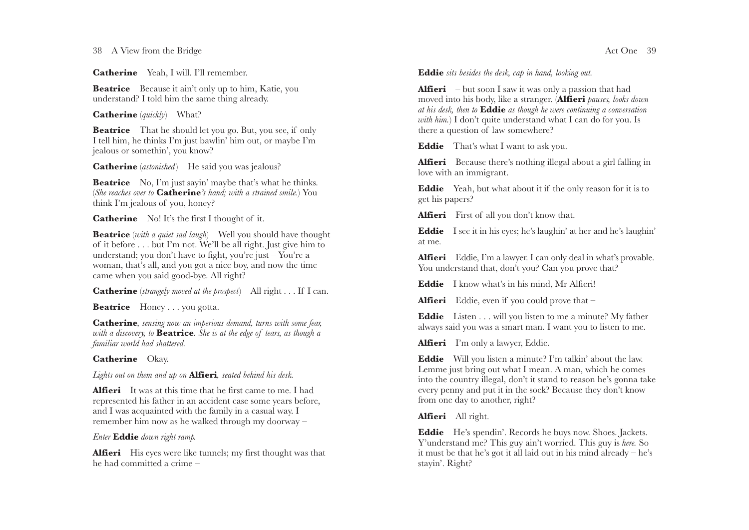**Catherine** Yeah, I will. I'll remember.

**Beatrice** Because it ain't only up to him, Katie, you understand? I told him the same thing already.

**Catherine** (*quickly*) What?

**Beatrice** That he should let you go. But, you see, if only I tell him, he thinks I'm just bawlin' him out, or maybe I'm jealous or somethin', you know?

**Catherine** (*astonished*) He said you was jealous?

**Beatrice** No, I'm just sayin' maybe that's what he thinks. (*She reaches over to* **Catherine***'s hand; with a strained smile.*) You think I'm jealous of you, honey?

**Catherine** No! It's the first I thought of it.

**Beatrice** (*with a quiet sad laugh*) Well you should have thought of it before . . . but I'm not. We'll be all right. Just give him to understand; you don't have to fight, you're just – You're a woman, that's all, and you got a nice boy, and now the time came when you said good-bye. All right?

**Catherine** (*strangely moved at the prospect*) All right . . . If I can.

**Beatrice** Honey . . . you gotta.

**Catherine***, sensing now an imperious demand, turns with some fear, with a discovery, to* **Beatrice***. She is at the edge of tears, as though a familiar world had shattered.*

**Catherine** Okay.

*Lights out on them and up on* **Alfieri***, seated behind his desk.*

**Alfieri** It was at this time that he first came to me. I had represented his father in an accident case some years before, and I was acquainted with the family in a casual way. I remember him now as he walked through my doorway –

*Enter* **Eddie** *down right ramp.*

**Alfieri** His eyes were like tunnels; my first thought was that he had committed a crime –

**Eddie** *sits besides the desk, cap in hand, looking out.*

**Alfieri** – but soon I saw it was only a passion that had moved into his body, like a stranger. (**Alfieri** *pauses, looks down at his desk, then to* **Eddie** *as though he were continuing a conversation with him.*) I don't quite understand what I can do for you. Is there a question of law somewhere?

**Eddie** That's what I want to ask you.

**Alfieri** Because there's nothing illegal about a girl falling in love with an immigrant.

**Eddie** Yeah, but what about it if the only reason for it is to get his papers?

**Alfieri** First of all you don't know that.

**Eddie** I see it in his eyes; he's laughin' at her and he's laughin' at me.

**Alfieri** Eddie, I'm a lawyer. I can only deal in what's provable. You understand that, don't you? Can you prove that?

**Eddie** I know what's in his mind, Mr Alfieri!

**Alfieri** Eddie, even if you could prove that –

**Eddie** Listen . . . will you listen to me a minute? My father always said you was a smart man. I want you to listen to me.

**Alfieri** I'm only a lawyer, Eddie.

**Eddie** Will you listen a minute? I'm talkin' about the law. Lemme just bring out what I mean. A man, which he comes into the country illegal, don't it stand to reason he's gonna take every penny and put it in the sock? Because they don't know from one day to another, right?

**Alfieri** All right.

**Eddie** He's spendin'. Records he buys now. Shoes. Jackets. Y'understand me? This guy ain't worried. This guy is *here.* So it must be that he's got it all laid out in his mind already – he's stayin'. Right?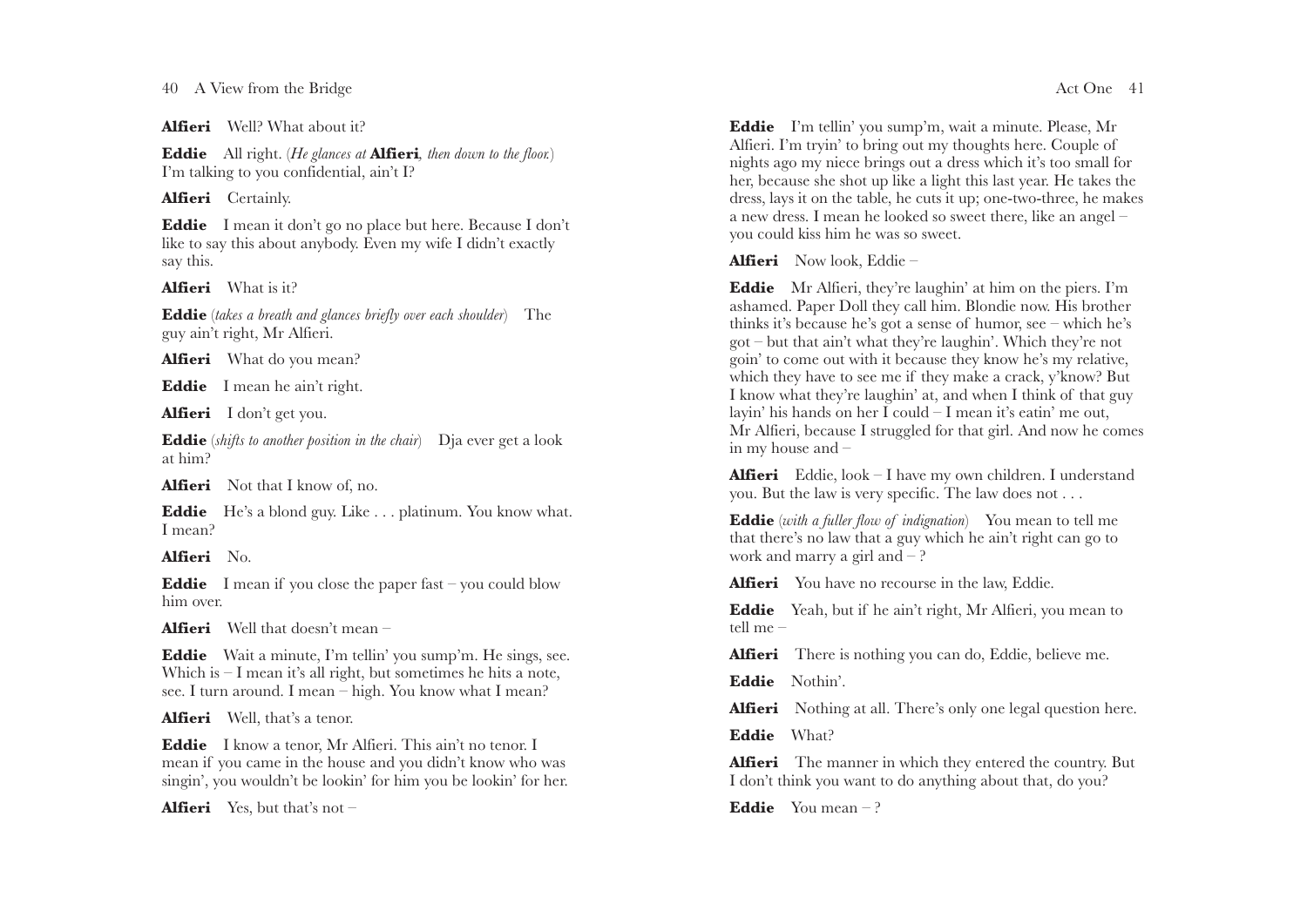**Alfieri** Well? What about it?

**Eddie** All right. (*He glances at* **Alfieri***, then down to the floor.*) I'm talking to you confidential, ain't I?

**Alfieri** Certainly.

**Eddie** I mean it don't go no place but here. Because I don't like to say this about anybody. Even my wife I didn't exactly say this.

**Alfieri** What is it?

**Eddie** (*takes a breath and glances briefly over each shoulder*) The guy ain't right, Mr Alfieri.

**Alfieri** What do you mean?

**Eddie** I mean he ain't right.

**Alfieri** I don't get you.

**Eddie** (*shifts to another position in the chair*) Dja ever get a look at him?

**Alfieri** Not that I know of, no.

**Eddie** He's a blond guy. Like . . . platinum. You know what. I mean?

**Alfieri** No.

**Eddie** I mean if you close the paper fast – you could blow him over.

**Alfieri** Well that doesn't mean –

**Eddie** Wait a minute, I'm tellin' you sump'm. He sings, see. Which is – I mean it's all right, but sometimes he hits a note, see. I turn around. I mean – high. You know what I mean?

**Alfieri** Well, that's a tenor.

**Eddie** I know a tenor, Mr Alfieri. This ain't no tenor. I mean if you came in the house and you didn't know who was singin', you wouldn't be lookin' for him you be lookin' for her.

**Alfieri** Yes, but that's not –

**Eddie** I'm tellin' you sump'm, wait a minute. Please, Mr Alfieri. I'm tryin' to bring out my thoughts here. Couple of nights ago my niece brings out a dress which it's too small for her, because she shot up like a light this last year. He takes the dress, lays it on the table, he cuts it up; one-two-three, he makes a new dress. I mean he looked so sweet there, like an angel – you could kiss him he was so sweet.

**Alfieri** Now look, Eddie –

**Eddie** Mr Alfieri, they're laughin' at him on the piers. I'm ashamed. Paper Doll they call him. Blondie now. His brother thinks it's because he's got a sense of humor, see – which he's got – but that ain't what they're laughin'. Which they're not goin' to come out with it because they know he's my relative, which they have to see me if they make a crack, y'know? But I know what they're laughin' at, and when I think of that guy layin' his hands on her I could – I mean it's eatin' me out, Mr Alfieri, because I struggled for that girl. And now he comes in my house and –

**Alfieri** Eddie, look – I have my own children. I understand you. But the law is very specific. The law does not . . .

**Eddie** (*with a fuller flow of indignation*) You mean to tell me that there's no law that a guy which he ain't right can go to work and marry a girl and – ?

**Alfieri** You have no recourse in the law, Eddie.

**Eddie** Yeah, but if he ain't right, Mr Alfieri, you mean to tell me –

**Alfieri** There is nothing you can do, Eddie, believe me.

**Eddie** Nothin'.

**Alfieri** Nothing at all. There's only one legal question here.

**Eddie** What?

**Alfieri** The manner in which they entered the country. But I don't think you want to do anything about that, do you?

**Eddie** You mean – ?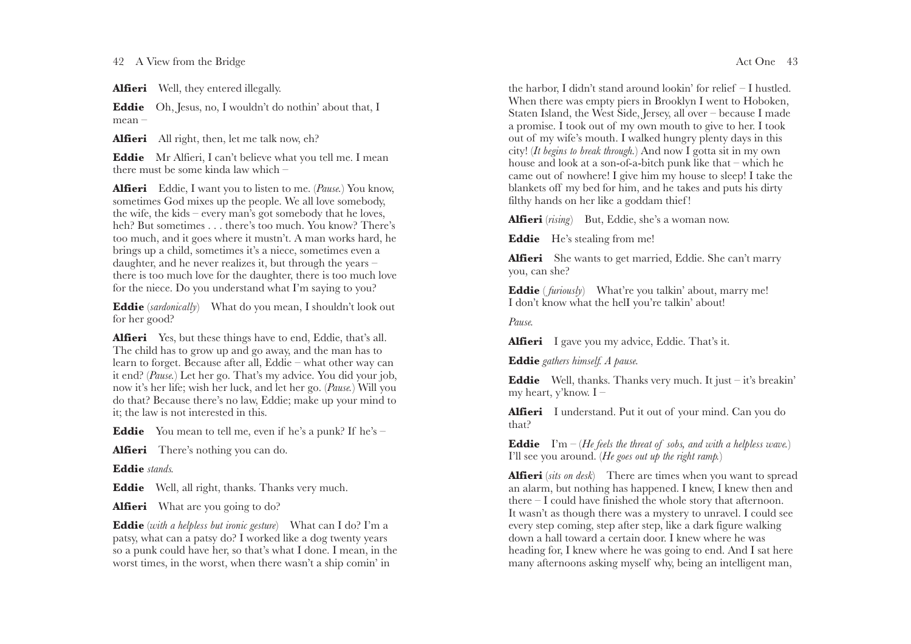**Alfieri** Well, they entered illegally.

**Eddie** Oh, Jesus, no, I wouldn't do nothin' about that, I mean –

**Alfieri** All right, then, let me talk now, eh?

**Eddie** Mr Alfieri, I can't believe what you tell me. I mean there must be some kinda law which –

**Alfieri** Eddie, I want you to listen to me. (*Pause.*) You know, sometimes God mixes up the people. We all love somebody, the wife, the kids – every man's got somebody that he loves, heh? But sometimes . . . there's too much. You know? There's too much, and it goes where it mustn't. A man works hard, he brings up a child, sometimes it's a niece, sometimes even a daughter, and he never realizes it, but through the years – there is too much love for the daughter, there is too much love for the niece. Do you understand what I'm saying to you?

**Eddie** (*sardonically*) What do you mean, I shouldn't look out for her good?

**Alfieri** Yes, but these things have to end, Eddie, that's all. The child has to grow up and go away, and the man has to learn to forget. Because after all, Eddie – what other way can it end? (*Pause.*) Let her go. That's my advice. You did your job, now it's her life; wish her luck, and let her go. (*Pause.*) Will you do that? Because there's no law, Eddie; make up your mind to it; the law is not interested in this.

**Eddie** You mean to tell me, even if he's a punk? If he's –

**Alfieri** There's nothing you can do.

**Eddie** *stands.*

**Eddie** Well, all right, thanks. Thanks very much.

**Alfieri** What are you going to do?

**Eddie** (*with a helpless but ironic gesture*) What can I do? I'm a patsy, what can a patsy do? I worked like a dog twenty years so a punk could have her, so that's what I done. I mean, in the worst times, in the worst, when there wasn't a ship comin' in the harbor, I didn't stand around lookin' for relief – I hustled. When there was empty piers in Brooklyn I went to Hoboken, Staten Island, the West Side, Jersey, all over – because I made a promise. I took out of my own mouth to give to her. I took out of my wife's mouth. I walked hungry plenty days in this city! (*It begins to break through.*) And now I gotta sit in my own house and look at a son-of-a-bitch punk like that – which he came out of nowhere! I give him my house to sleep! I take the blankets off my bed for him, and he takes and puts his dirty filthy hands on her like a goddam thief!

**Alfieri** (*rising*) But, Eddie, she's a woman now.

**Eddie** He's stealing from me!

**Alfieri** She wants to get married, Eddie. She can't marry you, can she?

**Eddie** (*furiously*) What're you talkin' about, marry me! I don't know what the hell you're talkin' about!

*Pause.*

**Alfieri** I gave you my advice, Eddie. That's it.

**Eddie** *gathers himself. A pause.*

**Eddie** Well, thanks. Thanks very much. It just – it's breakin' my heart, y'know. I –

**Alfieri** I understand. Put it out of your mind. Can you do that?

**Eddie** I'm – (*He feels the threat of sobs, and with a helpless wave.*) I'll see you around. (*He goes out up the right ramp.*)

**Alfieri** (*sits on desk*) There are times when you want to spread an alarm, but nothing has happened. I knew, I knew then and there – I could have finished the whole story that afternoon. It wasn't as though there was a mystery to unravel. I could see every step coming, step after step, like a dark figure walking down a hall toward a certain door. I knew where he was heading for, I knew where he was going to end. And I sat here many afternoons asking myself why, being an intelligent man,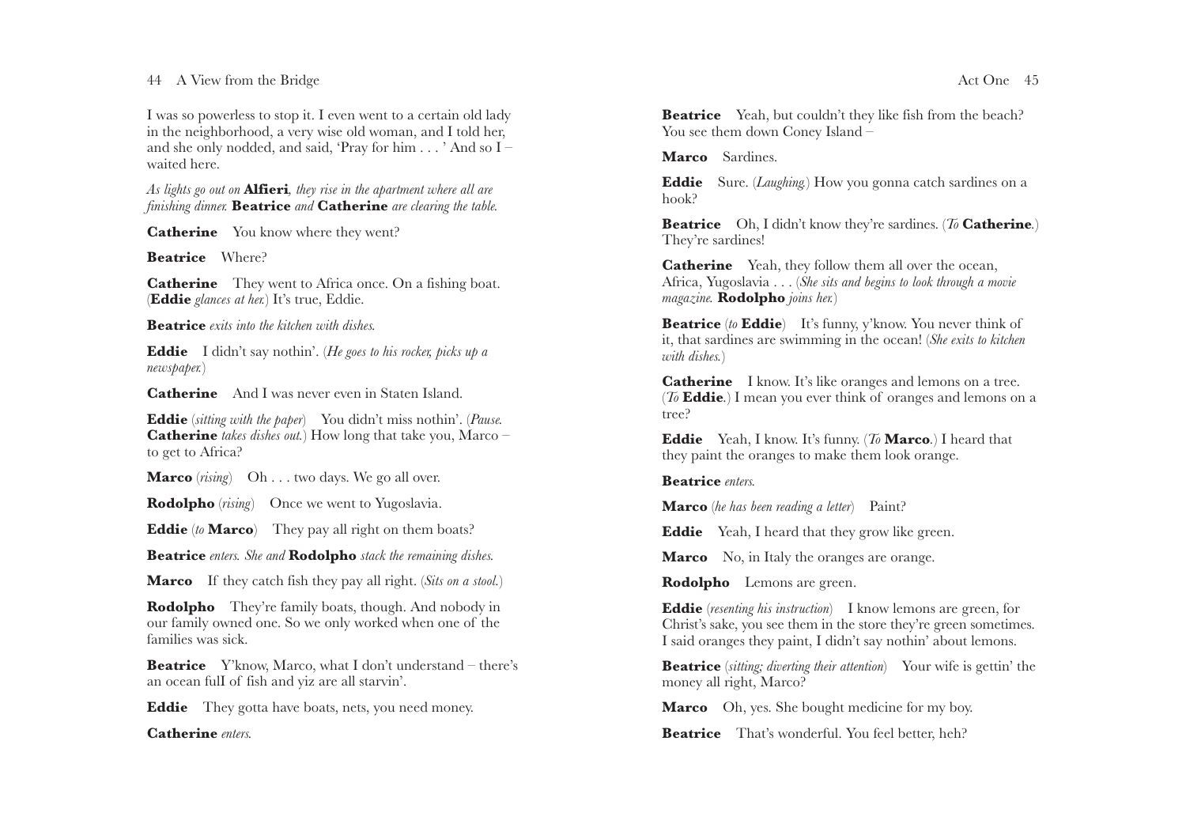I was so powerless to stop it. I even went to a certain old lady in the neighborhood, a very wise old woman, and I told her, and she only nodded, and said, 'Pray for him . . . ' And so I – waited here.

*As lights go out on* **Alfieri***, they rise in the apartment where all are finishing dinner.* **Beatrice** *and* **Catherine** *are clearing the table.*

**Catherine** You know where they went?

**Beatrice** Where?

**Catherine** They went to Africa once. On a fishing boat. (**Eddie** *glances at her.*) It's true, Eddie.

**Beatrice** *exits into the kitchen with dishes.*

**Eddie** I didn't say nothin'. (*He goes to his rocker, picks up a newspaper.*)

**Catherine** And I was never even in Staten Island.

**Eddie** (*sitting with the paper*) You didn't miss nothin'. (*Pause.* **Catherine** *takes dishes out.*) How long that take you, Marco – to get to Africa?

**Marco** (*rising*) Oh . . . two days. We go all over.

**Rodolpho** (*rising*) Once we went to Yugoslavia.

**Eddie** (*to* **Marco**) They pay all right on them boats?

**Beatrice** *enters. She and* **Rodolpho** *stack the remaining dishes.*

**Marco** If they catch fish they pay all right. (*Sits on a stool.*)

**Rodolpho** They're family boats, though. And nobody in our family owned one. So we only worked when one of the families was sick.

**Beatrice** Y'know, Marco, what I don't understand – there's an ocean fulI of fish and yiz are all starvin'.

**Eddie** They gotta have boats, nets, you need money.

**Catherine** *enters.*

**Beatrice** Yeah, but couldn't they like fish from the beach? You see them down Coney Island –

**Marco** Sardines.

**Eddie** Sure. (*Laughing.*) How you gonna catch sardines on a hook?

**Beatrice** Oh, I didn't know they're sardines. (*To* **Catherine***.*) They're sardines!

**Catherine** Yeah, they follow them all over the ocean, Africa, Yugoslavia . . . (*She sits and begins to look through a movie magazine.* **Rodolpho** *joins her.*)

**Beatrice** (*to* **Eddie**) It's funny, y'know. You never think of it, that sardines are swimming in the ocean! (*She exits to kitchen with dishes.*)

**Catherine** I know. It's like oranges and lemons on a tree. (*To* **Eddie***.*) I mean you ever think of oranges and lemons on a tree?

**Eddie** Yeah, I know. It's funny. (*To* **Marco***.*) I heard that they paint the oranges to make them look orange.

**Beatrice** *enters.*

**Marco** (*he has been reading a letter*) Paint?

**Eddie** Yeah, I heard that they grow like green.

**Marco** No, in Italy the oranges are orange.

**Rodolpho** Lemons are green.

**Eddie** (*resenting his instruction*) I know lemons are green, for Christ's sake, you see them in the store they're green sometimes. I said oranges they paint, I didn't say nothin' about lemons.

**Beatrice** (*sitting; diverting their attention*) Your wife is gettin' the money all right, Marco?

**Marco** Oh, yes. She bought medicine for my boy.

**Beatrice** That's wonderful. You feel better, heh?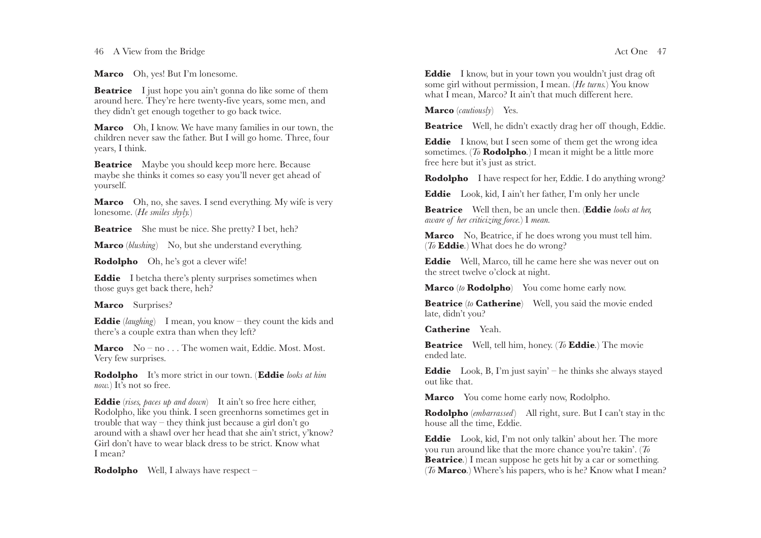**Marco** Oh, yes! But I'm lonesome.

**Beatrice** I just hope you ain't gonna do like some of them around here. They're here twenty-five years, some men, and they didn't get enough together to go back twice.

**Marco** Oh, I know. We have many families in our town, the children never saw the father. But I will go home. Three, four years, I think.

**Beatrice** Maybe you should keep more here. Because maybe she thinks it comes so easy you'll never get ahead of yourself.

**Marco** Oh, no, she saves. I send everything. My wife is very lonesome. (*He smiles shyly.*)

**Beatrice** She must be nice. She pretty? I bet, heh?

**Marco** (*blushing*) No, but she understand everything.

**Rodolpho** Oh, he's got a clever wife!

**Eddie** I betcha there's plenty surprises sometimes when those guys get back there, heh?

**Marco** Surprises?

**Eddie** (*laughing*) I mean, you know – they count the kids and there's a couple extra than when they left?

**Marco** No – no . . . The women wait, Eddie. Most. Most. Very few surprises.

**Rodolpho** It's more strict in our town. (**Eddie** *looks at him now.*) It's not so free.

**Eddie** (*rises, paces up and down*) It ain't so free here either, Rodolpho, like you think. I seen greenhorns sometimes get in trouble that way – they think just because a girl don't go around with a shawl over her head that she ain't strict, y'know? Girl don't have to wear black dress to be strict. Know what I mean?

**Rodolpho** Well, I always have respect –

**Eddie** I know, but in your town you wouldn't just drag oft some girl without permission, I mean. (*He turns.*) You know what I mean, Marco? It ain't that much different here.

**Marco** (*cautiously*) Yes.

**Beatrice** Well, he didn't exactly drag her off though, Eddie.

**Eddie** I know, but I seen some of them get the wrong idea sometimes. (*To* **Rodolpho**.) I mean it might be a little more free here but it's just as strict.

**Rodolpho** I have respect for her, Eddie. I do anything wrong?

**Eddie** Look, kid, I ain't her father, I'm only her uncle

**Beatrice** Well then, be an uncle then. (**Eddie** *looks at her, aware of her criticizing force.*) I *mean.*

**Marco** No, Beatrice, if he does wrong you must tell him. (*To* **Eddie**.) What does he do wrong?

**Eddie** Well, Marco, till he came here she was never out on the street twelve o'clock at night.

**Marco** (*to* **Rodolpho**) You come home early now.

**Beatrice** (*to* **Catherine**) Well, you said the movie ended late, didn't you?

**Catherine** Yeah.

**Beatrice** Well, tell him, honey. (*To* **Eddie**.) The movie ended late.

**Eddie** Look, B, I'm just sayin' – he thinks she always stayed out like that.

**Marco** You come home early now, Rodolpho.

**Rodolpho** (*embarrassed*) All right, sure. But I can't stay in thc house all the time, Eddie.

**Eddie** Look, kid, I'm not only talkin' about her. The more you run around like that the more chance you're takin'. (*To* **Beatrice**.) I mean suppose he gets hit by a car or something. (*To* **Marco**.) Where's his papers, who is he? Know what I mean?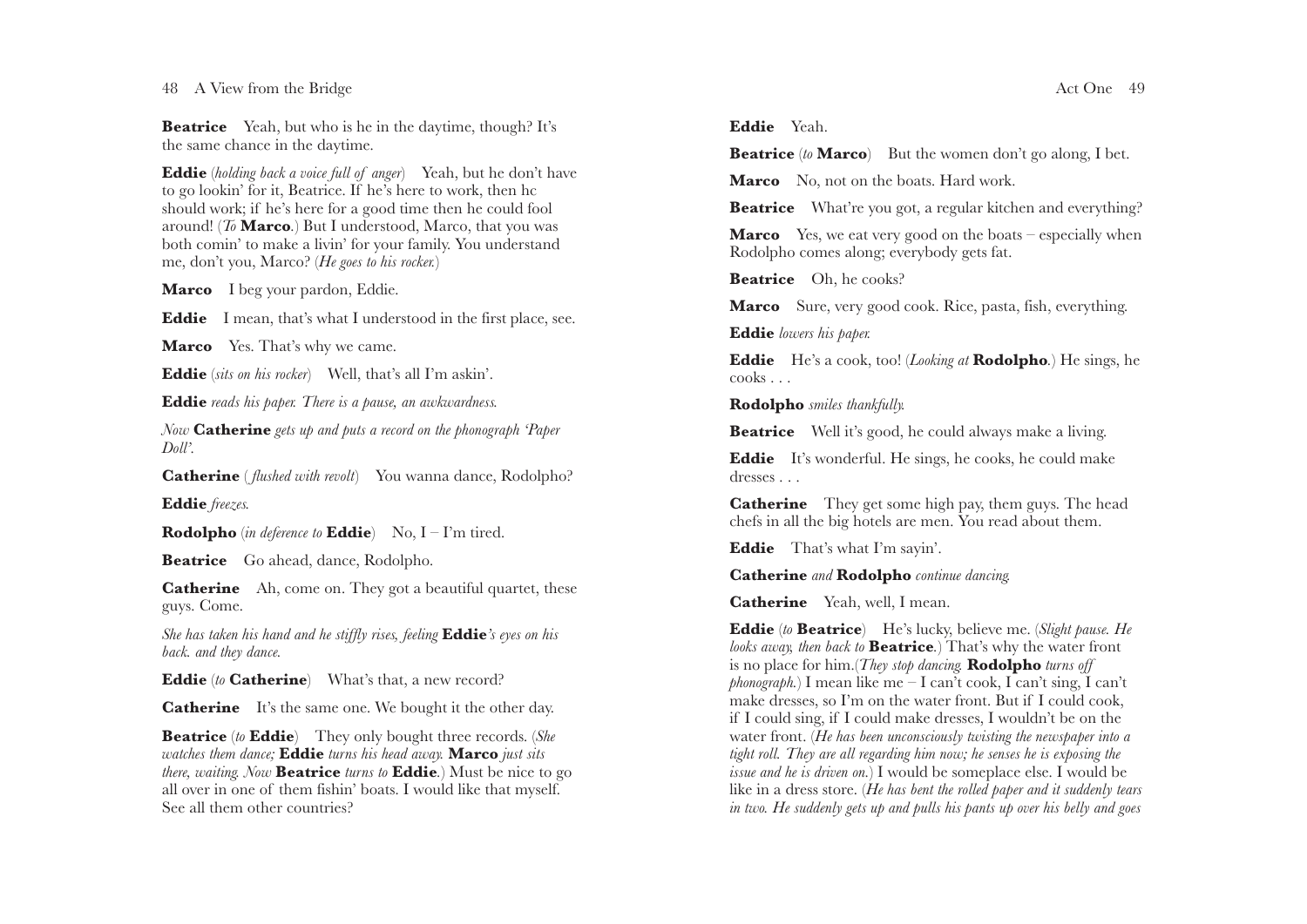**Beatrice** Yeah, but who is he in the daytime, though? It's the same chance in the daytime.

**Eddie** (*holding back a voice full of anger*) Yeah, but he don't have to go lookin' for it, Beatrice. If he's here to work, then hc should work; if he's here for a good time then he could fool around! (*To* **Marco**.) But I understood, Marco, that you was both comin' to make a livin' for your family. You understand me, don't you, Marco? (*He goes to his rocker.*)

**Marco** I beg your pardon, Eddie.

**Eddie** I mean, that's what I understood in the first place, see.

**Marco** Yes. That's why we came.

**Eddie** (*sits on his rocker*) Well, that's all I'm askin'.

**Eddie** *reads his paper. There is a pause, an awkwardness.*

*Now* **Catherine** *gets up and puts a record on the phonograph 'Paper Doll'.*

**Catherine** (*flushed with revolt*) You wanna dance, Rodolpho?

**Eddie** *freezes.*

**Rodolpho** (*in deference to* **Eddie**) No, I – I'm tired.

**Beatrice** Go ahead, dance, Rodolpho.

**Catherine** Ah, come on. They got a beautiful quartet, these guys. Come.

*She has taken his hand and he stiffly rises, feeling* **Eddie***'s eyes on his back. and they dance.*

**Eddie** (*to* **Catherine**) What's that, a new record?

**Catherine** It's the same one. We bought it the other day.

**Beatrice** (*to* **Eddie**) They only bought three records. (*She watches them dance;* **Eddie** *turns his head away.* **Marco** *just sits there, waiting. Now* **Beatrice** *turns to* **Eddie**.) Must be nice to go all over in one of them fishin' boats. I would like that myself. See all them other countries?

**Eddie** Yeah.

**Beatrice** (*to* **Marco**) But the women don't go along, I bet.

**Marco** No, not on the boats. Hard work.

**Beatrice** What're you got, a regular kitchen and everything?

**Marco** Yes, we eat very good on the boats – especially when Rodolpho comes along; everybody gets fat.

**Beatrice** Oh, he cooks?

**Marco** Sure, very good cook. Rice, pasta, fish, everything.

**Eddie** *lowers his paper.*

**Eddie** He's a cook, too! (*Looking at* **Rodolpho**.) He sings, he cooks . . .

**Rodolpho** *smiles thankfully.*

**Beatrice** Well it's good, he could always make a living.

**Eddie** It's wonderful. He sings, he cooks, he could make dresses . . .

**Catherine** They get some high pay, them guys. The head chefs in all the big hotels are men. You read about them.

**Eddie** That's what I'm sayin'.

**Catherine** *and* **Rodolpho** *continue dancing.*

**Catherine** Yeah, well, I mean.

**Eddie** (*to* **Beatrice**) He's lucky, believe me. (*Slight pause. He looks away, then back to* **Beatrice**.) That's why the water front is no place for him.(*They stop dancing.* **Rodolpho** *turns off phonograph.*) I mean like me – I can't cook, I can't sing, I can't make dresses, so I'm on the water front. But if I could cook, if I could sing, if I could make dresses, I wouldn't be on the water front. (*He has been unconsciously twisting the newspaper into a tight roll. They are all regarding him now; he senses he is exposing the issue and he is driven on.*) I would be someplace else. I would be like in a dress store. (*He has bent the rolled paper and it suddenly tears in two. He suddenly gets up and pulls his pants up over his belly and goes*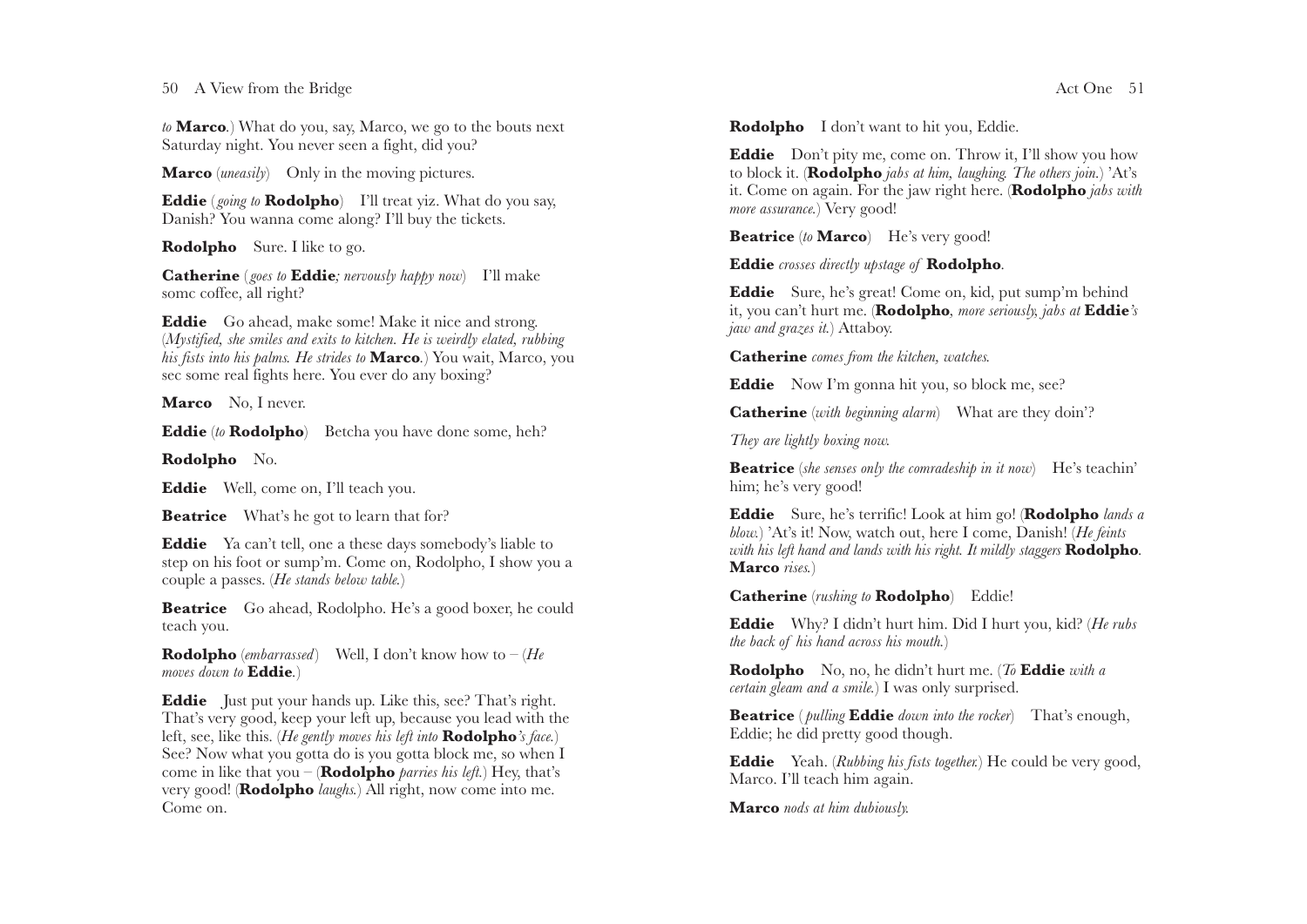*to* **Marco**.) What do you, say, Marco, we go to the bouts next Saturday night. You never seen a fight, did you?

**Marco** (*uneasily*) Only in the moving pictures.

**Eddie** (*going to* **Rodolpho**) I'll treat yiz. What do you say, Danish? You wanna come along? I'll buy the tickets.

**Rodolpho** Sure. I like to go.

**Catherine** (*goes to* **Eddie***; nervously happy now*) I'll make somc coffee, all right?

**Eddie** Go ahead, make some! Make it nice and strong. (*Mystified, she smiles and exits to kitchen. He is weirdly elated, rubbing his fists into his palms. He strides to* **Marco**.) You wait, Marco, you sec some real fights here. You ever do any boxing?

**Marco** No, I never.

**Eddie** (*to* **Rodolpho**) Betcha you have done some, heh?

**Rodolpho** No.

**Eddie** Well, come on, I'll teach you.

**Beatrice** What's he got to learn that for?

**Eddie** Ya can't tell, one a these days somebody's liable to step on his foot or sump'm. Come on, Rodolpho, I show you a couple a passes. (*He stands below table.*)

**Beatrice** Go ahead, Rodolpho. He's a good boxer, he could teach you.

**Rodolpho** (*embarrassed*) Well, I don't know how to – (*He moves down to* **Eddie**.)

**Eddie** Just put your hands up. Like this, see? That's right. That's very good, keep your left up, because you lead with the left, see, like this. (*He gently moves his left into* **Rodolpho***'s face.*) See? Now what you gotta do is you gotta block me, so when I come in like that you – (**Rodolpho** *parries his left.*) Hey, that's very good! (**Rodolpho** *laughs.*) All right, now come into me. Come on.

**Rodolpho** I don't want to hit you, Eddie.

**Eddie** Don't pity me, come on. Throw it, I'll show you how to block it. (**Rodolpho** *jabs at him, laughing. The others join.*) 'At's it. Come on again. For the jaw right here. (**Rodolpho** *jabs with more assurance.*) Very good!

**Beatrice** (*to* **Marco**) He's very good!

**Eddie** *crosses directly upstage of* **Rodolpho**.

**Eddie** Sure, he's great! Come on, kid, put sump'm behind it, you can't hurt me. (**Rodolpho**, *more seriously, jabs at* **Eddie***'s jaw and grazes it.*) Attaboy.

**Catherine** *comes from the kitchen, watches.*

**Eddie** Now I'm gonna hit you, so block me, see?

**Catherine** (*with beginning alarm*) What are they doin'?

*They are lightly boxing now.*

**Beatrice** (*she senses only the comradeship in it now*) He's teachin' him; he's very good!

**Eddie** Sure, he's terrific! Look at him go! (**Rodolpho** *lands a blow.*) 'At's it! Now, watch out, here I come, Danish! (*He feints with his left hand and lands with his right. It mildly staggers* **Rodolpho**. **Marco** *rises.*)

**Catherine** (*rushing to* **Rodolpho**) Eddie!

**Eddie** Why? I didn't hurt him. Did I hurt you, kid? (*He rubs the back of his hand across his mouth.*)

**Rodolpho** No, no, he didn't hurt me. (*To* **Eddie** *with a certain gleam and a smile.*) I was only surprised.

**Beatrice** (*pulling* **Eddie** *down into the rocker*) That's enough, Eddie; he did pretty good though.

**Eddie** Yeah. (*Rubbing his fists together.*) He could be very good, Marco. I'll teach him again.

**Marco** *nods at him dubiously.*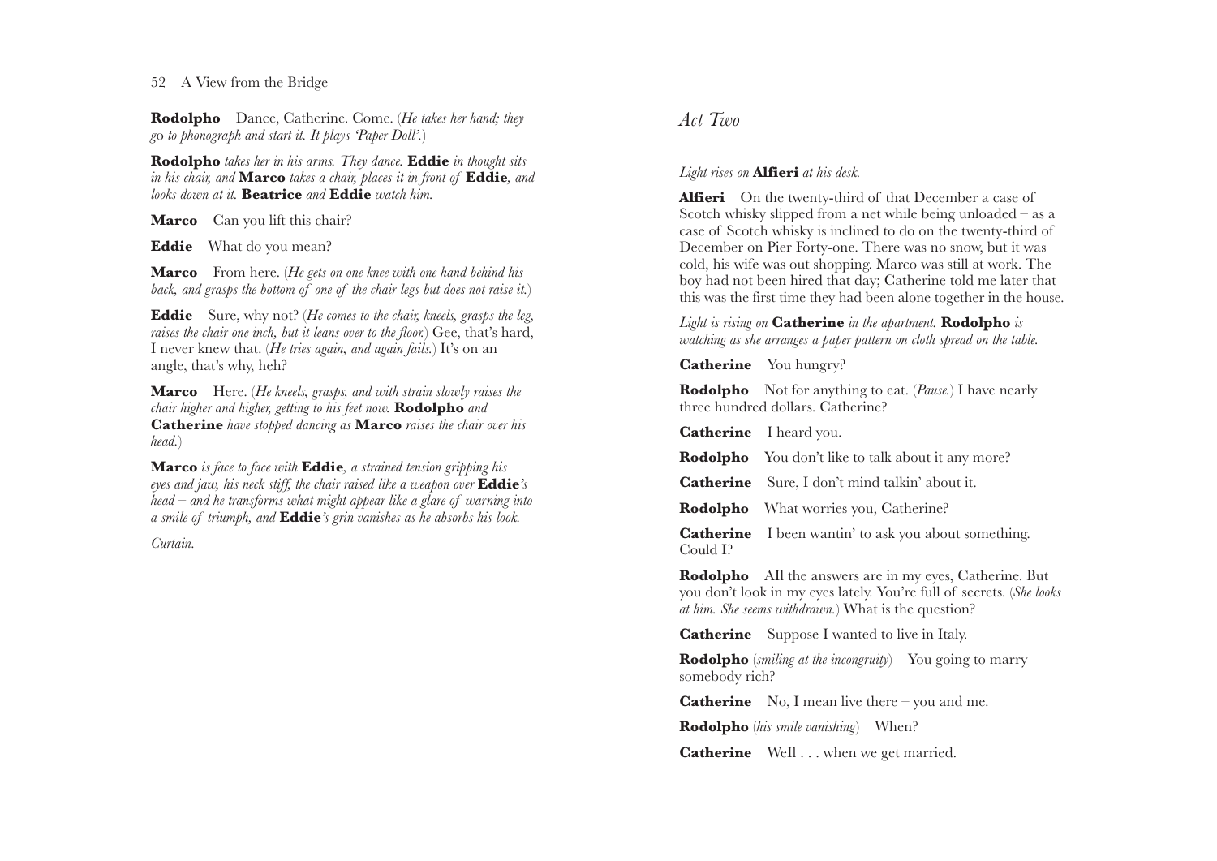**Rodolpho** Dance, Catherine. Come. (*He takes her hand; they go to phonograph and start it. It plays 'Paper Doll'.*)

**Rodolpho** *takes her in his arms. They dance.* **Eddie** *in thought sits in his chair, and* **Marco** *takes a chair, places it in front of* **Eddie***, and looks down at it.* **Beatrice** *and* **Eddie** *watch him.*

**Marco** Can you lift this chair?

**Eddie** What do you mean?

**Marco** From here. (*He gets on one knee with one hand behind his back, and grasps the bottom of one of the chair legs but does not raise it.*)

**Eddie** Sure, why not? (*He comes to the chair, kneels, grasps the leg, raises the chair one inch, but it leans over to the floor.*) Gee, that's hard, I never knew that. (*He tries again, and again fails.*) It's on an angle, that's why, heh?

**Marco** Here. (*He kneels, grasps, and with strain slowly raises the chair higher and higher, getting to his feet now.* **Rodolpho** *and* **Catherine** *have stopped dancing as* **Marco** *raises the chair over his head.*)

**Marco** *is face to face with* **Eddie***, a strained tension gripping his eyes and jaw, his neck stiff, the chair raised like a weapon over* **Eddie***'s head – and he transforms what might appear like a glare of warning into a smile of triumph, and* **Eddie***'s grin vanishes as he absorbs his look.*

*Curtain.*

## *Act Two*

*Light rises on* **Alfieri** *at his desk.*

**Alfieri** On the twenty-third of that December a case of Scotch whisky slipped from a net while being unloaded – as a case of Scotch whisky is inclined to do on the twenty-third of December on Pier Forty-one. There was no snow, but it was cold, his wife was out shopping. Marco was still at work. The boy had not been hired that day; Catherine told me later that this was the first time they had been alone together in the house.

*Light is rising on* **Catherine** *in the apartment.* **Rodolpho** *is watching as she arranges a paper pattern on cloth spread on the table.*

**Catherine** You hungry?

**Rodolpho** Not for anything to eat. (*Pause.*) I have nearly three hundred dollars. Catherine?

**Catherine** I heard you.

**Rodolpho** You don't like to talk about it any more?

**Catherine** Sure, I don't mind talkin' about it.

**Rodolpho** What worries you, Catherine?

**Catherine** I been wantin' to ask you about something. Could I?

**Rodolpho** All the answers are in my eyes, Catherine. But you don't look in my eyes lately. You're full of secrets. (*She looks at him. She seems withdrawn.*) What is the question?

**Catherine** Suppose I wanted to live in Italy.

**Rodolpho** (*smiling at the incongruity*) You going to marry somebody rich?

**Catherine** No, I mean live there – you and me.

**Rodolpho** (*his smile vanishing*) When?

**Catherine** Well . . . when we get married.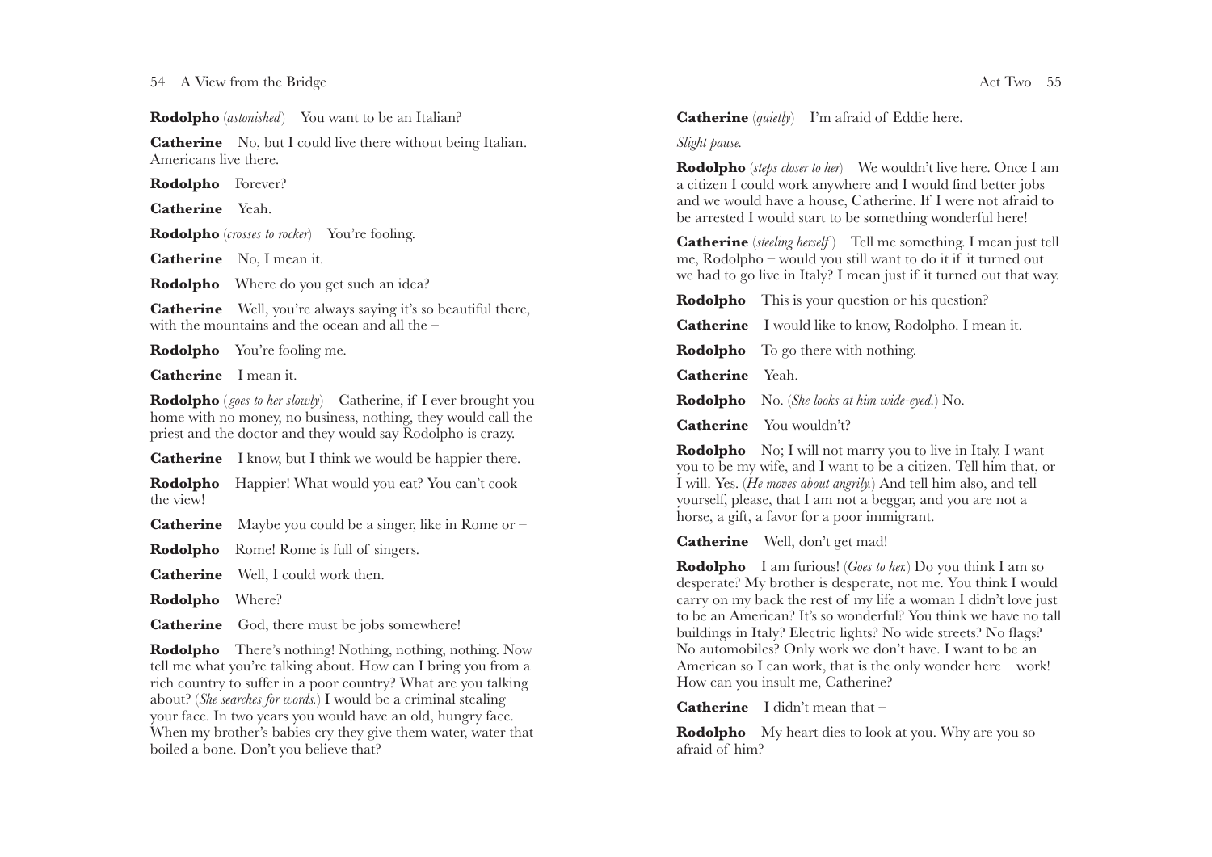**Rodolpho** (*astonished*) You want to be an Italian?

**Catherine** No, but I could live there without being Italian. Americans live there.

**Rodolpho** Forever?

**Catherine** Yeah.

**Rodolpho** (*crosses to rocker*) You're fooling.

**Catherine** No, I mean it.

**Rodolpho** Where do you get such an idea?

**Catherine** Well, you're always saying it's so beautiful there, with the mountains and the ocean and all the –

**Rodolpho** You're fooling me.

**Catherine** I mean it.

**Rodolpho** (*goes to her slowly*) Catherine, if I ever brought you home with no money, no business, nothing, they would call the priest and the doctor and they would say Rodolpho is crazy.

**Catherine** I know, but I think we would be happier there.

**Rodolpho** Happier! What would you eat? You can't cook the view!

**Catherine** Maybe you could be a singer, like in Rome or –

**Rodolpho** Rome! Rome is full of singers.

**Catherine** Well, I could work then.

**Rodolpho** Where?

**Catherine** God, there must be jobs somewhere!

**Rodolpho** There's nothing! Nothing, nothing, nothing. Now tell me what you're talking about. How can I bring you from a rich country to suffer in a poor country? What are you talking about? (*She searches for words.*) I would be a criminal stealing your face. In two years you would have an old, hungry face. When my brother's babies cry they give them water, water that boiled a bone. Don't you believe that?

**Catherine** (*quietly*) I'm afraid of Eddie here.

*Slight pause.*

**Rodolpho** (*steps closer to her*) We wouldn't live here. Once I am a citizen I could work anywhere and I would find better jobs and we would have a house, Catherine. If I were not afraid to be arrested I would start to be something wonderful here!

**Catherine** (*steeling herself*) Tell me something. I mean just tell me, Rodolpho – would you still want to do it if it turned out we had to go live in Italy? I mean just if it turned out that way.

**Rodolpho** This is your question or his question?

**Catherine** I would like to know, Rodolpho. I mean it.

**Rodolpho** To go there with nothing.

**Catherine** Yeah.

**Rodolpho** No. (*She looks at him wide-eyed.*) No.

**Catherine** You wouldn't?

**Rodolpho** No; I will not marry you to live in Italy. I want you to be my wife, and I want to be a citizen. Tell him that, or I will. Yes. (*He moves about angrily.*) And tell him also, and tell yourself, please, that I am not a beggar, and you are not a horse, a gift, a favor for a poor immigrant.

**Catherine** Well, don't get mad!

**Rodolpho** I am furious! (*Goes to her.*) Do you think I am so desperate? My brother is desperate, not me. You think I would carry on my back the rest of my life a woman I didn't love just to be an American? It's so wonderful? You think we have no tall buildings in Italy? Electric lights? No wide streets? No flags? No automobiles? Only work we don't have. I want to be an American so I can work, that is the only wonder here – work! How can you insult me, Catherine?

**Catherine** I didn't mean that –

**Rodolpho** My heart dies to look at you. Why are you so afraid of him?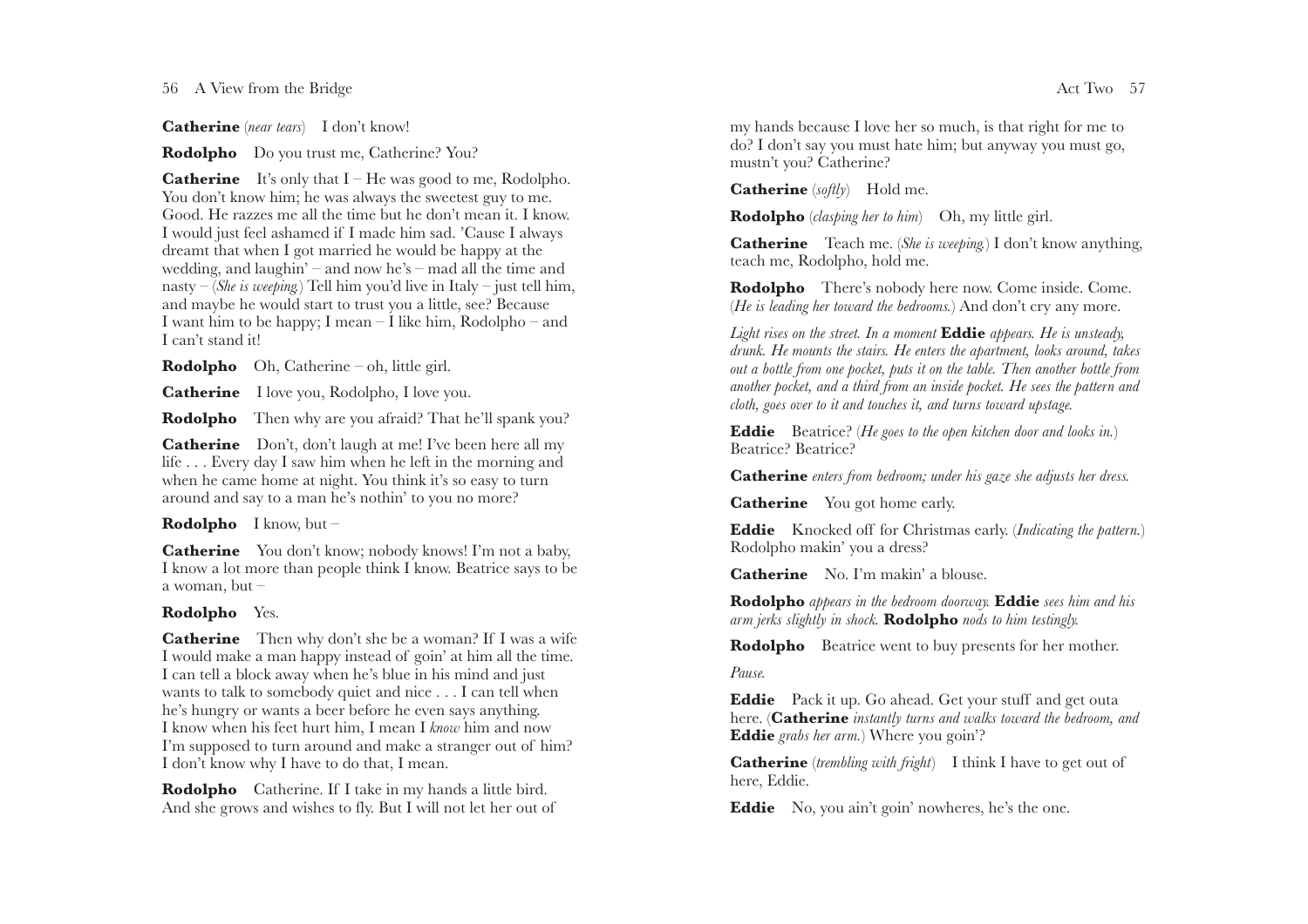**Catherine** (*near tears*) I don't know!

**Rodolpho** Do you trust me, Catherine? You?

**Catherine** It's only that I – He was good to me, Rodolpho. You don't know him; he was always the sweetest guy to me. Good. He razzes me all the time but he don't mean it. I know. I would just feel ashamed if I made him sad. 'Cause I always dreamt that when I got married he would be happy at the wedding, and laughin' – and now he's – mad all the time and nasty – (*She is weeping.*) Tell him you'd live in Italy – just tell him, and maybe he would start to trust you a little, see? Because I want him to be happy; I mean – I like him, Rodolpho – and I can't stand it!

**Rodolpho** Oh, Catherine – oh, little girl.

**Catherine** I love you, Rodolpho, I love you.

**Rodolpho** Then why are you afraid? That he'll spank you?

**Catherine** Don't, don't laugh at me! I've been here all my life . . . Every day I saw him when he left in the morning and when he came home at night. You think it's so easy to turn around and say to a man he's nothin' to you no more?

**Rodolpho** I know, but –

**Catherine** You don't know; nobody knows! I'm not a baby, I know a lot more than people think I know. Beatrice says to be a woman, but –

**Rodolpho** Yes.

**Catherine** Then why don't she be a woman? If I was a wife I would make a man happy instead of goin' at him all the time. I can tell a block away when he's blue in his mind and just wants to talk to somebody quiet and nice . . . I can tell when he's hungry or wants a beer before he even says anything. I know when his feet hurt him, I mean I *know* him and now I'm supposed to turn around and make a stranger out of him? I don't know why I have to do that, I mean.

**Rodolpho** Catherine. If I take in my hands a little bird. And she grows and wishes to fly. But I will not let her out of my hands because I love her so much, is that right for me to do? I don't say you must hate him; but anyway you must go, mustn't you? Catherine?

**Catherine** (*softly*) Hold me.

**Rodolpho** (*clasping her to him*) Oh, my little girl.

**Catherine** Teach me. (*She is weeping.*) I don't know anything, teach me, Rodolpho, hold me.

**Rodolpho** There's nobody here now. Come inside. Come. (*He is leading her toward the bedrooms.*) And don't cry any more.

*Light rises on the street. In a moment* **Eddie** *appears. He is unsteady, drunk. He mounts the stairs. He enters the apartment, looks around, takes out a bottle from one pocket, puts it on the table. Then another bottle from another pocket, and a third from an inside pocket. He sees the pattern and cloth, goes over to it and touches it, and turns toward upstage.*

**Eddie** Beatrice? (*He goes to the open kitchen door and looks in.*) Beatrice? Beatrice?

**Catherine** *enters from bedroom; under his gaze she adjusts her dress.*

**Catherine** You got home early.

**Eddie** Knocked off for Christmas early. (*Indicating the pattern.*) Rodolpho makin' you a dress?

**Catherine** No. I'm makin' a blouse.

**Rodolpho** *appears in the bedroom doorway.* **Eddie** *sees him and his arm jerks slightly in shock.* **Rodolpho** *nods to him testingly.*

**Rodolpho** Beatrice went to buy presents for her mother.

*Pause.*

**Eddie** Pack it up. Go ahead. Get your stuff and get outa here. (**Catherine** *instantly turns and walks toward the bedroom, and* **Eddie** *grabs her arm.*) Where you goin'?

**Catherine** (*trembling with fright*) I think I have to get out of here, Eddie.

**Eddie** No, you ain't goin' nowheres, he's the one.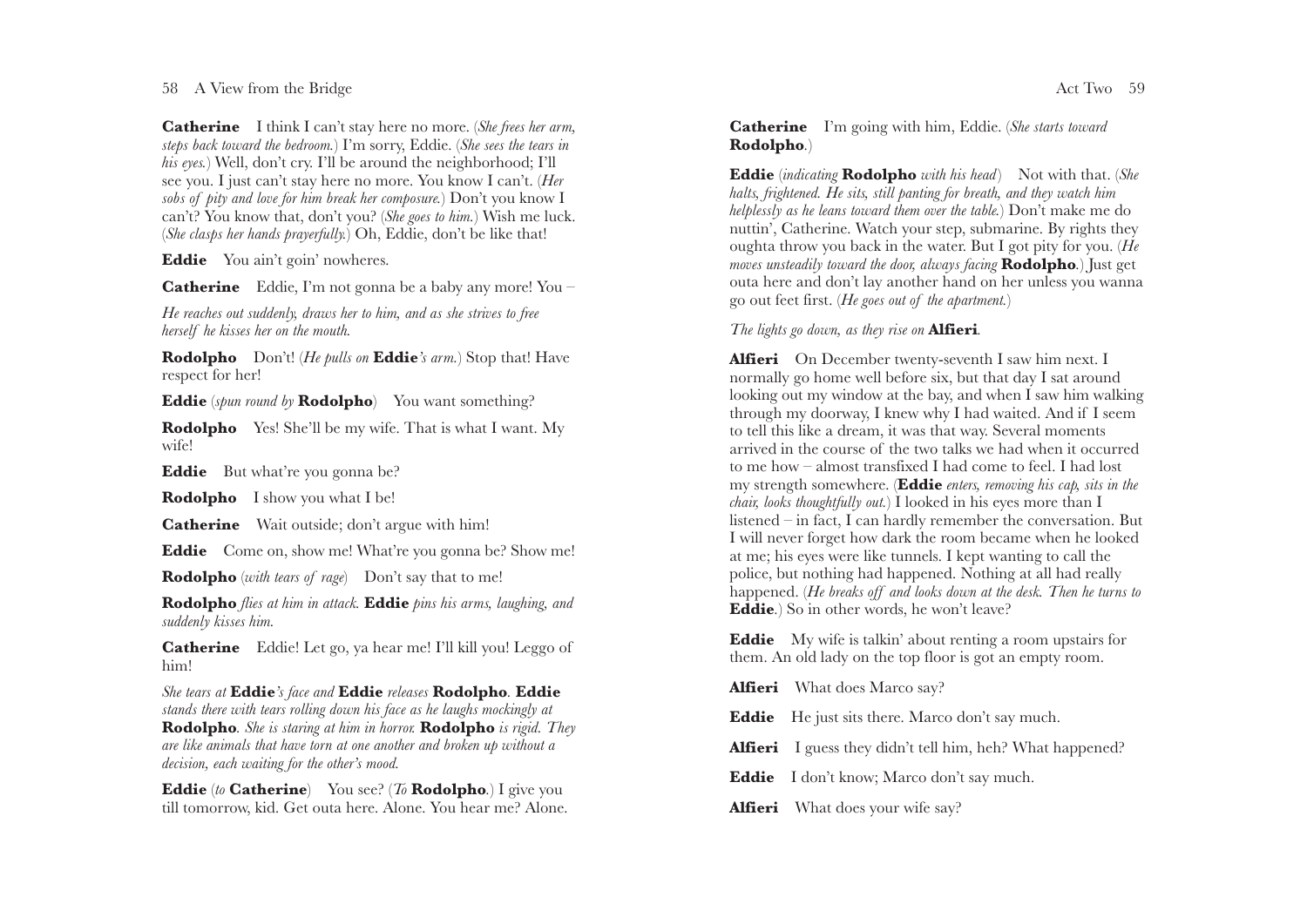**Catherine** I think I can't stay here no more. (*She frees her arm, steps back toward the bedroom.*) I'm sorry, Eddie. (*She sees the tears in his eyes.*) Well, don't cry. I'll be around the neighborhood; I'll see you. I just can't stay here no more. You know I can't. (*Her sobs of pity and love for him break her composure.*) Don't you know I can't? You know that, don't you? (*She goes to him.*) Wish me luck. (*She clasps her hands prayerfully.*) Oh, Eddie, don't be like that!

**Eddie** You ain't goin' nowheres.

**Catherine** Eddie, I'm not gonna be a baby any more! You –

*He reaches out suddenly, draws her to him, and as she strives to free herself he kisses her on the mouth.*

**Rodolpho** Don't! (*He pulls on* **Eddie***'s arm.*) Stop that! Have respect for her!

**Eddie** (*spun round by* **Rodolpho**) You want something?

**Rodolpho** Yes! She'll be my wife. That is what I want. My wife!

**Eddie** But what're you gonna be?

**Rodolpho** I show you what I be!

**Catherine** Wait outside; don't argue with him!

**Eddie** Come on, show me! What're you gonna be? Show me!

**Rodolpho** (*with tears of rage*) Don't say that to me!

**Rodolpho** *flies at him in attack.* **Eddie** *pins his arms, laughing, and suddenly kisses him.*

**Catherine** Eddie! Let go, ya hear me! I'll kill you! Leggo of him!

*She tears at* **Eddie***'s face and* **Eddie** *releases* **Rodolpho**. **Eddie** *stands there with tears rolling down his face as he laughs mockingly at* **Rodolpho**. *She is staring at him in horror.* **Rodolpho** *is rigid. They are like animals that have torn at one another and broken up without a decision, each waiting for the other's mood.*

**Eddie** (*to* **Catherine**) You see? (*To* **Rodolpho**.) I give you till tomorrow, kid. Get outa here. Alone. You hear me? Alone.

**Catherine** I'm going with him, Eddie. (*She starts toward* **Rodolpho**.)

**Eddie** (*indicating* **Rodolpho** *with his head*) Not with that. (*She halts, frightened. He sits, still panting for breath, and they watch him helplessly as he leans toward them over the table.*) Don't make me do nuttin', Catherine. Watch your step, submarine. By rights they oughta throw you back in the water. But I got pity for you. (*He moves unsteadily toward the door, always facing* **Rodolpho**.) Just get outa here and don't lay another hand on her unless you wanna go out feet first. (*He goes out of the apartment.*)

*The lights go down, as they rise on* **Alfieri**.

**Alfieri** On December twenty-seventh I saw him next. I normally go home well before six, but that day I sat around looking out my window at the bay, and when I saw him walking through my doorway, I knew why I had waited. And if I seem to tell this like a dream, it was that way. Several moments arrived in the course of the two talks we had when it occurred to me how – almost transfixed I had come to feel. I had lost my strength somewhere. (**Eddie** *enters, removing his cap, sits in the chair, looks thoughtfully out.*) I looked in his eyes more than I listened – in fact, I can hardly remember the conversation. But I will never forget how dark the room became when he looked at me; his eyes were like tunnels. I kept wanting to call the police, but nothing had happened. Nothing at all had really happened. (*He breaks off and looks down at the desk. Then he turns to* **Eddie**.) So in other words, he won't leave?

**Eddie** My wife is talkin' about renting a room upstairs for them. An old lady on the top floor is got an empty room.

**Alfieri** What does Marco say?

**Eddie** He just sits there. Marco don't say much.

**Alfieri** I guess they didn't tell him, heh? What happened?

**Eddie** I don't know; Marco don't say much.

**Alfieri** What does your wife say?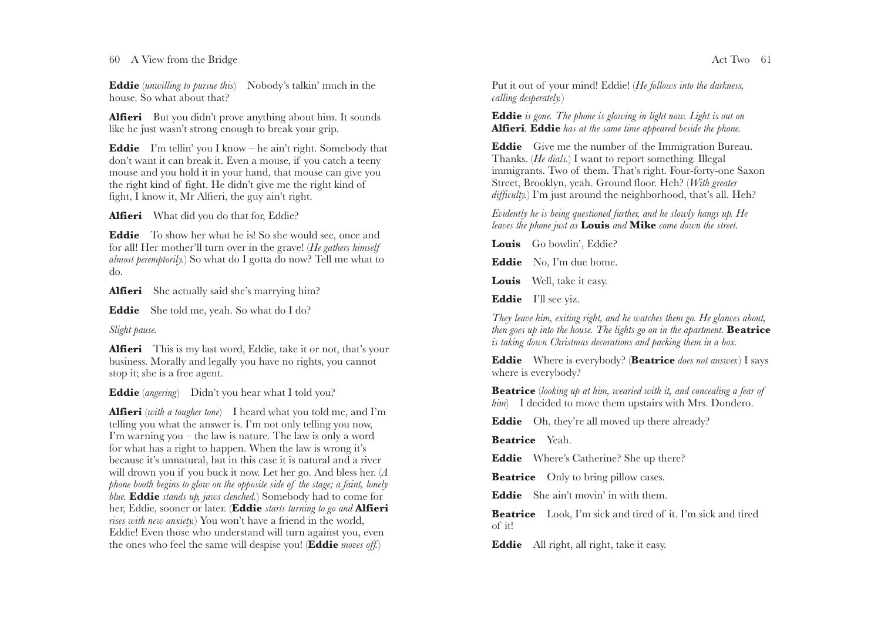**Eddie** (*unwilling to pursue this*) Nobody's talkin' much in the house. So what about that?

**Alfieri** But you didn't prove anything about him. It sounds like he just wasn't strong enough to break your grip.

**Eddie** I'm tellin' you I know – he ain't right. Somebody that don't want it can break it. Even a mouse, if you catch a teeny mouse and you hold it in your hand, that mouse can give you the right kind of fight. He didn't give me the right kind of fight, I know it, Mr Alfieri, the guy ain't right.

**Alfieri** What did you do that for, Eddie?

**Eddie** To show her what he is! So she would see, once and for all! Her mother'll turn over in the grave! (*He gathers himself almost peremptorily.*) So what do I gotta do now? Tell me what to do.

**Alfieri** She actually said she's marrying him?

**Eddie** She told me, yeah. So what do I do?

*Slight pause.*

**Alfieri** This is my last word, Eddie, take it or not, that's your business. Morally and legally you have no rights, you cannot stop it; she is a free agent.

**Eddie** (*angering*) Didn't you hear what I told you?

**Alfieri** (*with a tougher tone*) I heard what you told me, and I'm telling you what the answer is. I'm not only telling you now, I'm warning you – the law is nature. The law is only a word for what has a right to happen. When the law is wrong it's because it's unnatural, but in this case it is natural and a river will drown you if you buck it now. Let her go. And bless her. (*A phone booth begins to glow on the opposite side of the stage; a faint, lonely blue.* **Eddie** *stands up, jaws clenched.*) Somebody had to come for her, Eddie, sooner or later. (**Eddie** *starts turning to go and* **Alfieri** *rises with new anxiety.*) You won't have a friend in the world, Eddie! Even those who understand will turn against you, even the ones who feel the same will despise you! (**Eddie** *moves off.*) Put it out of your mind! Eddie! (*He follows into the darkness, calling desperately.*)

**Eddie** *is gone. The phone is glowing in light now. Light is out on* **Alfieri**. **Eddie** *has at the same time appeared beside the phone.*

**Eddie** Give me the number of the Immigration Bureau. Thanks. (*He dials.*) I want to report something. Illegal immigrants. Two of them. That's right. Four-forty-one Saxon Street, Brooklyn, yeah. Ground floor. Heh? (*With greater difficulty.*) I'm just around the neighborhood, that's all. Heh?

*Evidently he is being questioned further, and he slowly hangs up. He leaves the phone just as* **Louis** *and* **Mike** *come down the street.*

**Louis** Go bowlin', Eddie?

**Eddie** No, I'm due home.

**Louis** Well, take it easy.

**Eddie** I'll see yiz.

*They leave him, exiting right, and he watches them go. He glances about, then goes up into the house. The lights go on in the apartment.* **Beatrice** *is taking down Christmas decorations and packing them in a box.*

**Eddie** Where is everybody? (**Beatrice** *does not answer.*) I says where is everybody?

**Beatrice** (*looking up at him, wearied with it, and concealing a fear of him*) I decided to move them upstairs with Mrs. Dondero.

**Eddie** Oh, they're all moved up there already?

**Beatrice** Yeah.

**Eddie** Where's Catherine? She up there?

**Beatrice** Only to bring pillow cases.

**Eddie** She ain't movin' in with them.

**Beatrice** Look, I'm sick and tired of it. I'm sick and tired of it!

**Eddie** All right, all right, take it easy.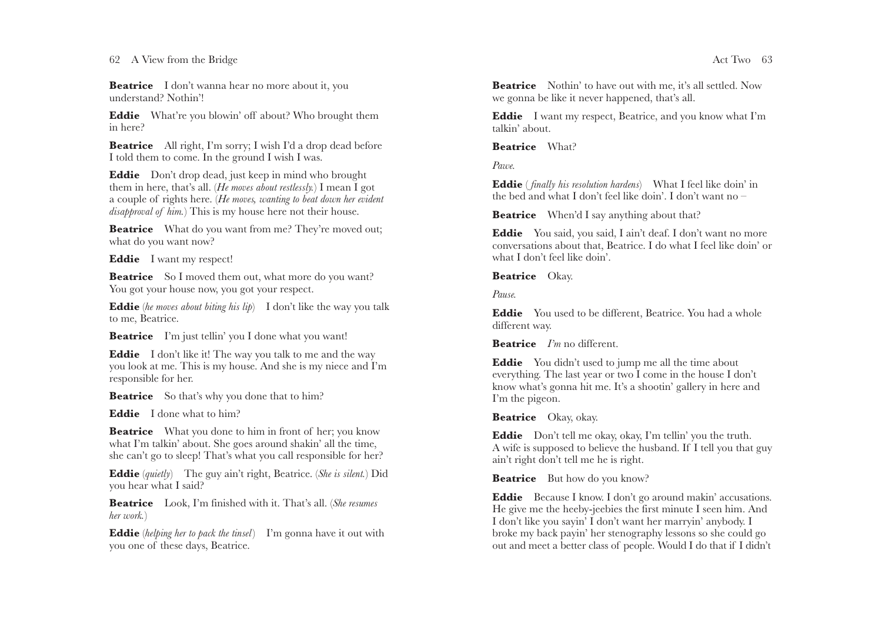**Beatrice** I don't wanna hear no more about it, you understand? Nothin'!

**Eddie** What're you blowin' off about? Who brought them in here?

**Beatrice** All right, I'm sorry; I wish I'd a drop dead before I told them to come. In the ground I wish I was.

**Eddie** Don't drop dead, just keep in mind who brought them in here, that's all. (*He moves about restlessly.*) I mean I got a couple of rights here. (*He moves, wanting to beat down her evident disapproval of him.*) This is my house here not their house.

**Beatrice** What do you want from me? They're moved out; what do you want now?

**Eddie** I want my respect!

**Beatrice** So I moved them out, what more do you want? You got your house now, you got your respect.

**Eddie** (*he moves about biting his lip*) I don't like the way you talk to me, Beatrice.

**Beatrice** I'm just tellin' you I done what you want!

**Eddie** I don't like it! The way you talk to me and the way you look at me. This is my house. And she is my niece and I'm responsible for her.

**Beatrice** So that's why you done that to him?

**Eddie** I done what to him?

**Beatrice** What you done to him in front of her; you know what I'm talkin' about. She goes around shakin' all the time, she can't go to sleep! That's what you call responsible for her?

**Eddie** (*quietly*) The guy ain't right, Beatrice. (*She is silent.*) Did you hear what I said?

**Beatrice** Look, I'm finished with it. That's all. (*She resumes her work.*)

**Eddie** (*helping her to pack the tinsel*) I'm gonna have it out with you one of these days, Beatrice.

**Beatrice** Nothin' to have out with me, it's all settled. Now we gonna be like it never happened, that's all.

**Eddie** I want my respect, Beatrice, and you know what I'm talkin' about.

**Beatrice** What?

*Pause.*

**Eddie** (*finally his resolution hardens*) What I feel like doin' in the bed and what I don't feel like doin'. I don't want no –

**Beatrice** When'd I say anything about that?

**Eddie** You said, you said, I ain't deaf. I don't want no more conversations about that, Beatrice. I do what I feel like doin' or what I don't feel like doin'.

**Beatrice** Okay.

*Pause.*

**Eddie** You used to be different, Beatrice. You had a whole different way.

**Beatrice** *I'm* no different.

**Eddie** You didn't used to jump me all the time about everything. The last year or two I come in the house I don't know what's gonna hit me. It's a shootin' gallery in here and I'm the pigeon.

**Beatrice** Okay, okay.

**Eddie** Don't tell me okay, okay, I'm tellin' you the truth. A wife is supposed to believe the husband. If I tell you that guy ain't right don't tell me he is right.

**Beatrice** But how do you know?

**Eddie** Because I know. I don't go around makin' accusations. He give me the heeby-jeebies the first minute I seen him. And I don't like you sayin' I don't want her marryin' anybody. I broke my back payin' her stenography lessons so she could go out and meet a better class of people. Would I do that if I didn't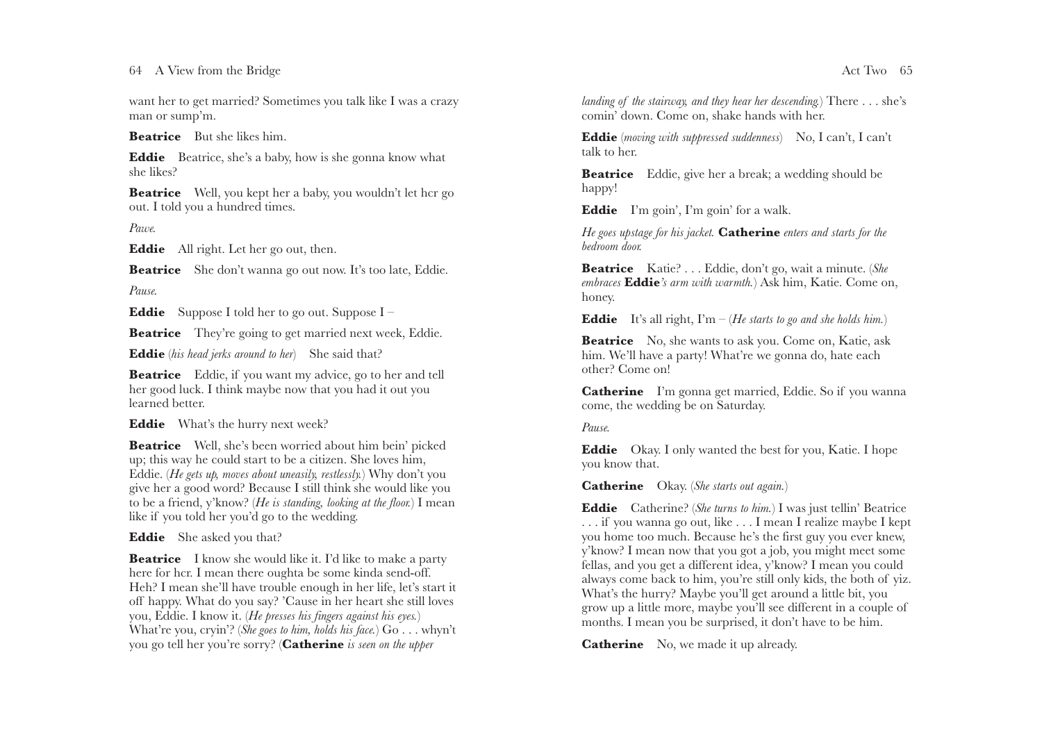want her to get married? Sometimes you talk like I was a crazy man or sump'm.

**Beatrice** But she likes him.

**Eddie** Beatrice, she's a baby, how is she gonna know what she likes?

**Beatrice** Well, you kept her a baby, you wouldn't let her go out. I told you a hundred times.

*Pause.*

**Eddie** All right. Let her go out, then.

**Beatrice** She don't wanna go out now. It's too late, Eddie.

*Pause.*

**Eddie** Suppose I told her to go out. Suppose I –

**Beatrice** They're going to get married next week, Eddie.

**Eddie** (*his head jerks around to her*) She said that?

**Beatrice** Eddie, if you want my advice, go to her and tell her good luck. I think maybe now that you had it out you learned better.

**Eddie** What's the hurry next week?

**Beatrice** Well, she's been worried about him bein' picked up; this way he could start to be a citizen. She loves him, Eddie. (*He gets up, moves about uneasily, restlessly.*) Why don't you give her a good word? Because I still think she would like you to be a friend, y'know? (*He is standing, looking at the floor.*) I mean like if you told her you'd go to the wedding.

**Eddie** She asked you that?

**Beatrice** I know she would like it. I'd like to make a party here for her. I mean there oughta be some kinda send-off. Heh? I mean she'll have trouble enough in her life, let's start it off happy. What do you say? 'Cause in her heart she still loves you, Eddie. I know it. (*He presses his fingers against his eyes.*) What're you, cryin'? (*She goes to him, holds his face.*) Go . . . whyn't you go tell her you're sorry? (**Catherine** *is seen on the upper landing of the stairway, and they hear her descending.*) There . . . she's comin' down. Come on, shake hands with her.

**Eddie** (*moving with suppressed suddenness*) No, I can't, I can't talk to her.

**Beatrice** Eddie, give her a break; a wedding should be happy!

**Eddie** I'm goin', I'm goin' for a walk.

*He goes upstage for his jacket.* **Catherine** *enters and starts for the bedroom door.*

**Beatrice** Katie? . . . Eddie, don't go, wait a minute. (*She embraces* **Eddie***'s arm with warmth.*) Ask him, Katie. Come on, honey.

**Eddie** It's all right, I'm – (*He starts to go and she holds him.*)

**Beatrice** No, she wants to ask you. Come on, Katie, ask him. We'll have a party! What're we gonna do, hate each other? Come on!

**Catherine** I'm gonna get married, Eddie. So if you wanna come, the wedding be on Saturday.

*Pause.*

**Eddie** Okay. I only wanted the best for you, Katie. I hope you know that.

**Catherine** Okay. (*She starts out again.*)

**Eddie** Catherine? (*She turns to him.*) I was just tellin' Beatrice . . . if you wanna go out, like . . . I mean I realize maybe I kept you home too much. Because he's the first guy you ever knew, y'know? I mean now that you got a job, you might meet some fellas, and you get a different idea, y'know? I mean you could always come back to him, you're still only kids, the both of yiz. What's the hurry? Maybe you'll get around a little bit, you grow up a little more, maybe you'll see different in a couple of months. I mean you be surprised, it don't have to be him.

**Catherine** No, we made it up already.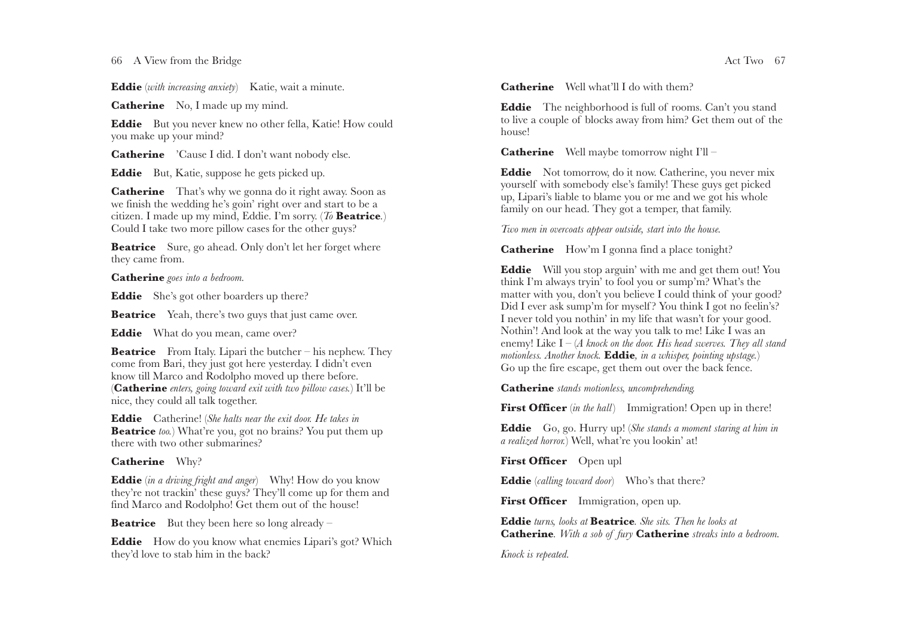**Eddie** (*with increasing anxiety*) Katie, wait a minute.

**Catherine** No, I made up my mind.

**Eddie** But you never knew no other fella, Katie! How could you make up your mind?

**Catherine** 'Cause I did. I don't want nobody else.

**Eddie** But, Katie, suppose he gets picked up.

**Catherine** That's why we gonna do it right away. Soon as we finish the wedding he's goin' right over and start to be a citizen. I made up my mind, Eddie. I'm sorry. (*To* **Beatrice**.) Could I take two more pillow cases for the other guys?

**Beatrice** Sure, go ahead. Only don't let her forget where they came from.

**Catherine** *goes into a bedroom.*

**Eddie** She's got other boarders up there?

**Beatrice** Yeah, there's two guys that just came over.

**Eddie** What do you mean, came over?

**Beatrice** From Italy. Lipari the butcher – his nephew. They come from Bari, they just got here yesterday. I didn't even know till Marco and Rodolpho moved up there before. (**Catherine** *enters, going toward exit with two pillow cases.*) It'll be nice, they could all talk together.

**Eddie** Catherine! (*She halts near the exit door. He takes in* **Beatrice** *too.*) What're you, got no brains? You put them up there with two other submarines?

**Catherine** Why?

**Eddie** (*in a driving fright and anger*) Why! How do you know they're not trackin' these guys? They'll come up for them and find Marco and Rodolpho! Get them out of the house!

**Beatrice** But they been here so long already –

**Eddie** How do you know what enemies Lipari's got? Which they'd love to stab him in the back?

**Catherine** Well what'll I do with them?

**Eddie** The neighborhood is full of rooms. Can't you stand to live a couple of blocks away from him? Get them out of the house!

**Catherine** Well maybe tomorrow night I'll –

**Eddie** Not tomorrow, do it now. Catherine, you never mix yourself with somebody else's family! These guys get picked up, Lipari's liable to blame you or me and we got his whole family on our head. They got a temper, that family.

*Two men in overcoats appear outside, start into the house.*

**Catherine** How'm I gonna find a place tonight?

**Eddie** Will you stop arguin' with me and get them out! You think I'm always tryin' to fool you or sump'm? What's the matter with you, don't you believe I could think of your good? Did I ever ask sump'm for myself? You think I got no feelin's? I never told you nothin' in my life that wasn't for your good. Nothin'! And look at the way you talk to me! Like I was an enemy! Like I – (*A knock on the door. His head swerves. They all stand motionless. Another knock.* **Eddie**, *in a whisper, pointing upstage.*) Go up the fire escape, get them out over the back fence.

**Catherine** *stands motionless, uncomprehending.*

**First Officer** (*in the hall*) Immigration! Open up in there!

**Eddie** Go, go. Hurry up! (*She stands a moment staring at him in a realized horror.*) Well, what're you lookin' at!

**First Officer** Open upl

**Eddie** (*calling toward door*) Who's that there?

**First Officer** Immigration, open up.

**Eddie** *turns, looks at* **Beatrice**. *She sits. Then he looks at* **Catherine**. *With a sob of fury* **Catherine** *streaks into a bedroom.*

*Knock is repeated.*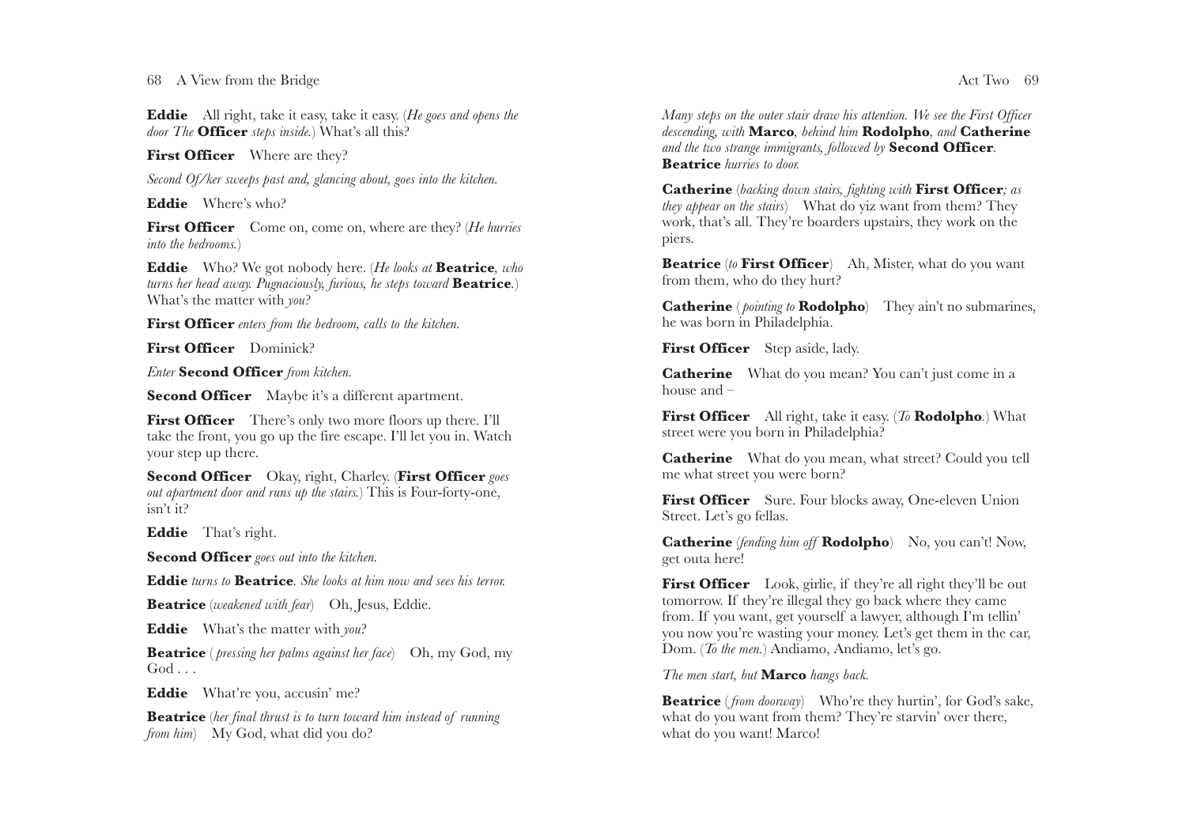**Eddie** All right, take it easy, take it easy. (*He goes and opens the door The* **Officer** *steps inside.*) What's all this?

**First Officer** Where are they?

*Second Of/ker sweeps past and, glancing about, goes into the kitchen.*

**Eddie** Where's who?

**First Officer** Come on, come on, where are they? (*He hurries into the bedrooms.*)

**Eddie** Who? We got nobody here. (*He looks at* **Beatrice**, *who turns her head away. Pugnaciously, furious, he steps toward* **Beatrice**.) What's the matter with *you*?

**First Officer** *enters from the bedroom, calls to the kitchen.*

**First Officer** Dominick?

*Enter* **Second Officer** *from kitchen.*

**Second Officer** Maybe it's a different apartment.

**First Officer** There's only two more floors up there. I'll take the front, you go up the fire escape. I'll let you in. Watch your step up there.

**Second Officer** Okay, right, Charley. (**First Officer** *goes out apartment door and runs up the stairs.*) This is Four-forty-one, isn't it?

**Eddie** That's right.

**Second Officer** *goes out into the kitchen.*

**Eddie** *turns to* **Beatrice**. *She looks at him now and sees his terror.*

**Beatrice** (*weakened with fear*) Oh, Jesus, Eddie.

**Eddie** What's the matter with *you*?

**Beatrice** (*pressing her palms against her face*) Oh, my God, my God . . .

**Eddie** What're you, accusin' me?

**Beatrice** (*her final thrust is to turn toward him instead of running from him*) My God, what did you do?

*Many steps on the outer stair draw his attention. We see the First Officer descending, with* **Marco**, *behind him* **Rodolpho**, *and* **Catherine** *and the two strange immigrants, followed by* **Second Officer**. **Beatrice** *hurries to door.*

**Catherine** (*backing down stairs, fighting with* **First Officer***; as they appear on the stairs*) What do yiz want from them? They work, that's all. They're boarders upstairs, they work on the piers.

**Beatrice** (*to* **First Officer**) Ah, Mister, what do you want from them, who do they hurt?

**Catherine** (*pointing to* **Rodolpho**) They ain't no submarines, he was born in Philadelphia.

**First Officer** Step aside, lady.

**Catherine** What do you mean? You can't just come in a house and –

**First Officer** All right, take it easy. (*To* **Rodolpho**.) What street were you born in Philadelphia?

**Catherine** What do you mean, what street? Could you tell me what street you were born?

**First Officer** Sure. Four blocks away, One-eleven Union Street. Let's go fellas.

**Catherine** (*fending him off* **Rodolpho**) No, you can't! Now, get outa here!

**First Officer** Look, girlie, if they're all right they'll be out tomorrow. If they're illegal they go back where they came from. If you want, get yourself a lawyer, although I'm tellin' you now you're wasting your money. Let's get them in the car, Dom. (*To the men.*) Andiamo, Andiamo, let's go.

*The men start, but* **Marco** *hangs back.*

**Beatrice** (*from doorway*) Who're they hurtin', for God's sake, what do you want from them? They're starvin' over there, what do you want! Marco!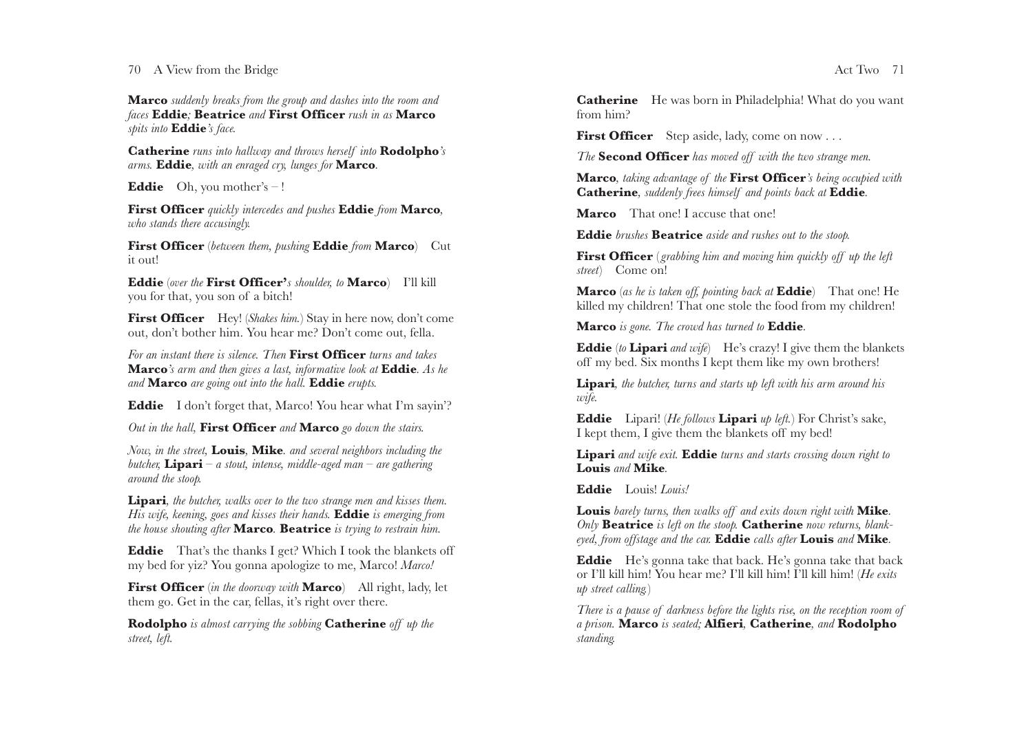**Marco** *suddenly breaks from the group and dashes into the room and faces* **Eddie***;* **Beatrice** *and* **First Officer** *rush in as* **Marco** *spits into* **Eddie***'s face.*

**Catherine** *runs into hallway and throws herself into* **Rodolpho***'s arms.* **Eddie***, with an enraged cry, lunges for* **Marco***.*

**Eddie** Oh, you mother's – !

**First Officer** *quickly intercedes and pushes* **Eddie** *from* **Marco***, who stands there accusingly.*

**First Officer** (*between them, pushing* **Eddie** *from* **Marco**) Cut it out!

**Eddie** (*over the* **First Officer'***s shoulder, to* **Marco**) I'll kill you for that, you son of a bitch!

**First Officer** Hey! (*Shakes him.*) Stay in here now, don't come out, don't bother him. You hear me? Don't come out, fella.

*For an instant there is silence. Then* **First Officer** *turns and takes* **Marco***'s arm and then gives a last, informative look at* **Eddie***. As he and* **Marco** *are going out into the hall.* **Eddie** *erupts.*

**Eddie** I don't forget that, Marco! You hear what I'm sayin'?

*Out in the hall,* **First Officer** *and* **Marco** *go down the stairs.*

*Now, in the street,* **Louis***,* **Mike***. and several neighbors including the butcher,* **Lipari** *– a stout, intense, middle-aged man – are gathering around the stoop.*

**Lipari***, the butcher, walks over to the two strange men and kisses them. His wife, keening, goes and kisses their hands.* **Eddie** *is emerging from the house shouting after* **Marco***.* **Beatrice** *is trying to restrain him.*

**Eddie** That's the thanks I get? Which I took the blankets off my bed for yiz? You gonna apologize to me, Marco! *Marco!*

**First Officer** (*in the doorway with* **Marco**) All right, lady, let them go. Get in the car, fellas, it's right over there.

**Rodolpho** *is almost carrying the sobbing* **Catherine** *off up the street, left.*

**Catherine** He was born in Philadelphia! What do you want from him?

**First Officer** Step aside, lady, come on now . . .

*The* **Second Officer** *has moved off with the two strange men.*

**Marco***, taking advantage of the* **First Officer***'s being occupied with* **Catherine***, suddenly frees himself and points back at* **Eddie***.*

**Marco** That one! I accuse that one!

**Eddie** *brushes* **Beatrice** *aside and rushes out to the stoop.*

**First Officer** (*grabbing him and moving him quickly off up the left street*) Come on!

**Marco** (*as he is taken off, pointing back at* **Eddie**) That one! He killed my children! That one stole the food from my children!

**Marco** *is gone. The crowd has turned to* **Eddie***.*

**Eddie** (*to* **Lipari** *and wife*) He's crazy! I give them the blankets off my bed. Six months I kept them like my own brothers!

**Lipari***, the butcher, turns and starts up left with his arm around his wife.*

**Eddie** Lipari! (*He follows* **Lipari** *up left.*) For Christ's sake, I kept them, I give them the blankets off my bed!

**Lipari** *and wife exit.* **Eddie** *turns and starts crossing down right to* **Louis** *and* **Mike***.*

**Eddie** Louis! *Louis!*

**Louis** *barely turns, then walks off and exits down right with* **Mike***. Only* **Beatrice** *is left on the stoop.* **Catherine** *now returns, blank-eyed, from offstage and the car.* **Eddie** *calls after* **Louis** *and* **Mike***.*

**Eddie** He's gonna take that back. He's gonna take that back or I'll kill him! You hear me? I'll kill him! I'll kill him! (*He exits up street calling.*)

*There is a pause of darkness before the lights rise, on the reception room of a prison.* **Marco** *is seated;* **Alfieri***,* **Catherine***, and* **Rodolpho** *standing.*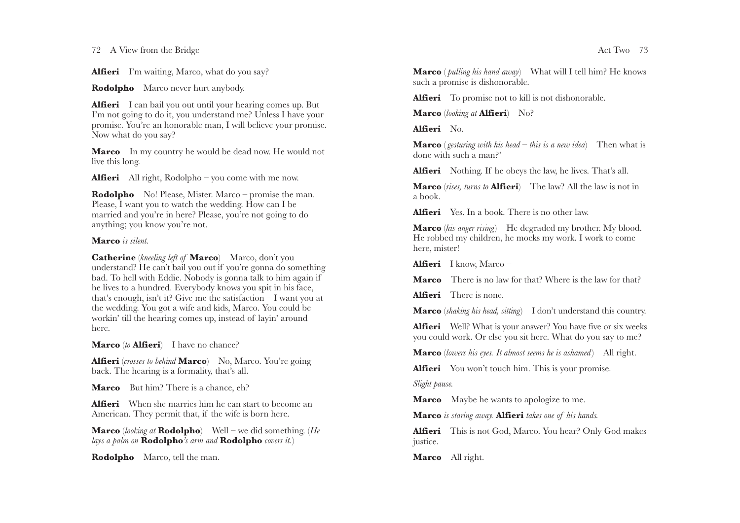**Alfieri** I'm waiting, Marco, what do you say?

**Rodolpho** Marco never hurt anybody.

**Alfieri** I can bail you out until your hearing comes up. But I'm not going to do it, you understand me? Unless I have your promise. You're an honorable man, I will believe your promise. Now what do you say?

**Marco** In my country he would be dead now. He would not live this long.

**Alfieri** All right, Rodolpho – you come with me now.

**Rodolpho** No! Please, Mister. Marco – promise the man. Please, I want you to watch the wedding. How can I be married and you're in here? Please, you're not going to do anything; you know you're not.

**Marco** *is silent.*

**Catherine** (*kneeling left of* **Marco**) Marco, don't you understand? He can't bail you out if you're gonna do something bad. To hell with Eddie. Nobody is gonna talk to him again if he lives to a hundred. Everybody knows you spit in his face, that's enough, isn't it? Give me the satisfaction – I want you at the wedding. You got a wife and kids, Marco. You could be workin' till the hearing comes up, instead of layin' around here.

**Marco** (*to* **Alfieri**) I have no chance?

**Alfieri** (*crosses to behind* **Marco**) No, Marco. You're going back. The hearing is a formality, that's all.

**Marco** But him? There is a chance, eh?

**Alfieri** When she marries him he can start to become an American. They permit that, if the wife is born here.

**Marco** (*looking at* **Rodolpho**) Well – we did something. (*He lays a palm on* **Rodolpho***'s arm and* **Rodolpho** *covers it.*)

**Rodolpho** Marco, tell the man.

**Marco** (*pulling his hand away*) What will I tell him? He knows such a promise is dishonorable.

**Alfieri** To promise not to kill is not dishonorable.

**Marco** (*looking at* **Alfieri**) No?

**Alfieri** No.

**Marco** (*gesturing with his head – this is a new idea*) Then what is done with such a man?'

**Alfieri** Nothing. If he obeys the law, he lives. That's all.

**Marco** (*rises, turns to* **Alfieri**) The law? All the law is not in a book.

**Alfieri** Yes. In a book. There is no other law.

**Marco** (*his anger rising*) He degraded my brother. My blood. He robbed my children, he mocks my work. I work to come here, mister!

**Alfieri** I know, Marco –

**Marco** There is no law for that? Where is the law for that?

**Alfieri** There is none.

**Marco** (*shaking his head, sitting*) I don't understand this country.

**Alfieri** Well? What is your answer? You have five or six weeks you could work. Or else you sit here. What do you say to me?

**Marco** (*lowers his eyes. It almost seems he is ashamed*) All right.

**Alfieri** You won't touch him. This is your promise.

*Slight pause.*

**Marco** Maybe he wants to apologize to me.

**Marco** *is staring away.* **Alfieri** *takes one of his hands.*

**Alfieri** This is not God, Marco. You hear? Only God makes justice.

**Marco** All right.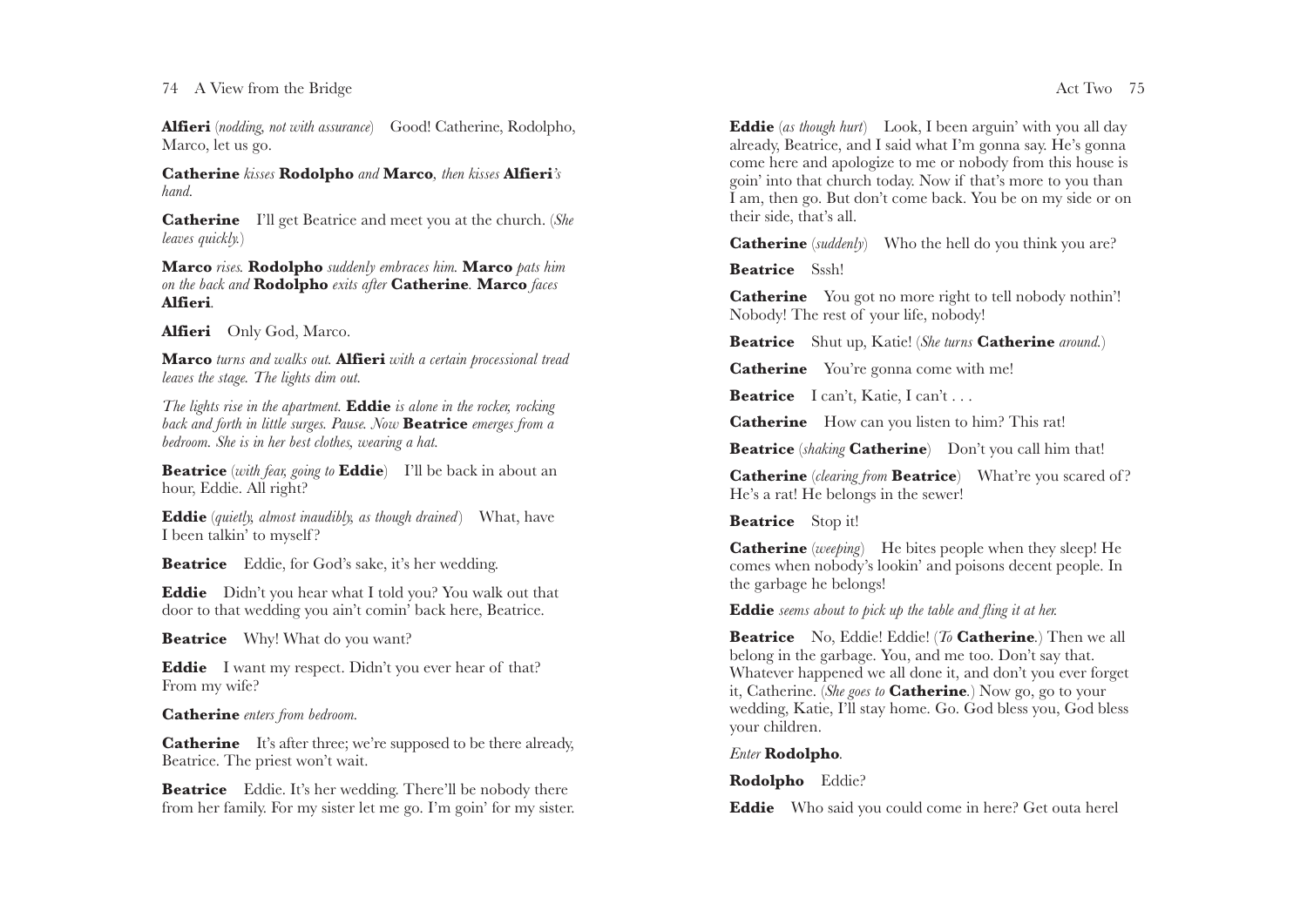**Alfieri** (*nodding, not with assurance*) Good! Catherine, Rodolpho, Marco, let us go.

**Catherine** *kisses* **Rodolpho** *and* **Marco***, then kisses* **Alfieri***'s hand.*

**Catherine** I'll get Beatrice and meet you at the church. (*She leaves quickly.*)

**Marco** *rises.* **Rodolpho** *suddenly embraces him.* **Marco** *pats him on the back and* **Rodolpho** *exits after* **Catherine***.* **Marco** *faces* **Alfieri***.*

**Alfieri** Only God, Marco.

**Marco** *turns and walks out.* **Alfieri** *with a certain processional tread leaves the stage. The lights dim out.*

*The lights rise in the apartment.* **Eddie** *is alone in the rocker, rocking back and forth in little surges. Pause. Now* **Beatrice** *emerges from a bedroom. She is in her best clothes, wearing a hat.*

**Beatrice** (*with fear, going to* **Eddie**) I'll be back in about an hour, Eddie. All right?

**Eddie** (*quietly, almost inaudibly, as though drained*) What, have I been talkin' to myself?

**Beatrice** Eddie, for God's sake, it's her wedding.

**Eddie** Didn't you hear what I told you? You walk out that door to that wedding you ain't comin' back here, Beatrice.

**Beatrice** Why! What do you want?

**Eddie** I want my respect. Didn't you ever hear of that? From my wife?

**Catherine** *enters from bedroom.*

**Catherine** It's after three; we're supposed to be there already, Beatrice. The priest won't wait.

**Beatrice** Eddie. It's her wedding. There'll be nobody there from her family. For my sister let me go. I'm goin' for my sister.

**Eddie** (*as though hurt*) Look, I been arguin' with you all day already, Beatrice, and I said what I'm gonna say. He's gonna come here and apologize to me or nobody from this house is goin' into that church today. Now if that's more to you than I am, then go. But don't come back. You be on my side or on their side, that's all.

**Catherine** (*suddenly*) Who the hell do you think you are?

**Beatrice** Sssh!

**Catherine** You got no more right to tell nobody nothin'! Nobody! The rest of your life, nobody!

**Beatrice** Shut up, Katie! (*She turns* **Catherine** *around.*)

**Catherine** You're gonna come with me!

**Beatrice** I can't, Katie, I can't . . .

**Catherine** How can you listen to him? This rat!

**Beatrice** (*shaking* **Catherine**) Don't you call him that!

**Catherine** (*clearing from* **Beatrice**) What're you scared of? He's a rat! He belongs in the sewer!

**Beatrice** Stop it!

**Catherine** (*weeping*) He bites people when they sleep! He comes when nobody's lookin' and poisons decent people. In the garbage he belongs!

**Eddie** *seems about to pick up the table and fling it at her.*

**Beatrice** No, Eddie! Eddie! (*To* **Catherine***.*) Then we all belong in the garbage. You, and me too. Don't say that. Whatever happened we all done it, and don't you ever forget it, Catherine. (*She goes to* **Catherine***.*) Now go, go to your wedding, Katie, I'll stay home. Go. God bless you, God bless your children.

*Enter* **Rodolpho***.*

**Rodolpho** Eddie?

**Eddie** Who said you could come in here? Get outa herel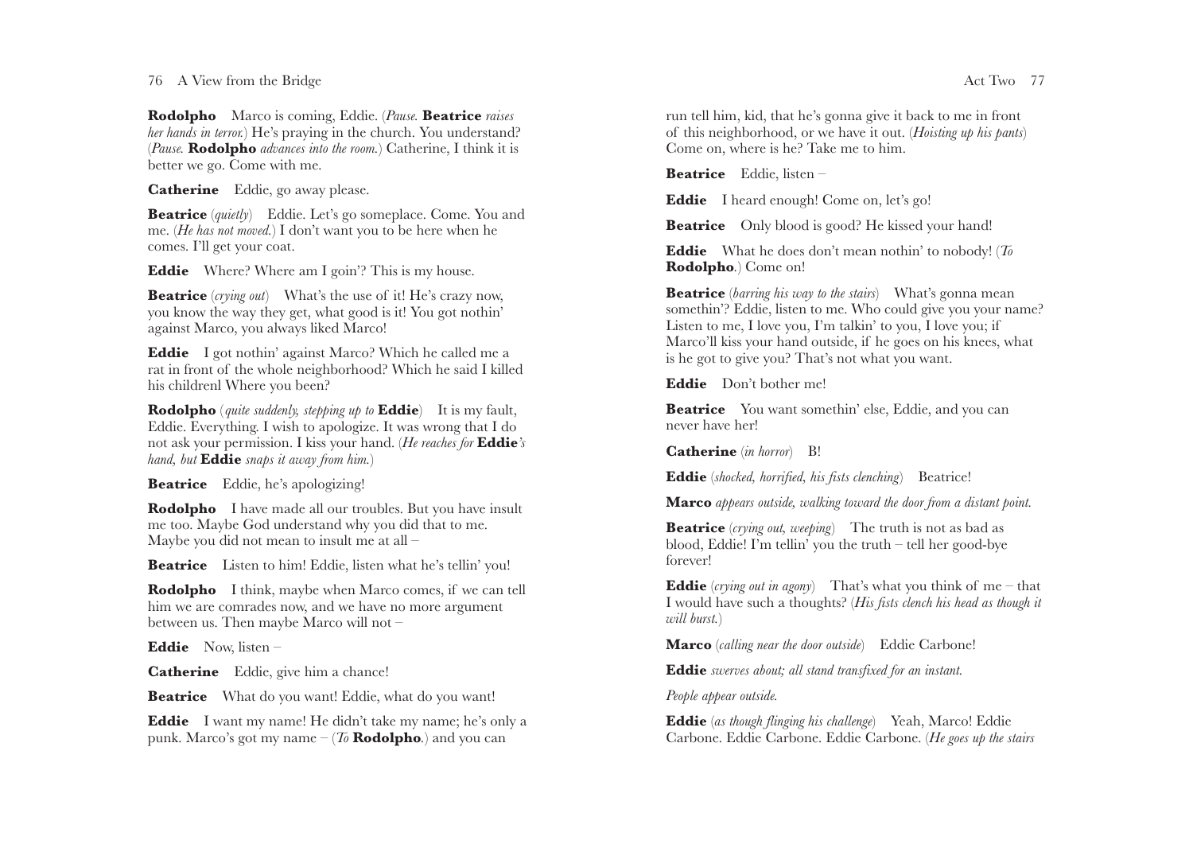**Rodolpho** Marco is coming, Eddie. (*Pause.* **Beatrice** *raises her hands in terror.*) He's praying in the church. You understand? (*Pause.* **Rodolpho** *advances into the room.*) Catherine, I think it is better we go. Come with me.

**Catherine** Eddie, go away please.

**Beatrice** (*quietly*) Eddie. Let's go someplace. Come. You and me. (*He has not moved.*) I don't want you to be here when he comes. I'll get your coat.

**Eddie** Where? Where am I goin'? This is my house.

**Beatrice** (*crying out*) What's the use of it! He's crazy now, you know the way they get, what good is it! You got nothin' against Marco, you always liked Marco!

**Eddie** I got nothin' against Marco? Which he called me a rat in front of the whole neighborhood? Which he said I killed his childrenl Where you been?

**Rodolpho** (*quite suddenly, stepping up to* **Eddie**) It is my fault, Eddie. Everything. I wish to apologize. It was wrong that I do not ask your permission. I kiss your hand. (*He reaches for* **Eddie***'s hand, but* **Eddie** *snaps it away from him.*)

**Beatrice** Eddie, he's apologizing!

**Rodolpho** I have made all our troubles. But you have insult me too. Maybe God understand why you did that to me. Maybe you did not mean to insult me at all –

**Beatrice** Listen to him! Eddie, listen what he's tellin' you!

**Rodolpho** I think, maybe when Marco comes, if we can tell him we are comrades now, and we have no more argument between us. Then maybe Marco will not –

**Eddie** Now, listen –

**Catherine** Eddie, give him a chance!

**Beatrice** What do you want! Eddie, what do you want!

**Eddie** I want my name! He didn't take my name; he's only a punk. Marco's got my name – (*To* **Rodolpho**.) and you can run tell him, kid, that he's gonna give it back to me in front of this neighborhood, or we have it out. (*Hoisting up his pants*) Come on, where is he? Take me to him.

**Beatrice** Eddie, listen –

**Eddie** I heard enough! Come on, let's go!

**Beatrice** Only blood is good? He kissed your hand!

**Eddie** What he does don't mean nothin' to nobody! (*To* **Rodolpho**.) Come on!

**Beatrice** (*barring his way to the stairs*) What's gonna mean somethin'? Eddie, listen to me. Who could give you your name? Listen to me, I love you, I'm talkin' to you, I love you; if Marco'll kiss your hand outside, if he goes on his knees, what is he got to give you? That's not what you want.

**Eddie** Don't bother me!

**Beatrice** You want somethin' else, Eddie, and you can never have her!

**Catherine** (*in horror*) B!

**Eddie** (*shocked, horrified, his fists clenching*) Beatrice!

**Marco** *appears outside, walking toward the door from a distant point.*

**Beatrice** (*crying out, weeping*) The truth is not as bad as blood, Eddie! I'm tellin' you the truth – tell her good-bye forever!

**Eddie** (*crying out in agony*) That's what you think of me – that I would have such a thoughts? (*His fists clench his head as though it will burst.*)

**Marco** (*calling near the door outside*) Eddie Carbone!

**Eddie** *swerves about; all stand transfixed for an instant.*

*People appear outside.*

**Eddie** (*as though flinging his challenge*) Yeah, Marco! Eddie Carbone. Eddie Carbone. Eddie Carbone. (*He goes up the stairs*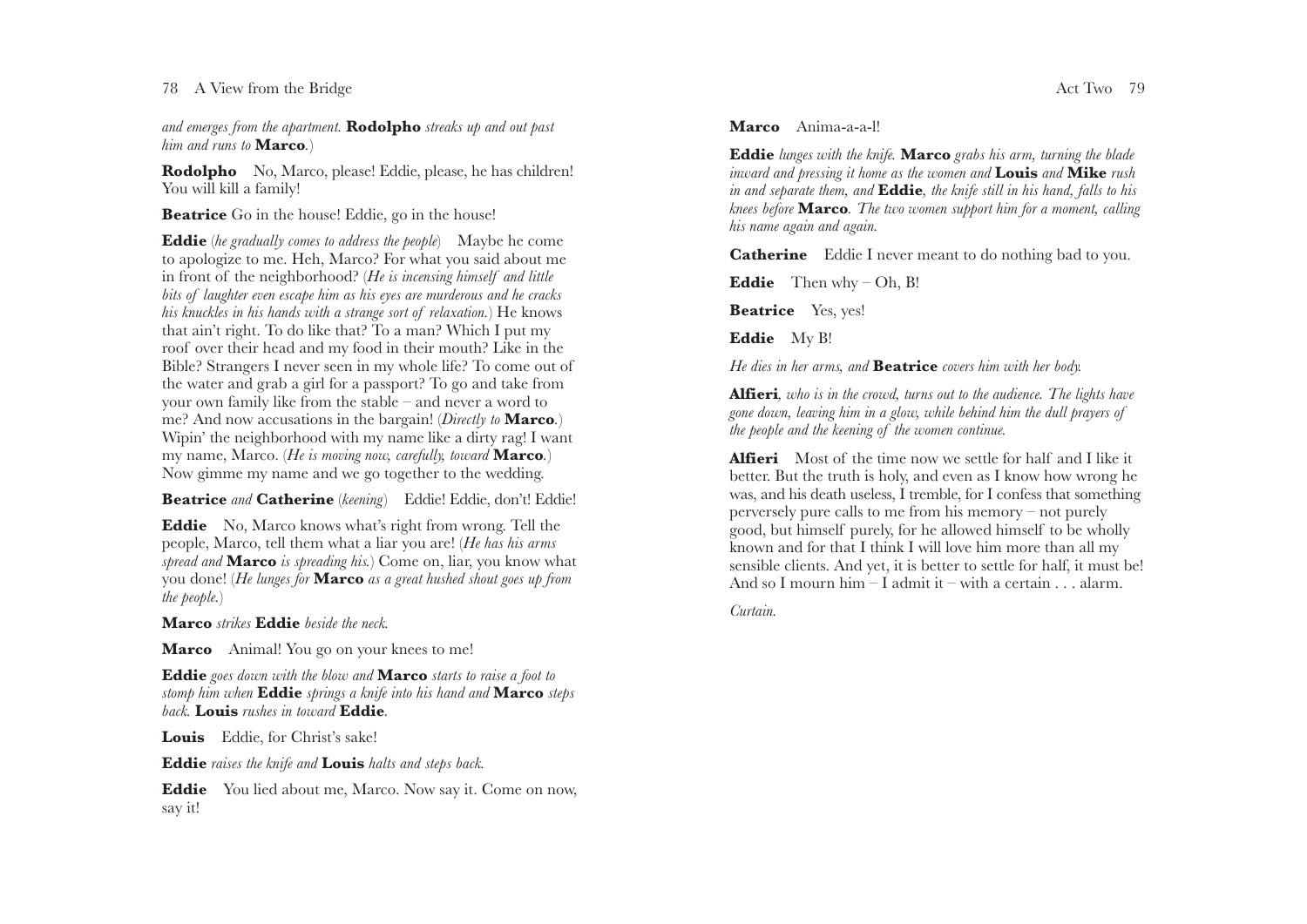*and emerges from the apartment.* **Rodolpho** *streaks up and out past him and runs to* **Marco**.)

**Rodolpho** No, Marco, please! Eddie, please, he has children! You will kill a family!

**Beatrice** Go in the house! Eddie, go in the house!

**Eddie** (*he gradually comes to address the people*) Maybe he come to apologize to me. Heh, Marco? For what you said about me in front of the neighborhood? (*He is incensing himself and little bits of laughter even escape him as his eyes are murderous and he cracks his knuckles in his hands with a strange sort of relaxation.*) He knows that ain't right. To do like that? To a man? Which I put my roof over their head and my food in their mouth? Like in the Bible? Strangers I never seen in my whole life? To come out of the water and grab a girl for a passport? To go and take from your own family like from the stable – and never a word to me? And now accusations in the bargain! (*Directly to* **Marco**.) Wipin' the neighborhood with my name like a dirty rag! I want my name, Marco. (*He is moving now, carefully, toward* **Marco**.) Now gimme my name and we go together to the wedding.

**Beatrice** *and* **Catherine** (*keening*) Eddie! Eddie, don't! Eddie!

**Eddie** No, Marco knows what's right from wrong. Tell the people, Marco, tell them what a liar you are! (*He has his arms spread and* **Marco** *is spreading his.*) Come on, liar, you know what you done! (*He lunges for* **Marco** *as a great hushed shout goes up from the people.*)

**Marco** *strikes* **Eddie** *beside the neck.*

**Marco** Animal! You go on your knees to me!

**Eddie** *goes down with the blow and* **Marco** *starts to raise a foot to stomp him when* **Eddie** *springs a knife into his hand and* **Marco** *steps back.* **Louis** *rushes in toward* **Eddie**.

**Louis** Eddie, for Christ's sake!

**Eddie** *raises the knife and* **Louis** *halts and steps back.*

**Eddie** You lied about me, Marco. Now say it. Come on now, say it!

**Marco** Anima-a-a-l!

**Eddie** *lunges with the knife.* **Marco** *grabs his arm, turning the blade inward and pressing it home as the women and* **Louis** *and* **Mike** *rush in and separate them, and* **Eddie**, *the knife still in his hand, falls to his knees before* **Marco**. *The two women support him for a moment, calling his name again and again.*

**Catherine** Eddie I never meant to do nothing bad to you.

**Eddie** Then why – Oh, B!

**Beatrice** Yes, yes!

**Eddie** My B!

*He dies in her arms, and* **Beatrice** *covers him with her body.*

**Alfieri**, *who is in the crowd, turns out to the audience. The lights have gone down, leaving him in a glow, while behind him the dull prayers of the people and the keening of the women continue.*

**Alfieri** Most of the time now we settle for half and I like it better. But the truth is holy, and even as I know how wrong he was, and his death useless, I tremble, for I confess that something perversely pure calls to me from his memory – not purely good, but himself purely, for he allowed himself to be wholly known and for that I think I will love him more than all my sensible clients. And yet, it is better to settle for half, it must be! And so I mourn him – I admit it – with a certain . . . alarm.

*Curtain.*